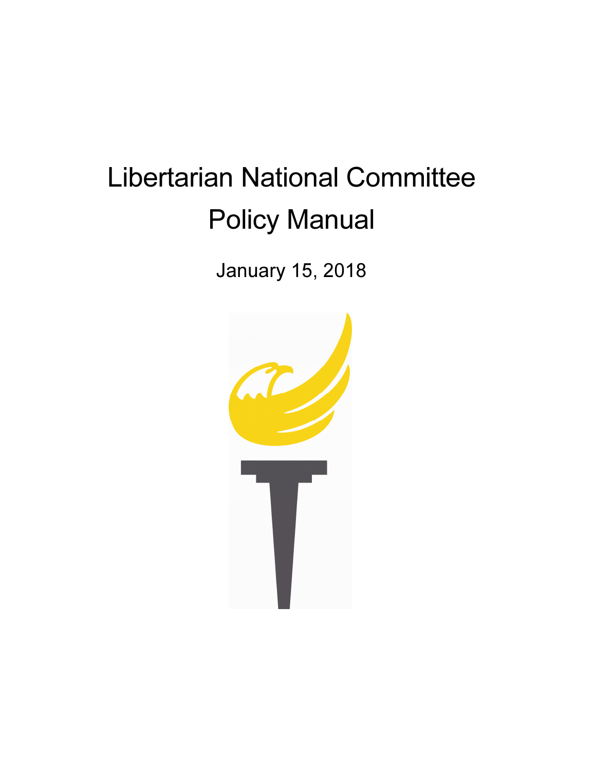# Libertarian National Committee Policy Manual

January 15, 2018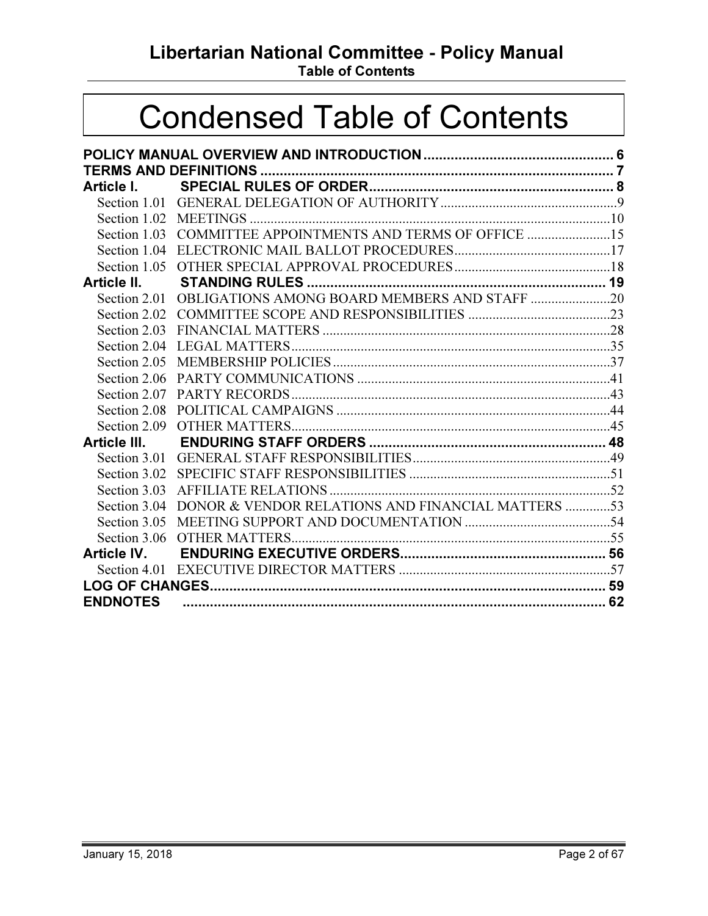# Condensed Table of Contents

**POLICY MANUAL OVERVIEW AND INTRODUCTION** ........ 6
**TERMS AND DEFINITIONS** ........ 7
**Article I. SPECIAL RULES OF ORDER** ........ 8
- Section 1.01 GENERAL DELEGATION OF AUTHORITY ........ 9
- Section 1.02 MEETINGS ........ 10
- Section 1.03 COMMITTEE APPOINTMENTS AND TERMS OF OFFICE ........ 15
- Section 1.04 ELECTRONIC MAIL BALLOT PROCEDURES ........ 17
- Section 1.05 OTHER SPECIAL APPROVAL PROCEDURES ........ 18

**Article II. STANDING RULES** ........ 19
- Section 2.01 OBLIGATIONS AMONG BOARD MEMBERS AND STAFF ........ 20
- Section 2.02 COMMITTEE SCOPE AND RESPONSIBILITIES ........ 23
- Section 2.03 FINANCIAL MATTERS ........ 28
- Section 2.04 LEGAL MATTERS ........ 35
- Section 2.05 MEMBERSHIP POLICIES ........ 37
- Section 2.06 PARTY COMMUNICATIONS ........ 41
- Section 2.07 PARTY RECORDS ........ 43
- Section 2.08 POLITICAL CAMPAIGNS ........ 44
- Section 2.09 OTHER MATTERS ........ 45

**Article III. ENDURING STAFF ORDERS** ........ 48
- Section 3.01 GENERAL STAFF RESPONSIBILITIES ........ 49
- Section 3.02 SPECIFIC STAFF RESPONSIBILITIES ........ 51
- Section 3.03 AFFILIATE RELATIONS ........ 52
- Section 3.04 DONOR & VENDOR RELATIONS AND FINANCIAL MATTERS ........ 53
- Section 3.05 MEETING SUPPORT AND DOCUMENTATION ........ 54
- Section 3.06 OTHER MATTERS ........ 55

**Article IV. ENDURING EXECUTIVE ORDERS** ........ 56
- Section 4.01 EXECUTIVE DIRECTOR MATTERS ........ 57

**LOG OF CHANGES** ........ 59
**ENDNOTES** ........ 62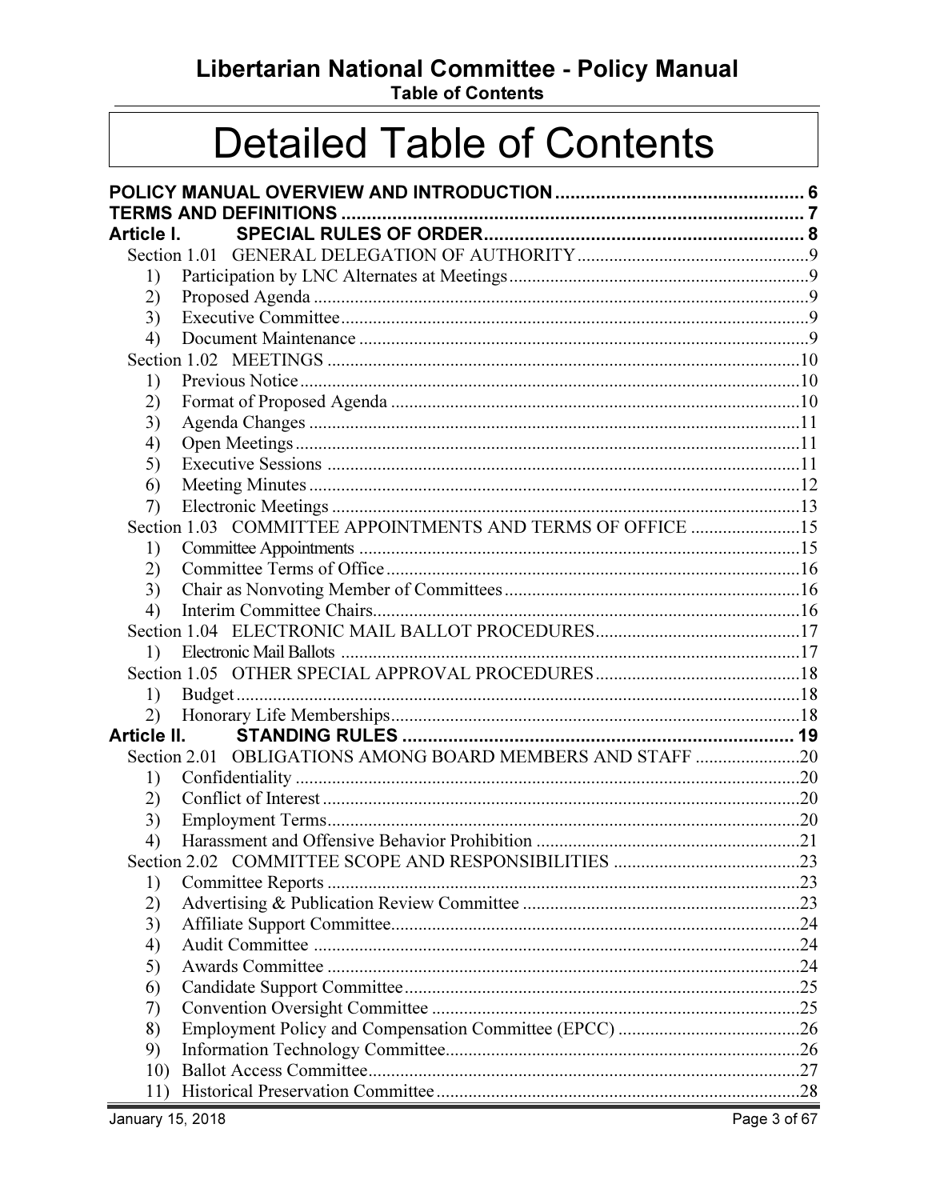# Detailed Table of Contents

**POLICY MANUAL OVERVIEW AND INTRODUCTION** .......... 6
**TERMS AND DEFINITIONS** .......... 7
**Article I. SPECIAL RULES OF ORDER** .......... 8

- Section 1.01 GENERAL DELEGATION OF AUTHORITY .......... 9
  - 1) Participation by LNC Alternates at Meetings .......... 9
  - 2) Proposed Agenda .......... 9
  - 3) Executive Committee .......... 9
  - 4) Document Maintenance .......... 9
- Section 1.02 MEETINGS .......... 10
  - 1) Previous Notice .......... 10
  - 2) Format of Proposed Agenda .......... 10
  - 3) Agenda Changes .......... 11
  - 4) Open Meetings .......... 11
  - 5) Executive Sessions .......... 11
  - 6) Meeting Minutes .......... 12
  - 7) Electronic Meetings .......... 13
- Section 1.03 COMMITTEE APPOINTMENTS AND TERMS OF OFFICE .......... 15
  - 1) Committee Appointments .......... 15
  - 2) Committee Terms of Office .......... 16
  - 3) Chair as Nonvoting Member of Committees .......... 16
  - 4) Interim Committee Chairs .......... 16
- Section 1.04 ELECTRONIC MAIL BALLOT PROCEDURES .......... 17
  - 1) Electronic Mail Ballots .......... 17
- Section 1.05 OTHER SPECIAL APPROVAL PROCEDURES .......... 18
  - 1) Budget .......... 18
  - 2) Honorary Life Memberships .......... 18

**Article II. STANDING RULES** .......... 19

- Section 2.01 OBLIGATIONS AMONG BOARD MEMBERS AND STAFF .......... 20
  - 1) Confidentiality .......... 20
  - 2) Conflict of Interest .......... 20
  - 3) Employment Terms .......... 20
  - 4) Harassment and Offensive Behavior Prohibition .......... 21
- Section 2.02 COMMITTEE SCOPE AND RESPONSIBILITIES .......... 23
  - 1) Committee Reports .......... 23
  - 2) Advertising & Publication Review Committee .......... 23
  - 3) Affiliate Support Committee .......... 24
  - 4) Audit Committee .......... 24
  - 5) Awards Committee .......... 24
  - 6) Candidate Support Committee .......... 25
  - 7) Convention Oversight Committee .......... 25
  - 8) Employment Policy and Compensation Committee (EPCC) .......... 26
  - 9) Information Technology Committee .......... 26
  - 10) Ballot Access Committee .......... 27
  - 11) Historical Preservation Committee .......... 28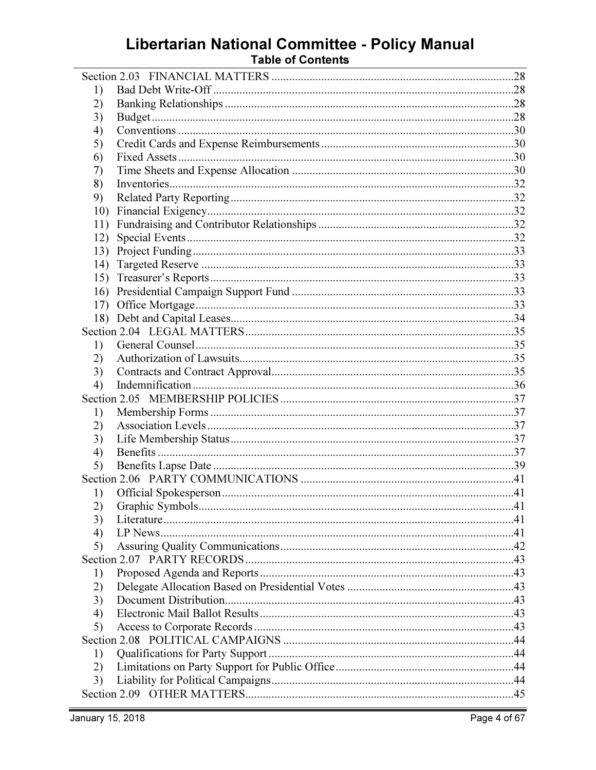## Table of Contents

Section 2.03 FINANCIAL MATTERS ....................................................................................28
1) Bad Debt Write-Off ....................................................................................................28
2) Banking Relationships ...............................................................................................28
3) Budget ........................................................................................................................28
4) Conventions ...............................................................................................................30
5) Credit Cards and Expense Reimbursements ...............................................................30
6) Fixed Assets ...............................................................................................................30
7) Time Sheets and Expense Allocation .........................................................................30
8) Inventories..................................................................................................................32
9) Related Party Reporting .............................................................................................32
10) Financial Exigency.....................................................................................................32
11) Fundraising and Contributor Relationships ...............................................................32
12) Special Events ............................................................................................................32
13) Project Funding ..........................................................................................................33
14) Targeted Reserve .......................................................................................................33
15) Treasurer's Reports ....................................................................................................33
16) Presidential Campaign Support Fund .........................................................................33
17) Office Mortgage .........................................................................................................33
18) Debt and Capital Leases.............................................................................................34

Section 2.04 LEGAL MATTERS .........................................................................................35
1) General Counsel .........................................................................................................35
2) Authorization of Lawsuits..........................................................................................35
3) Contracts and Contract Approval................................................................................35
4) Indemnification ..........................................................................................................36

Section 2.05 MEMBERSHIP POLICIES ..............................................................................37
1) Membership Forms .....................................................................................................37
2) Association Levels .....................................................................................................37
3) Life Membership Status .............................................................................................37
4) Benefits ......................................................................................................................37
5) Benefits Lapse Date ...................................................................................................39

Section 2.06 PARTY COMMUNICATIONS .......................................................................41
1) Official Spokesperson ................................................................................................41
2) Graphic Symbols.........................................................................................................41
3) Literature....................................................................................................................41
4) LP News.....................................................................................................................41
5) Assuring Quality Communications.............................................................................42

Section 2.07 PARTY RECORDS .........................................................................................43
1) Proposed Agenda and Reports ...................................................................................43
2) Delegate Allocation Based on Presidential Votes .......................................................43
3) Document Distribution................................................................................................43
4) Electronic Mail Ballot Results ...................................................................................43
5) Access to Corporate Records .....................................................................................43

Section 2.08 POLITICAL CAMPAIGNS ............................................................................44
1) Qualifications for Party Support ................................................................................44
2) Limitations on Party Support for Public Office ..........................................................44
3) Liability for Political Campaigns................................................................................44

Section 2.09 OTHER MATTERS.........................................................................................45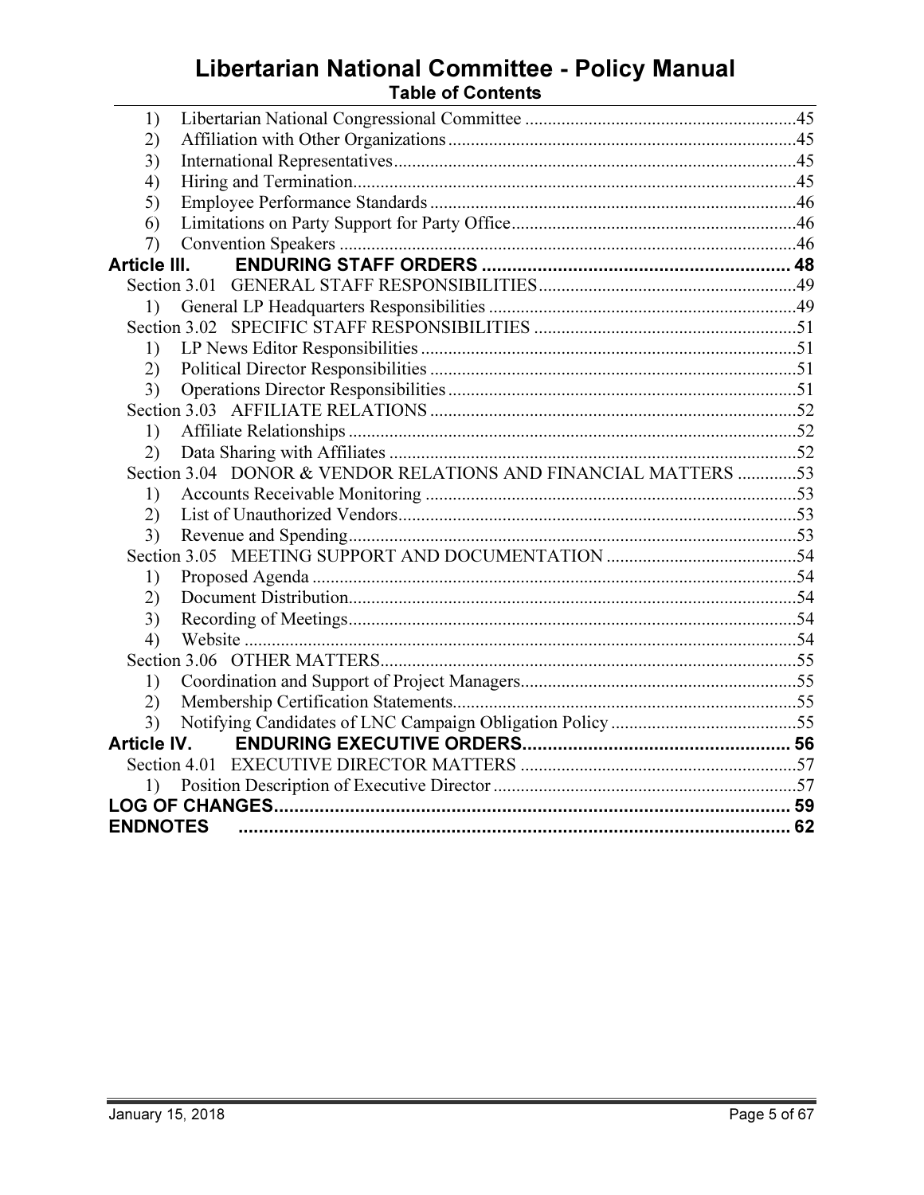# Libertarian National Committee - Policy Manual

## Table of Contents

1) Libertarian National Congressional Committee ............................................................45
2) Affiliation with Other Organizations ............................................................................45
3) International Representatives.........................................................................................45
4) Hiring and Termination..................................................................................................45
5) Employee Performance Standards .................................................................................46
6) Limitations on Party Support for Party Office...............................................................46
7) Convention Speakers .....................................................................................................46

**Article III. ENDURING STAFF ORDERS ............................................................. 48**

Section 3.01 GENERAL STAFF RESPONSIBILITIES.........................................................49

1) General LP Headquarters Responsibilities ....................................................................49

Section 3.02 SPECIFIC STAFF RESPONSIBILITIES ..........................................................51

1) LP News Editor Responsibilities ...................................................................................51
2) Political Director Responsibilities .................................................................................51
3) Operations Director Responsibilities .............................................................................51

Section 3.03 AFFILIATE RELATIONS .................................................................................52

1) Affiliate Relationships ...................................................................................................52
2) Data Sharing with Affiliates ..........................................................................................52

Section 3.04 DONOR & VENDOR RELATIONS AND FINANCIAL MATTERS .............53

1) Accounts Receivable Monitoring ..................................................................................53
2) List of Unauthorized Vendors........................................................................................53
3) Revenue and Spending...................................................................................................53

Section 3.05 MEETING SUPPORT AND DOCUMENTATION ..........................................54

1) Proposed Agenda ...........................................................................................................54
2) Document Distribution...................................................................................................54
3) Recording of Meetings...................................................................................................54
4) Website ..........................................................................................................................54

Section 3.06 OTHER MATTERS............................................................................................55

1) Coordination and Support of Project Managers.............................................................55
2) Membership Certification Statements............................................................................55
3) Notifying Candidates of LNC Campaign Obligation Policy .........................................55

**Article IV. ENDURING EXECUTIVE ORDERS...................................................... 56**

Section 4.01 EXECUTIVE DIRECTOR MATTERS .............................................................57

1) Position Description of Executive Director ...................................................................57

**LOG OF CHANGES...................................................................................................... 59**

**ENDNOTES ............................................................................................................. 62**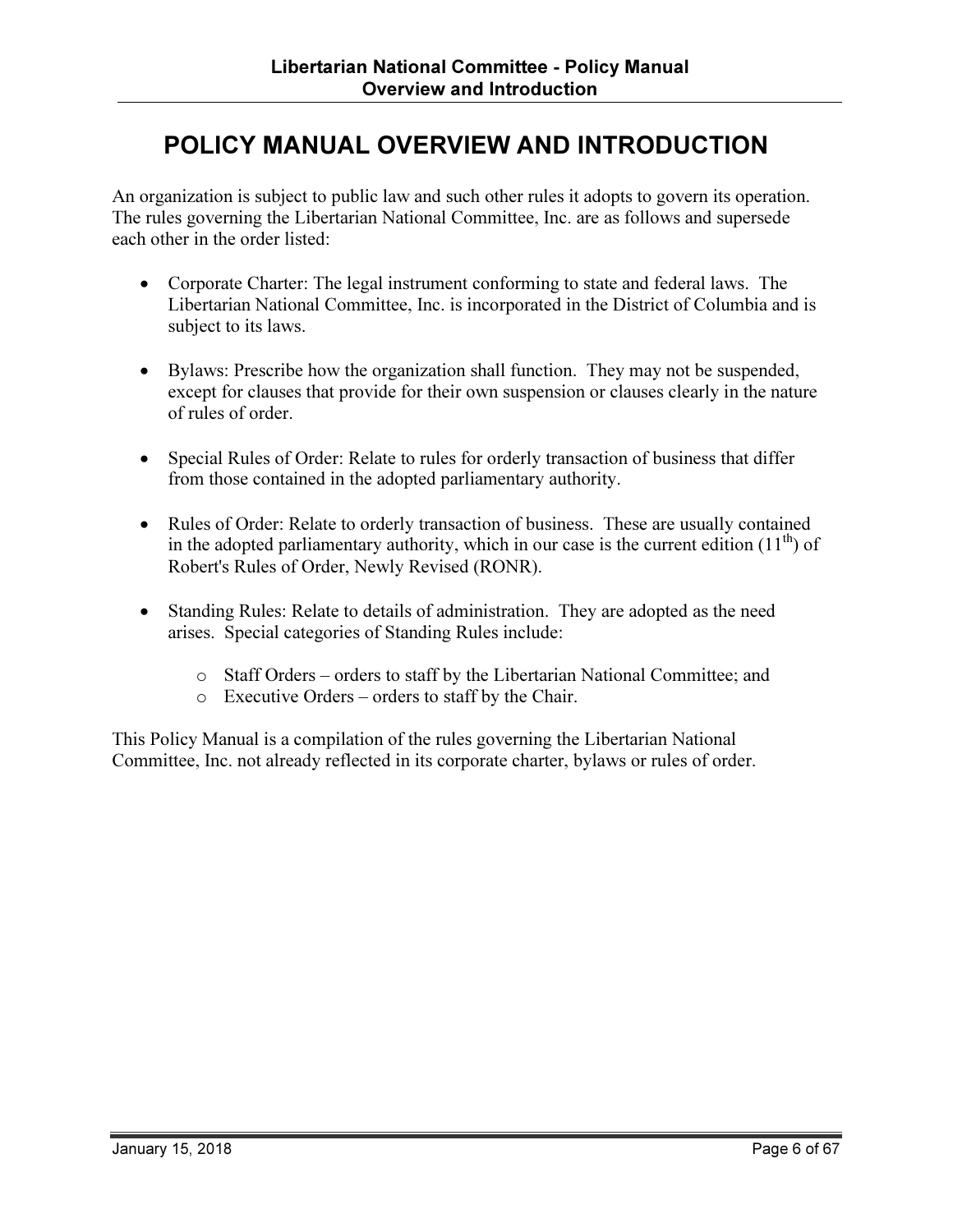# POLICY MANUAL OVERVIEW AND INTRODUCTION

An organization is subject to public law and such other rules it adopts to govern its operation. The rules governing the Libertarian National Committee, Inc. are as follows and supersede each other in the order listed:

- Corporate Charter: The legal instrument conforming to state and federal laws. The Libertarian National Committee, Inc. is incorporated in the District of Columbia and is subject to its laws.

- Bylaws: Prescribe how the organization shall function. They may not be suspended, except for clauses that provide for their own suspension or clauses clearly in the nature of rules of order.

- Special Rules of Order: Relate to rules for orderly transaction of business that differ from those contained in the adopted parliamentary authority.

- Rules of Order: Relate to orderly transaction of business. These are usually contained in the adopted parliamentary authority, which in our case is the current edition (11th) of Robert's Rules of Order, Newly Revised (RONR).

- Standing Rules: Relate to details of administration. They are adopted as the need arises. Special categories of Standing Rules include:
  - Staff Orders – orders to staff by the Libertarian National Committee; and
  - Executive Orders – orders to staff by the Chair.

This Policy Manual is a compilation of the rules governing the Libertarian National Committee, Inc. not already reflected in its corporate charter, bylaws or rules of order.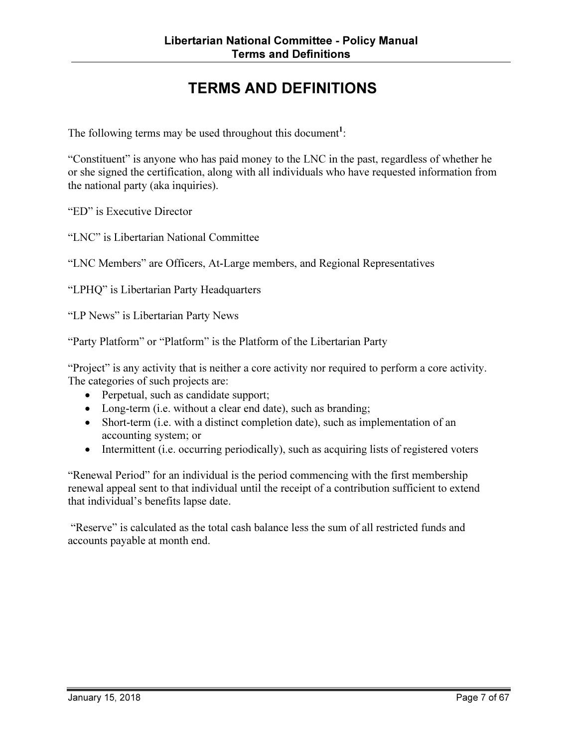# TERMS AND DEFINITIONS

The following terms may be used throughout this document[1]:

"Constituent" is anyone who has paid money to the LNC in the past, regardless of whether he or she signed the certification, along with all individuals who have requested information from the national party (aka inquiries).

"ED" is Executive Director

"LNC" is Libertarian National Committee

"LNC Members" are Officers, At-Large members, and Regional Representatives

"LPHQ" is Libertarian Party Headquarters

"LP News" is Libertarian Party News

"Party Platform" or "Platform" is the Platform of the Libertarian Party

"Project" is any activity that is neither a core activity nor required to perform a core activity. The categories of such projects are:

- Perpetual, such as candidate support;
- Long-term (i.e. without a clear end date), such as branding;
- Short-term (i.e. with a distinct completion date), such as implementation of an accounting system; or
- Intermittent (i.e. occurring periodically), such as acquiring lists of registered voters

"Renewal Period" for an individual is the period commencing with the first membership renewal appeal sent to that individual until the receipt of a contribution sufficient to extend that individual's benefits lapse date.

"Reserve" is calculated as the total cash balance less the sum of all restricted funds and accounts payable at month end.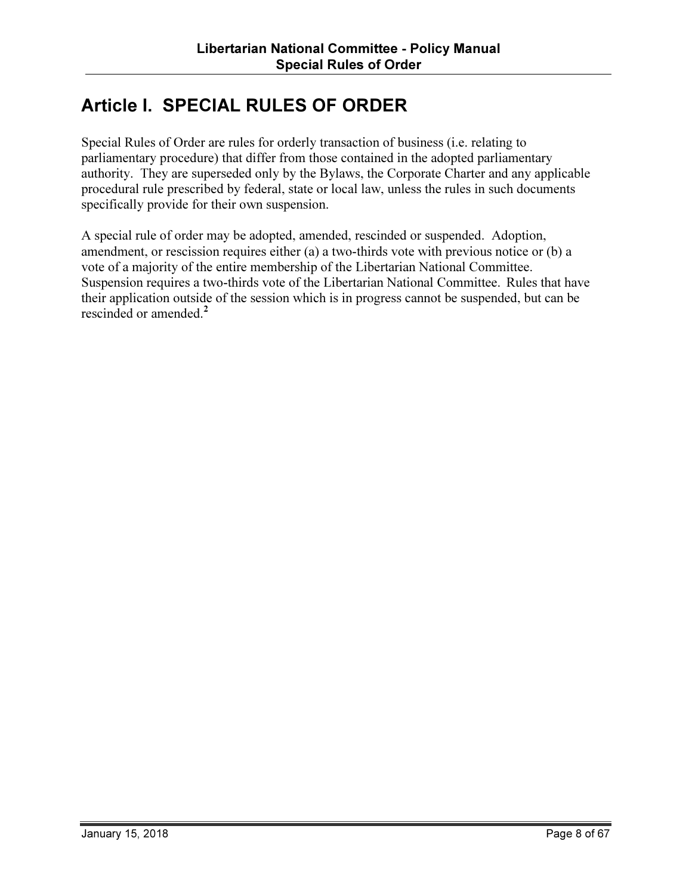# Article I. SPECIAL RULES OF ORDER

Special Rules of Order are rules for orderly transaction of business (i.e. relating to parliamentary procedure) that differ from those contained in the adopted parliamentary authority. They are superseded only by the Bylaws, the Corporate Charter and any applicable procedural rule prescribed by federal, state or local law, unless the rules in such documents specifically provide for their own suspension.

A special rule of order may be adopted, amended, rescinded or suspended. Adoption, amendment, or rescission requires either (a) a two-thirds vote with previous notice or (b) a vote of a majority of the entire membership of the Libertarian National Committee. Suspension requires a two-thirds vote of the Libertarian National Committee. Rules that have their application outside of the session which is in progress cannot be suspended, but can be rescinded or amended.[2]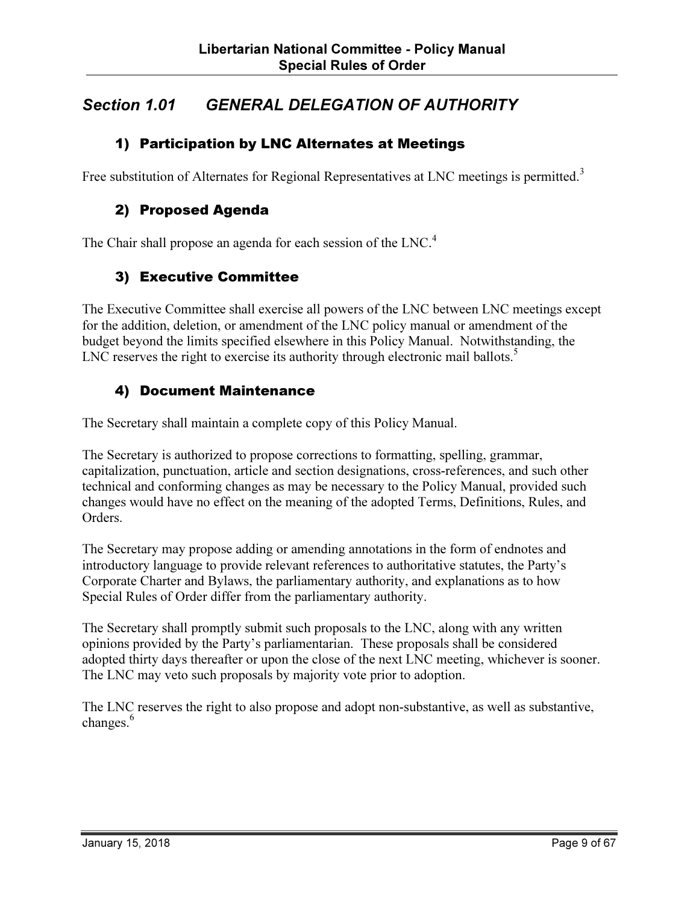## Section 1.01 GENERAL DELEGATION OF AUTHORITY

### 1) Participation by LNC Alternates at Meetings

Free substitution of Alternates for Regional Representatives at LNC meetings is permitted.[3]

### 2) Proposed Agenda

The Chair shall propose an agenda for each session of the LNC.[4]

### 3) Executive Committee

The Executive Committee shall exercise all powers of the LNC between LNC meetings except for the addition, deletion, or amendment of the LNC policy manual or amendment of the budget beyond the limits specified elsewhere in this Policy Manual. Notwithstanding, the LNC reserves the right to exercise its authority through electronic mail ballots.[5]

### 4) Document Maintenance

The Secretary shall maintain a complete copy of this Policy Manual.

The Secretary is authorized to propose corrections to formatting, spelling, grammar, capitalization, punctuation, article and section designations, cross-references, and such other technical and conforming changes as may be necessary to the Policy Manual, provided such changes would have no effect on the meaning of the adopted Terms, Definitions, Rules, and Orders.

The Secretary may propose adding or amending annotations in the form of endnotes and introductory language to provide relevant references to authoritative statutes, the Party's Corporate Charter and Bylaws, the parliamentary authority, and explanations as to how Special Rules of Order differ from the parliamentary authority.

The Secretary shall promptly submit such proposals to the LNC, along with any written opinions provided by the Party's parliamentarian. These proposals shall be considered adopted thirty days thereafter or upon the close of the next LNC meeting, whichever is sooner. The LNC may veto such proposals by majority vote prior to adoption.

The LNC reserves the right to also propose and adopt non-substantive, as well as substantive, changes.[6]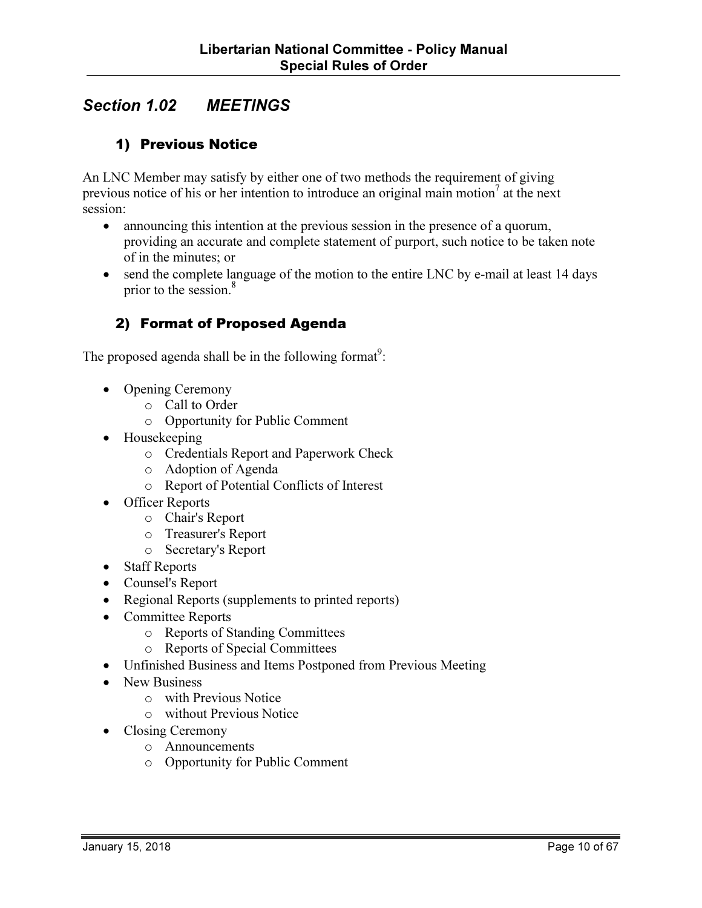## Section 1.02 MEETINGS

### 1) Previous Notice

An LNC Member may satisfy by either one of two methods the requirement of giving previous notice of his or her intention to introduce an original main motion[7] at the next session:

- announcing this intention at the previous session in the presence of a quorum, providing an accurate and complete statement of purport, such notice to be taken note of in the minutes; or
- send the complete language of the motion to the entire LNC by e-mail at least 14 days prior to the session.[8]

### 2) Format of Proposed Agenda

The proposed agenda shall be in the following format[9]:

- Opening Ceremony
  - Call to Order
  - Opportunity for Public Comment
- Housekeeping
  - Credentials Report and Paperwork Check
  - Adoption of Agenda
  - Report of Potential Conflicts of Interest
- Officer Reports
  - Chair's Report
  - Treasurer's Report
  - Secretary's Report
- Staff Reports
- Counsel's Report
- Regional Reports (supplements to printed reports)
- Committee Reports
  - Reports of Standing Committees
  - Reports of Special Committees
- Unfinished Business and Items Postponed from Previous Meeting
- New Business
  - with Previous Notice
  - without Previous Notice
- Closing Ceremony
  - Announcements
  - Opportunity for Public Comment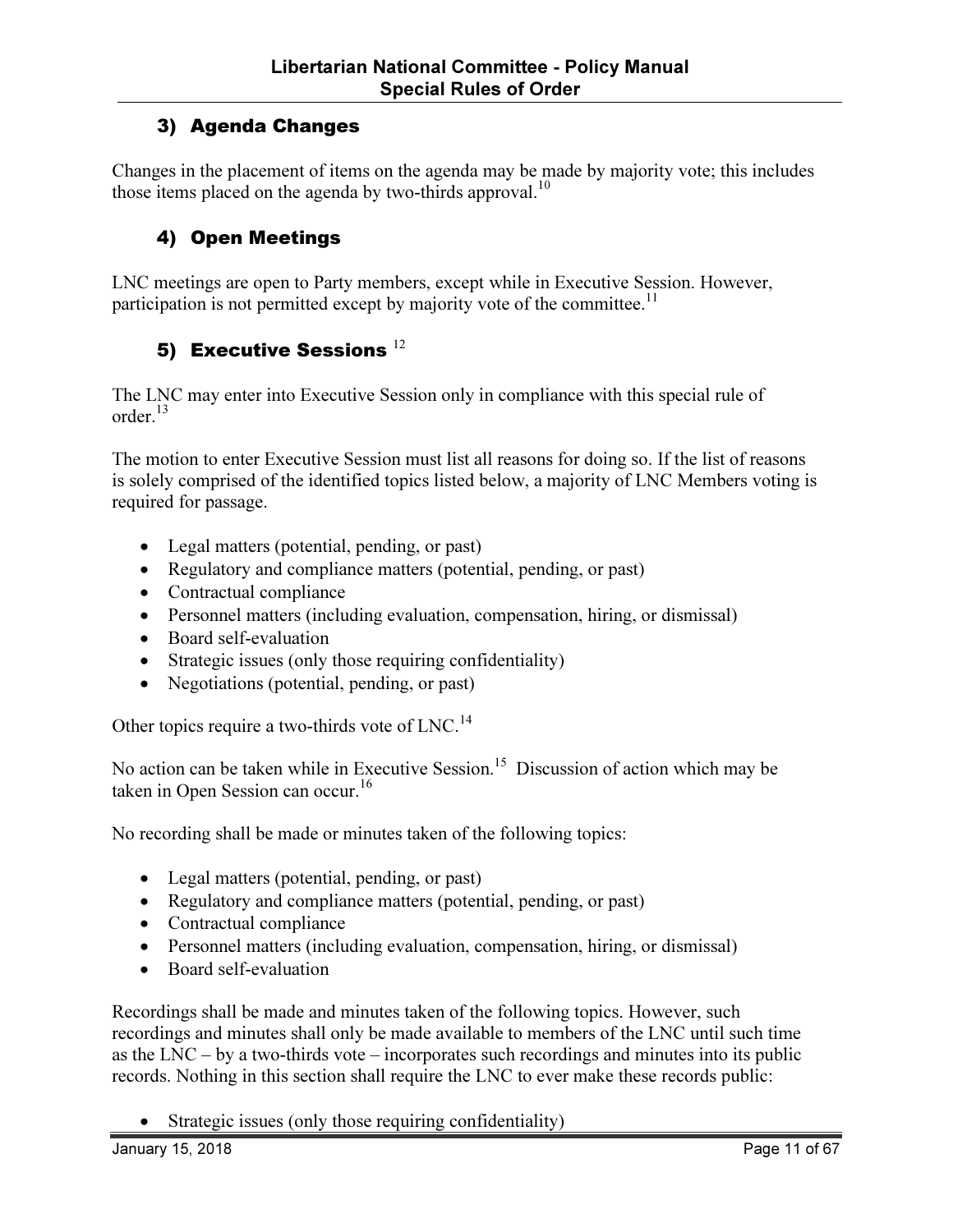## 3) Agenda Changes

Changes in the placement of items on the agenda may be made by majority vote; this includes those items placed on the agenda by two-thirds approval.[10]

## 4) Open Meetings

LNC meetings are open to Party members, except while in Executive Session. However, participation is not permitted except by majority vote of the committee.[11]

## 5) Executive Sessions [12]

The LNC may enter into Executive Session only in compliance with this special rule of order.[13]

The motion to enter Executive Session must list all reasons for doing so. If the list of reasons is solely comprised of the identified topics listed below, a majority of LNC Members voting is required for passage.

- Legal matters (potential, pending, or past)
- Regulatory and compliance matters (potential, pending, or past)
- Contractual compliance
- Personnel matters (including evaluation, compensation, hiring, or dismissal)
- Board self-evaluation
- Strategic issues (only those requiring confidentiality)
- Negotiations (potential, pending, or past)

Other topics require a two-thirds vote of LNC.[14]

No action can be taken while in Executive Session.[15] Discussion of action which may be taken in Open Session can occur.[16]

No recording shall be made or minutes taken of the following topics:

- Legal matters (potential, pending, or past)
- Regulatory and compliance matters (potential, pending, or past)
- Contractual compliance
- Personnel matters (including evaluation, compensation, hiring, or dismissal)
- Board self-evaluation

Recordings shall be made and minutes taken of the following topics. However, such recordings and minutes shall only be made available to members of the LNC until such time as the LNC – by a two-thirds vote – incorporates such recordings and minutes into its public records. Nothing in this section shall require the LNC to ever make these records public:

- Strategic issues (only those requiring confidentiality)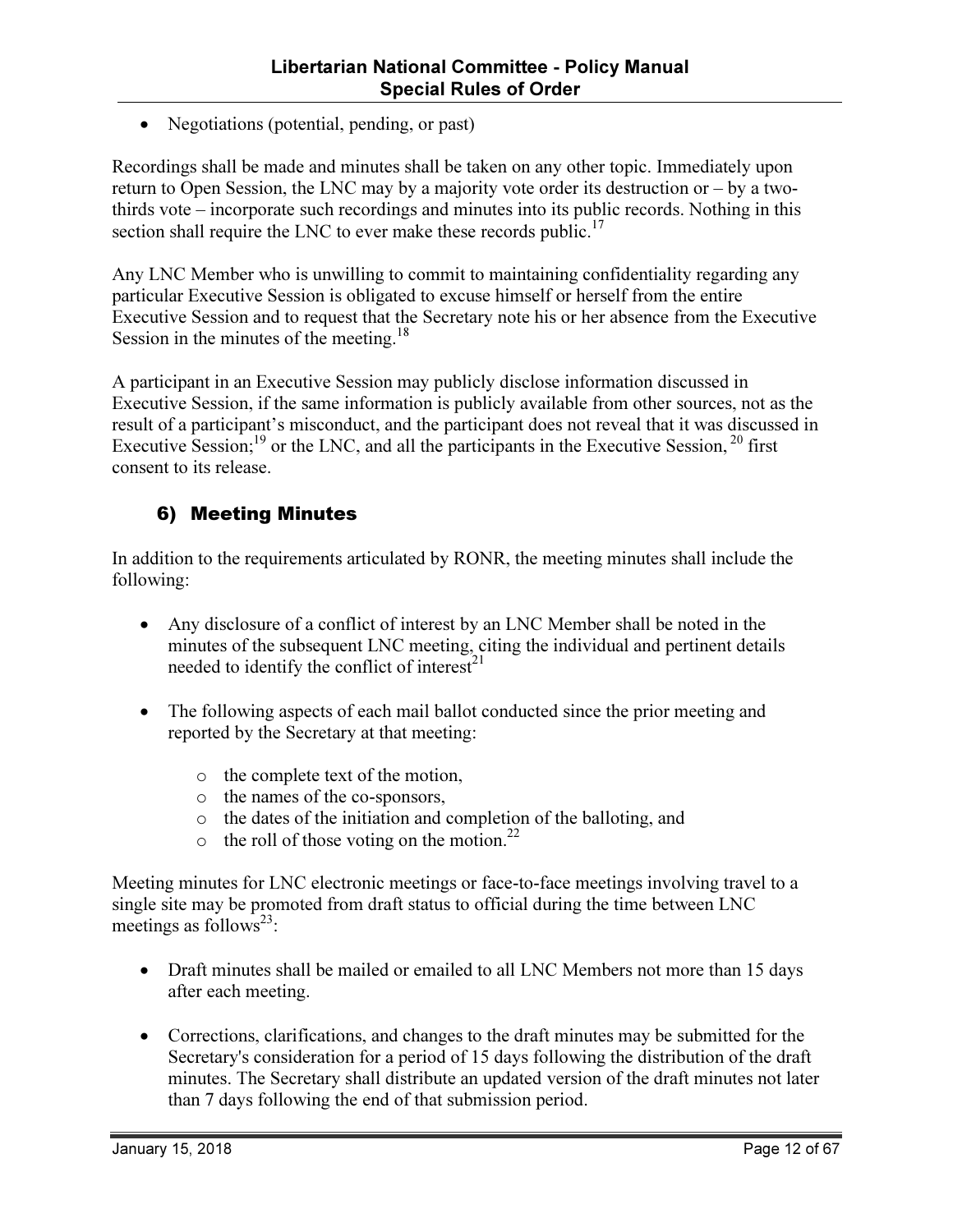- Negotiations (potential, pending, or past)

Recordings shall be made and minutes shall be taken on any other topic. Immediately upon return to Open Session, the LNC may by a majority vote order its destruction or – by a two-thirds vote – incorporate such recordings and minutes into its public records. Nothing in this section shall require the LNC to ever make these records public.[17]

Any LNC Member who is unwilling to commit to maintaining confidentiality regarding any particular Executive Session is obligated to excuse himself or herself from the entire Executive Session and to request that the Secretary note his or her absence from the Executive Session in the minutes of the meeting.[18]

A participant in an Executive Session may publicly disclose information discussed in Executive Session, if the same information is publicly available from other sources, not as the result of a participant's misconduct, and the participant does not reveal that it was discussed in Executive Session;[19] or the LNC, and all the participants in the Executive Session,[20] first consent to its release.

## 6) Meeting Minutes

In addition to the requirements articulated by RONR, the meeting minutes shall include the following:

- Any disclosure of a conflict of interest by an LNC Member shall be noted in the minutes of the subsequent LNC meeting, citing the individual and pertinent details needed to identify the conflict of interest[21]

- The following aspects of each mail ballot conducted since the prior meeting and reported by the Secretary at that meeting:
  - the complete text of the motion,
  - the names of the co-sponsors,
  - the dates of the initiation and completion of the balloting, and
  - the roll of those voting on the motion.[22]

Meeting minutes for LNC electronic meetings or face-to-face meetings involving travel to a single site may be promoted from draft status to official during the time between LNC meetings as follows[23]:

- Draft minutes shall be mailed or emailed to all LNC Members not more than 15 days after each meeting.

- Corrections, clarifications, and changes to the draft minutes may be submitted for the Secretary's consideration for a period of 15 days following the distribution of the draft minutes. The Secretary shall distribute an updated version of the draft minutes not later than 7 days following the end of that submission period.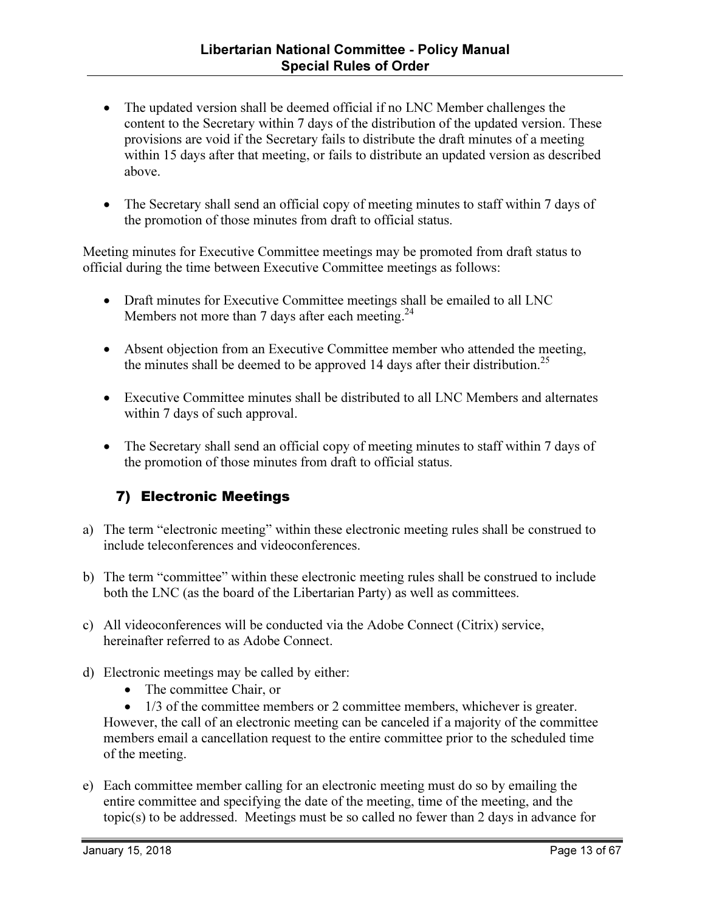- The updated version shall be deemed official if no LNC Member challenges the content to the Secretary within 7 days of the distribution of the updated version. These provisions are void if the Secretary fails to distribute the draft minutes of a meeting within 15 days after that meeting, or fails to distribute an updated version as described above.

- The Secretary shall send an official copy of meeting minutes to staff within 7 days of the promotion of those minutes from draft to official status.

Meeting minutes for Executive Committee meetings may be promoted from draft status to official during the time between Executive Committee meetings as follows:

- Draft minutes for Executive Committee meetings shall be emailed to all LNC Members not more than 7 days after each meeting.[24]

- Absent objection from an Executive Committee member who attended the meeting, the minutes shall be deemed to be approved 14 days after their distribution.[25]

- Executive Committee minutes shall be distributed to all LNC Members and alternates within 7 days of such approval.

- The Secretary shall send an official copy of meeting minutes to staff within 7 days of the promotion of those minutes from draft to official status.

## 7) Electronic Meetings

a) The term "electronic meeting" within these electronic meeting rules shall be construed to include teleconferences and videoconferences.

b) The term "committee" within these electronic meeting rules shall be construed to include both the LNC (as the board of the Libertarian Party) as well as committees.

c) All videoconferences will be conducted via the Adobe Connect (Citrix) service, hereinafter referred to as Adobe Connect.

d) Electronic meetings may be called by either:
   - The committee Chair, or
   - 1/3 of the committee members or 2 committee members, whichever is greater.

   However, the call of an electronic meeting can be canceled if a majority of the committee members email a cancellation request to the entire committee prior to the scheduled time of the meeting.

e) Each committee member calling for an electronic meeting must do so by emailing the entire committee and specifying the date of the meeting, time of the meeting, and the topic(s) to be addressed. Meetings must be so called no fewer than 2 days in advance for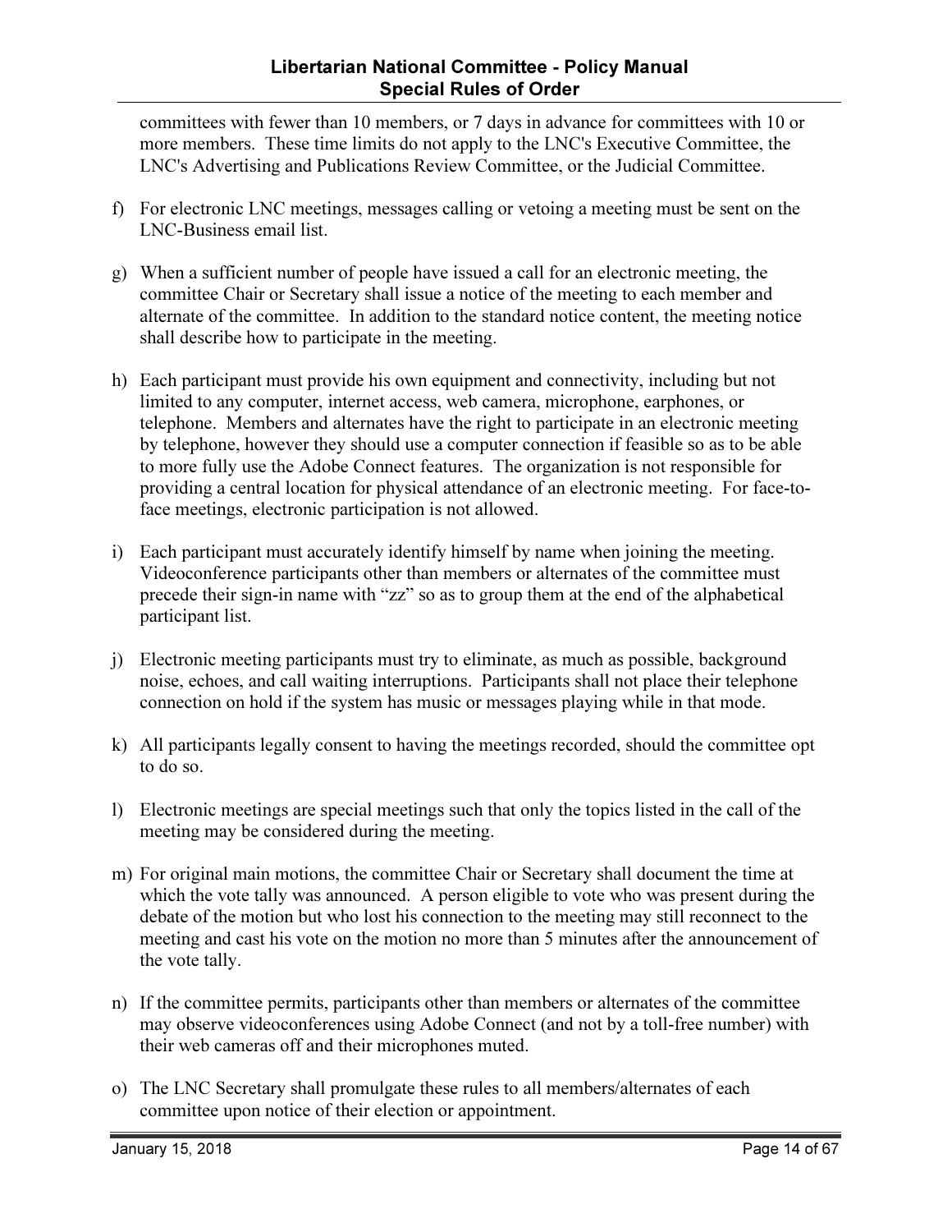committees with fewer than 10 members, or 7 days in advance for committees with 10 or more members. These time limits do not apply to the LNC's Executive Committee, the LNC's Advertising and Publications Review Committee, or the Judicial Committee.

f) For electronic LNC meetings, messages calling or vetoing a meeting must be sent on the LNC-Business email list.

g) When a sufficient number of people have issued a call for an electronic meeting, the committee Chair or Secretary shall issue a notice of the meeting to each member and alternate of the committee. In addition to the standard notice content, the meeting notice shall describe how to participate in the meeting.

h) Each participant must provide his own equipment and connectivity, including but not limited to any computer, internet access, web camera, microphone, earphones, or telephone. Members and alternates have the right to participate in an electronic meeting by telephone, however they should use a computer connection if feasible so as to be able to more fully use the Adobe Connect features. The organization is not responsible for providing a central location for physical attendance of an electronic meeting. For face-to-face meetings, electronic participation is not allowed.

i) Each participant must accurately identify himself by name when joining the meeting. Videoconference participants other than members or alternates of the committee must precede their sign-in name with "zz" so as to group them at the end of the alphabetical participant list.

j) Electronic meeting participants must try to eliminate, as much as possible, background noise, echoes, and call waiting interruptions. Participants shall not place their telephone connection on hold if the system has music or messages playing while in that mode.

k) All participants legally consent to having the meetings recorded, should the committee opt to do so.

l) Electronic meetings are special meetings such that only the topics listed in the call of the meeting may be considered during the meeting.

m) For original main motions, the committee Chair or Secretary shall document the time at which the vote tally was announced. A person eligible to vote who was present during the debate of the motion but who lost his connection to the meeting may still reconnect to the meeting and cast his vote on the motion no more than 5 minutes after the announcement of the vote tally.

n) If the committee permits, participants other than members or alternates of the committee may observe videoconferences using Adobe Connect (and not by a toll-free number) with their web cameras off and their microphones muted.

o) The LNC Secretary shall promulgate these rules to all members/alternates of each committee upon notice of their election or appointment.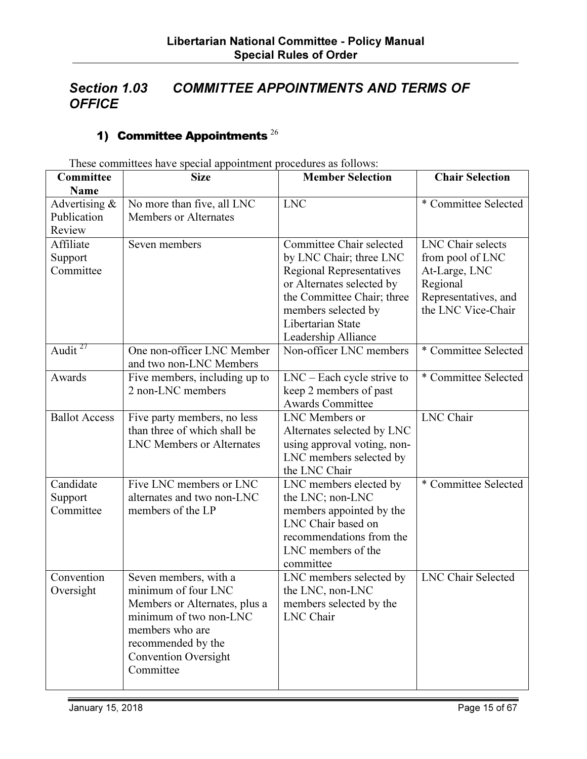## *Section 1.03 COMMITTEE APPOINTMENTS AND TERMS OF OFFICE*

### 1) Committee Appointments [26]

These committees have special appointment procedures as follows:

| Committee Name | Size | Member Selection | Chair Selection |
|---|---|---|---|
| Advertising & Publication Review | No more than five, all LNC Members or Alternates | LNC | * Committee Selected |
| Affiliate Support Committee | Seven members | Committee Chair selected by LNC Chair; three LNC Regional Representatives or Alternates selected by the Committee Chair; three members selected by Libertarian State Leadership Alliance | LNC Chair selects from pool of LNC At-Large, LNC Regional Representatives, and the LNC Vice-Chair |
| Audit [27] | One non-officer LNC Member and two non-LNC Members | Non-officer LNC members | * Committee Selected |
| Awards | Five members, including up to 2 non-LNC members | LNC – Each cycle strive to keep 2 members of past Awards Committee | * Committee Selected |
| Ballot Access | Five party members, no less than three of which shall be LNC Members or Alternates | LNC Members or Alternates selected by LNC using approval voting, non-LNC members selected by the LNC Chair | LNC Chair |
| Candidate Support Committee | Five LNC members or LNC alternates and two non-LNC members of the LP | LNC members elected by the LNC; non-LNC members appointed by the LNC Chair based on recommendations from the LNC members of the committee | * Committee Selected |
| Convention Oversight | Seven members, with a minimum of four LNC Members or Alternates, plus a minimum of two non-LNC members who are recommended by the Convention Oversight Committee | LNC members selected by the LNC, non-LNC members selected by the LNC Chair | LNC Chair Selected |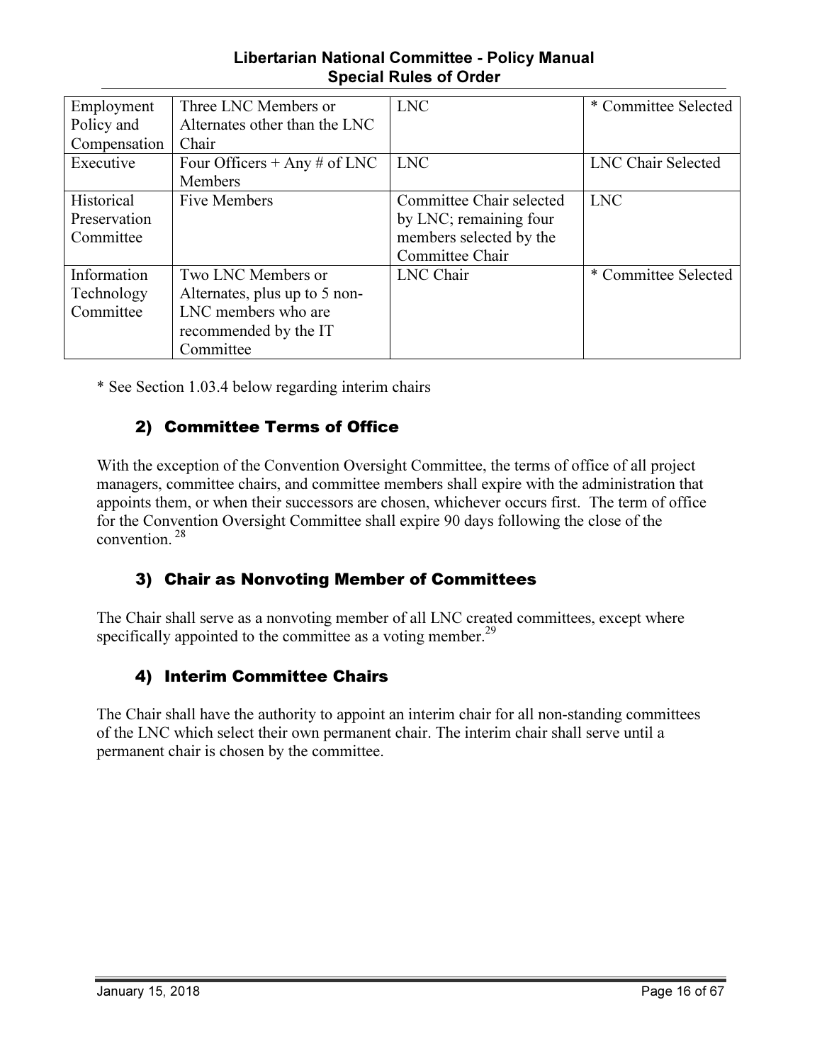| Employment Policy and Compensation | Three LNC Members or Alternates other than the LNC Chair | LNC | * Committee Selected |
|---|---|---|---|
| Executive | Four Officers + Any # of LNC Members | LNC | LNC Chair Selected |
| Historical Preservation Committee | Five Members | Committee Chair selected by LNC; remaining four members selected by the Committee Chair | LNC |
| Information Technology Committee | Two LNC Members or Alternates, plus up to 5 non-LNC members who are recommended by the IT Committee | LNC Chair | * Committee Selected |

* See Section 1.03.4 below regarding interim chairs

### 2) Committee Terms of Office

With the exception of the Convention Oversight Committee, the terms of office of all project managers, committee chairs, and committee members shall expire with the administration that appoints them, or when their successors are chosen, whichever occurs first. The term of office for the Convention Oversight Committee shall expire 90 days following the close of the convention. [28]

### 3) Chair as Nonvoting Member of Committees

The Chair shall serve as a nonvoting member of all LNC created committees, except where specifically appointed to the committee as a voting member.[29]

### 4) Interim Committee Chairs

The Chair shall have the authority to appoint an interim chair for all non-standing committees of the LNC which select their own permanent chair. The interim chair shall serve until a permanent chair is chosen by the committee.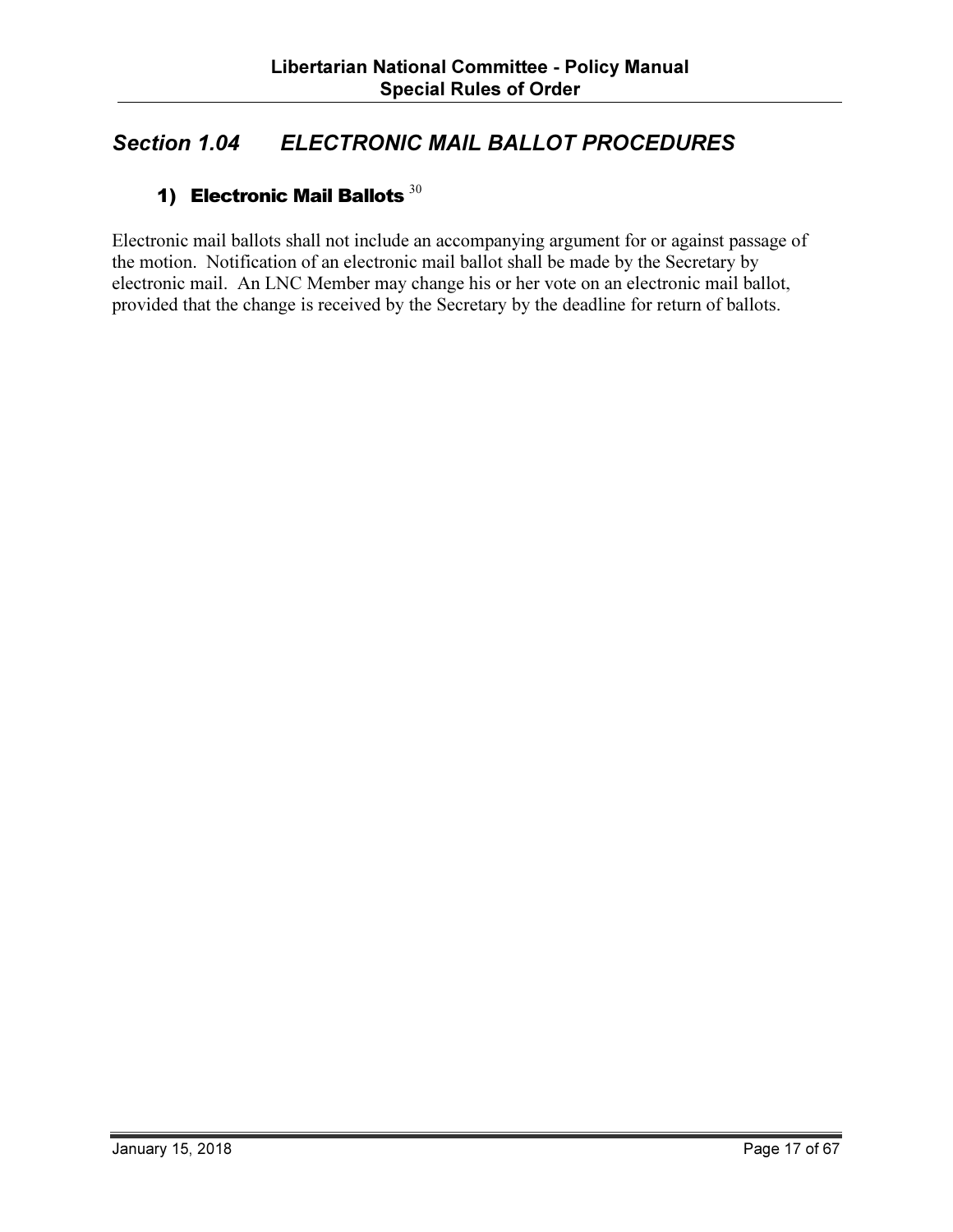## *Section 1.04 ELECTRONIC MAIL BALLOT PROCEDURES*

### 1) Electronic Mail Ballots [30]

Electronic mail ballots shall not include an accompanying argument for or against passage of the motion. Notification of an electronic mail ballot shall be made by the Secretary by electronic mail. An LNC Member may change his or her vote on an electronic mail ballot, provided that the change is received by the Secretary by the deadline for return of ballots.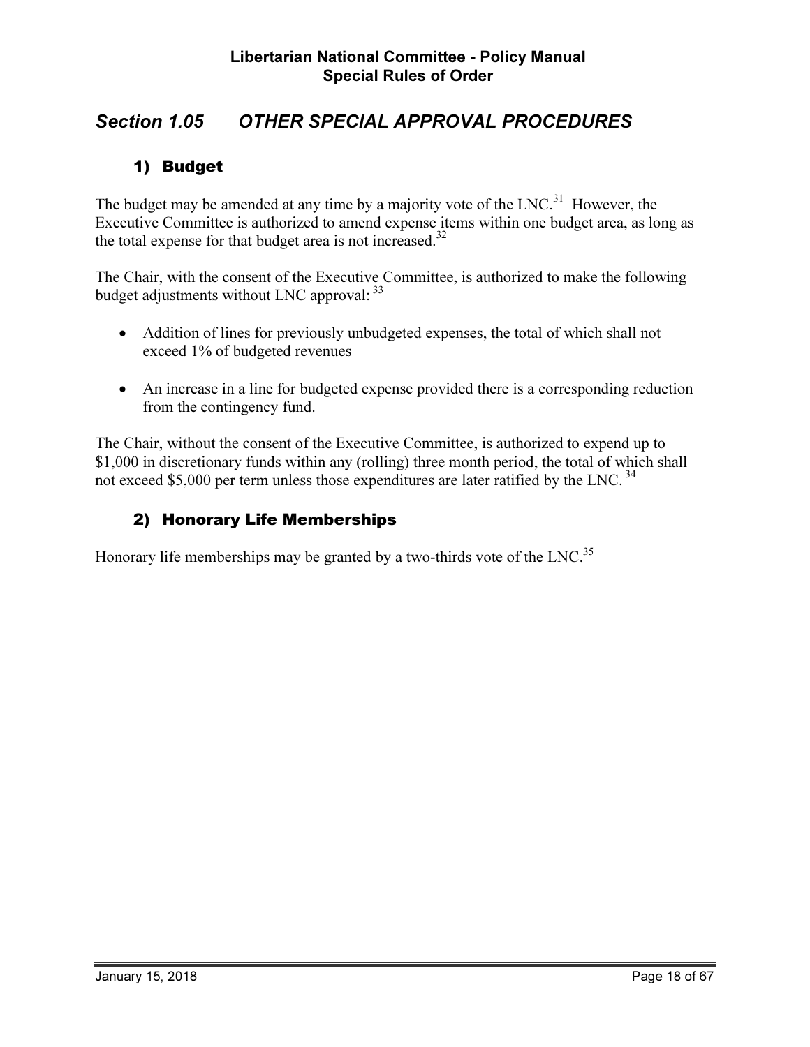## Section 1.05 OTHER SPECIAL APPROVAL PROCEDURES

### 1) Budget

The budget may be amended at any time by a majority vote of the LNC.[31] However, the Executive Committee is authorized to amend expense items within one budget area, as long as the total expense for that budget area is not increased.[32]

The Chair, with the consent of the Executive Committee, is authorized to make the following budget adjustments without LNC approval: [33]

- Addition of lines for previously unbudgeted expenses, the total of which shall not exceed 1% of budgeted revenues
- An increase in a line for budgeted expense provided there is a corresponding reduction from the contingency fund.

The Chair, without the consent of the Executive Committee, is authorized to expend up to $1,000 in discretionary funds within any (rolling) three month period, the total of which shall not exceed $5,000 per term unless those expenditures are later ratified by the LNC. [34]

### 2) Honorary Life Memberships

Honorary life memberships may be granted by a two-thirds vote of the LNC.[35]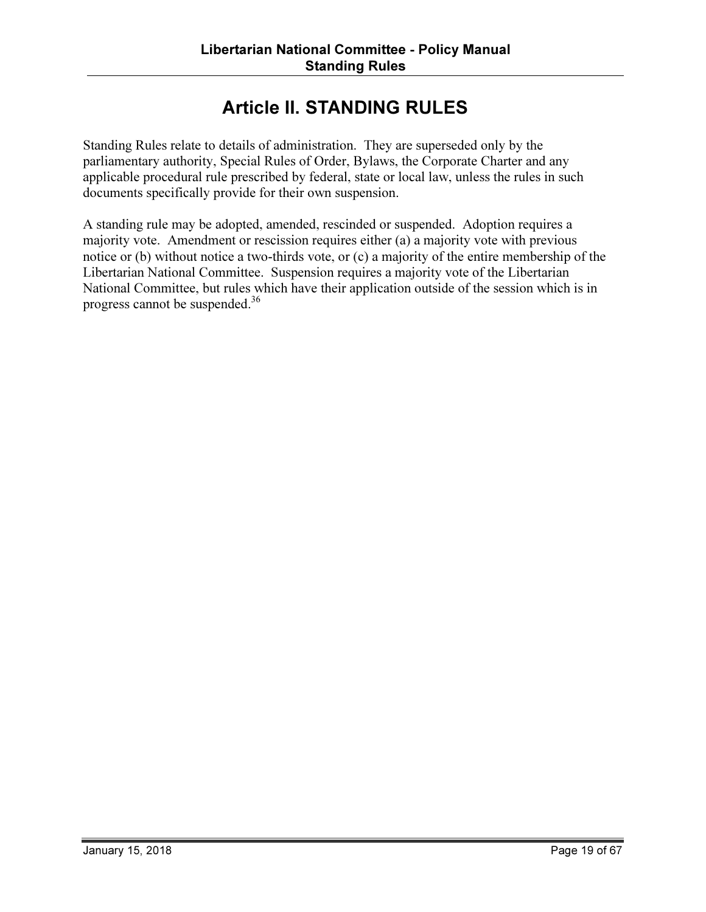# Article II. STANDING RULES

Standing Rules relate to details of administration. They are superseded only by the parliamentary authority, Special Rules of Order, Bylaws, the Corporate Charter and any applicable procedural rule prescribed by federal, state or local law, unless the rules in such documents specifically provide for their own suspension.

A standing rule may be adopted, amended, rescinded or suspended. Adoption requires a majority vote. Amendment or rescission requires either (a) a majority vote with previous notice or (b) without notice a two-thirds vote, or (c) a majority of the entire membership of the Libertarian National Committee. Suspension requires a majority vote of the Libertarian National Committee, but rules which have their application outside of the session which is in progress cannot be suspended.[36]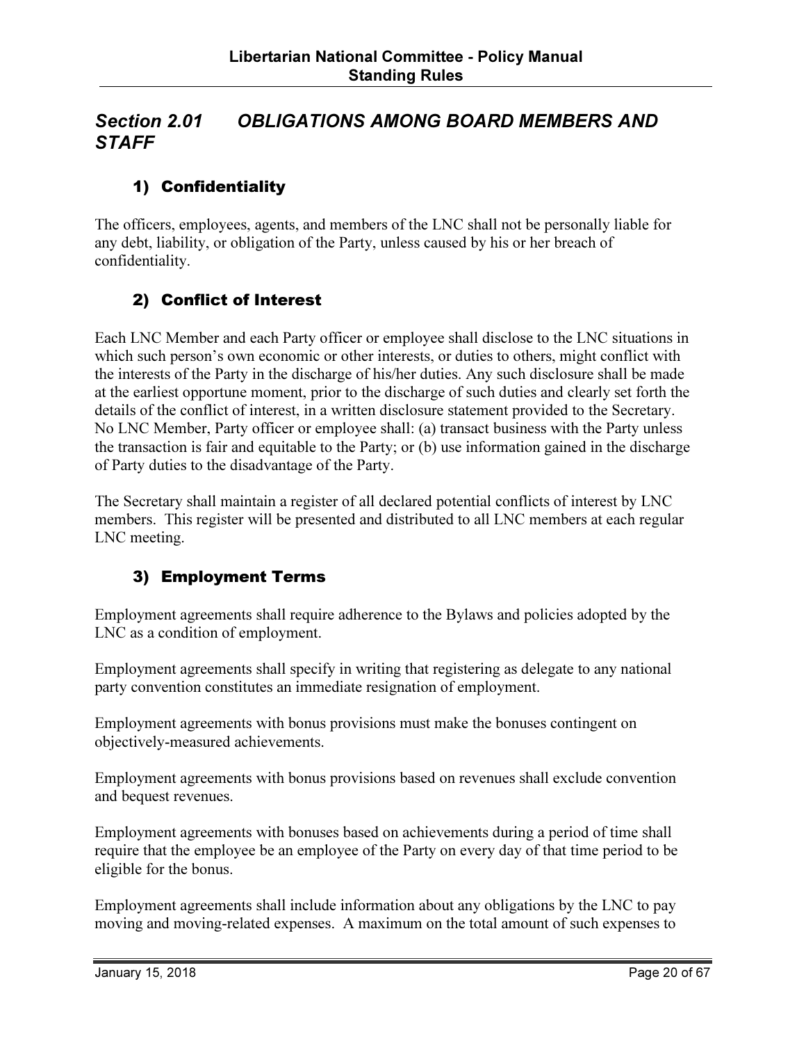## *Section 2.01 OBLIGATIONS AMONG BOARD MEMBERS AND STAFF*

### 1) Confidentiality

The officers, employees, agents, and members of the LNC shall not be personally liable for any debt, liability, or obligation of the Party, unless caused by his or her breach of confidentiality.

### 2) Conflict of Interest

Each LNC Member and each Party officer or employee shall disclose to the LNC situations in which such person's own economic or other interests, or duties to others, might conflict with the interests of the Party in the discharge of his/her duties. Any such disclosure shall be made at the earliest opportune moment, prior to the discharge of such duties and clearly set forth the details of the conflict of interest, in a written disclosure statement provided to the Secretary. No LNC Member, Party officer or employee shall: (a) transact business with the Party unless the transaction is fair and equitable to the Party; or (b) use information gained in the discharge of Party duties to the disadvantage of the Party.

The Secretary shall maintain a register of all declared potential conflicts of interest by LNC members. This register will be presented and distributed to all LNC members at each regular LNC meeting.

### 3) Employment Terms

Employment agreements shall require adherence to the Bylaws and policies adopted by the LNC as a condition of employment.

Employment agreements shall specify in writing that registering as delegate to any national party convention constitutes an immediate resignation of employment.

Employment agreements with bonus provisions must make the bonuses contingent on objectively-measured achievements.

Employment agreements with bonus provisions based on revenues shall exclude convention and bequest revenues.

Employment agreements with bonuses based on achievements during a period of time shall require that the employee be an employee of the Party on every day of that time period to be eligible for the bonus.

Employment agreements shall include information about any obligations by the LNC to pay moving and moving-related expenses. A maximum on the total amount of such expenses to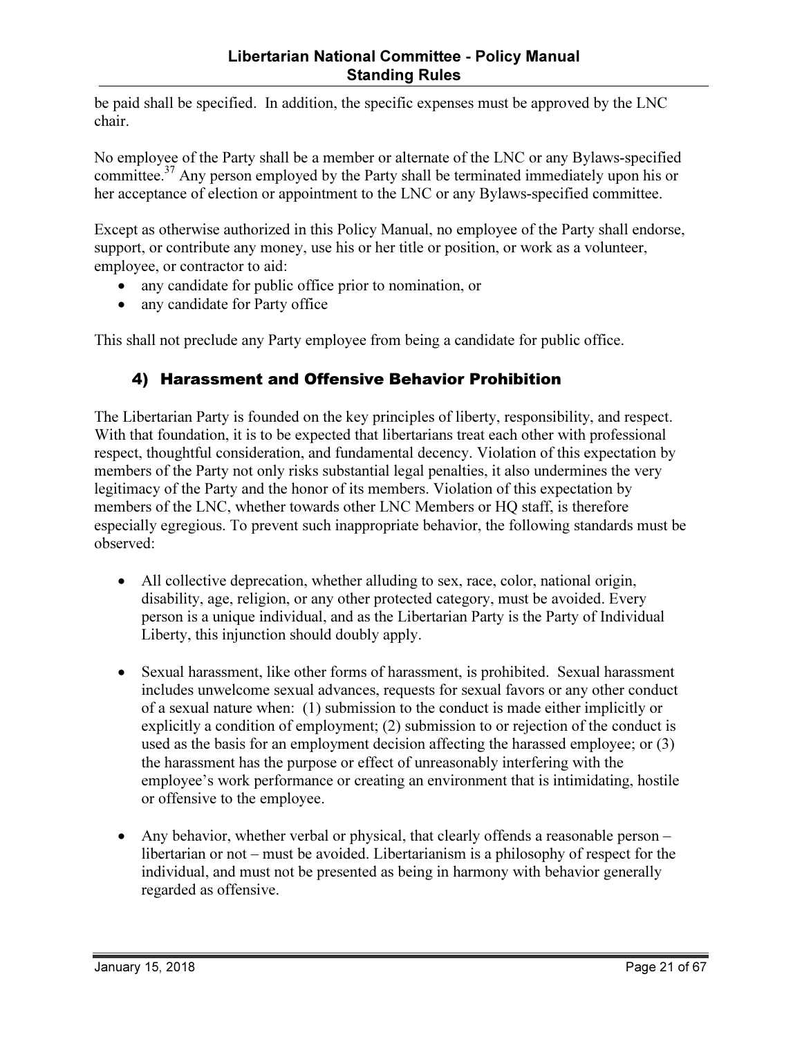be paid shall be specified. In addition, the specific expenses must be approved by the LNC chair.

No employee of the Party shall be a member or alternate of the LNC or any Bylaws-specified committee.[37] Any person employed by the Party shall be terminated immediately upon his or her acceptance of election or appointment to the LNC or any Bylaws-specified committee.

Except as otherwise authorized in this Policy Manual, no employee of the Party shall endorse, support, or contribute any money, use his or her title or position, or work as a volunteer, employee, or contractor to aid:

- any candidate for public office prior to nomination, or
- any candidate for Party office

This shall not preclude any Party employee from being a candidate for public office.

### 4) Harassment and Offensive Behavior Prohibition

The Libertarian Party is founded on the key principles of liberty, responsibility, and respect. With that foundation, it is to be expected that libertarians treat each other with professional respect, thoughtful consideration, and fundamental decency. Violation of this expectation by members of the Party not only risks substantial legal penalties, it also undermines the very legitimacy of the Party and the honor of its members. Violation of this expectation by members of the LNC, whether towards other LNC Members or HQ staff, is therefore especially egregious. To prevent such inappropriate behavior, the following standards must be observed:

- All collective deprecation, whether alluding to sex, race, color, national origin, disability, age, religion, or any other protected category, must be avoided. Every person is a unique individual, and as the Libertarian Party is the Party of Individual Liberty, this injunction should doubly apply.

- Sexual harassment, like other forms of harassment, is prohibited. Sexual harassment includes unwelcome sexual advances, requests for sexual favors or any other conduct of a sexual nature when: (1) submission to the conduct is made either implicitly or explicitly a condition of employment; (2) submission to or rejection of the conduct is used as the basis for an employment decision affecting the harassed employee; or (3) the harassment has the purpose or effect of unreasonably interfering with the employee's work performance or creating an environment that is intimidating, hostile or offensive to the employee.

- Any behavior, whether verbal or physical, that clearly offends a reasonable person – libertarian or not – must be avoided. Libertarianism is a philosophy of respect for the individual, and must not be presented as being in harmony with behavior generally regarded as offensive.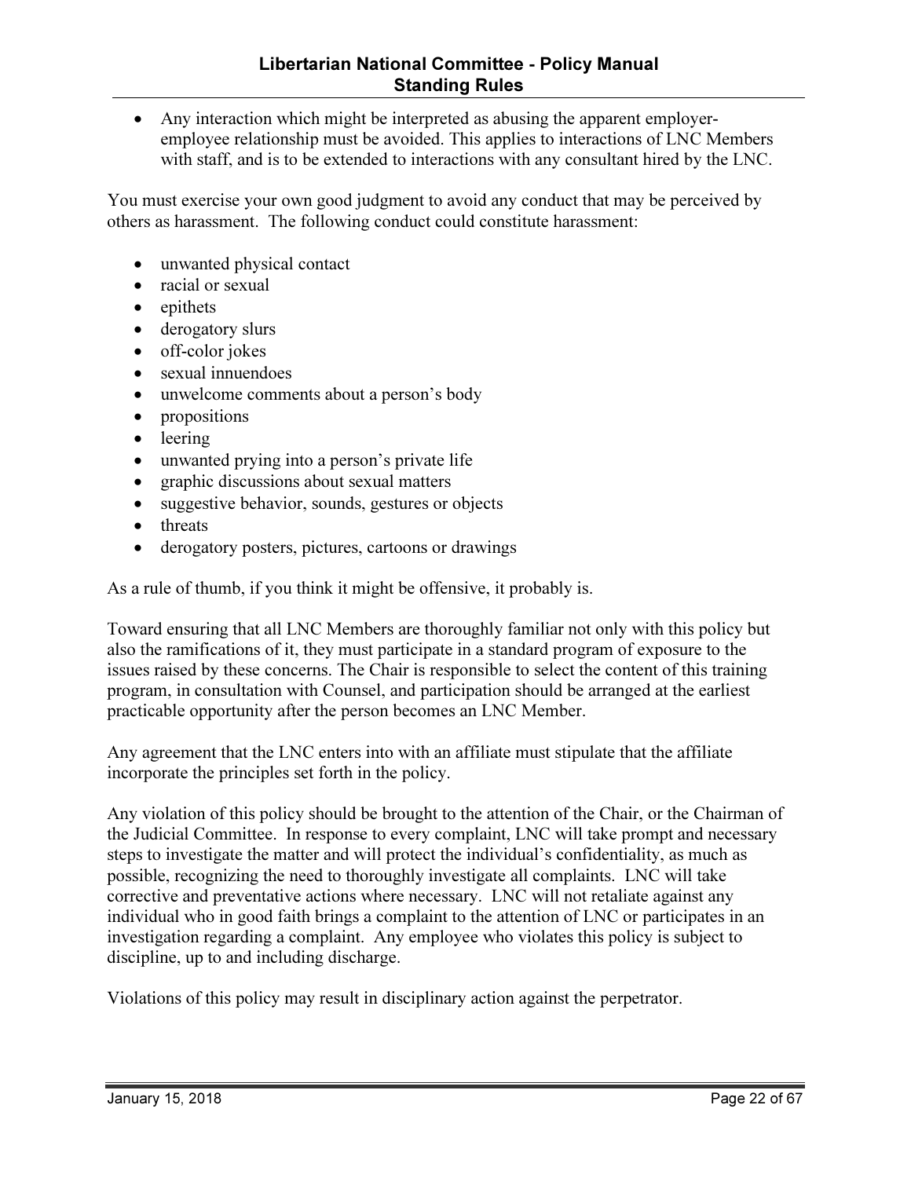- Any interaction which might be interpreted as abusing the apparent employer-employee relationship must be avoided. This applies to interactions of LNC Members with staff, and is to be extended to interactions with any consultant hired by the LNC.

You must exercise your own good judgment to avoid any conduct that may be perceived by others as harassment. The following conduct could constitute harassment:

- unwanted physical contact
- racial or sexual
- epithets
- derogatory slurs
- off-color jokes
- sexual innuendoes
- unwelcome comments about a person's body
- propositions
- leering
- unwanted prying into a person's private life
- graphic discussions about sexual matters
- suggestive behavior, sounds, gestures or objects
- threats
- derogatory posters, pictures, cartoons or drawings

As a rule of thumb, if you think it might be offensive, it probably is.

Toward ensuring that all LNC Members are thoroughly familiar not only with this policy but also the ramifications of it, they must participate in a standard program of exposure to the issues raised by these concerns. The Chair is responsible to select the content of this training program, in consultation with Counsel, and participation should be arranged at the earliest practicable opportunity after the person becomes an LNC Member.

Any agreement that the LNC enters into with an affiliate must stipulate that the affiliate incorporate the principles set forth in the policy.

Any violation of this policy should be brought to the attention of the Chair, or the Chairman of the Judicial Committee. In response to every complaint, LNC will take prompt and necessary steps to investigate the matter and will protect the individual's confidentiality, as much as possible, recognizing the need to thoroughly investigate all complaints. LNC will take corrective and preventative actions where necessary. LNC will not retaliate against any individual who in good faith brings a complaint to the attention of LNC or participates in an investigation regarding a complaint. Any employee who violates this policy is subject to discipline, up to and including discharge.

Violations of this policy may result in disciplinary action against the perpetrator.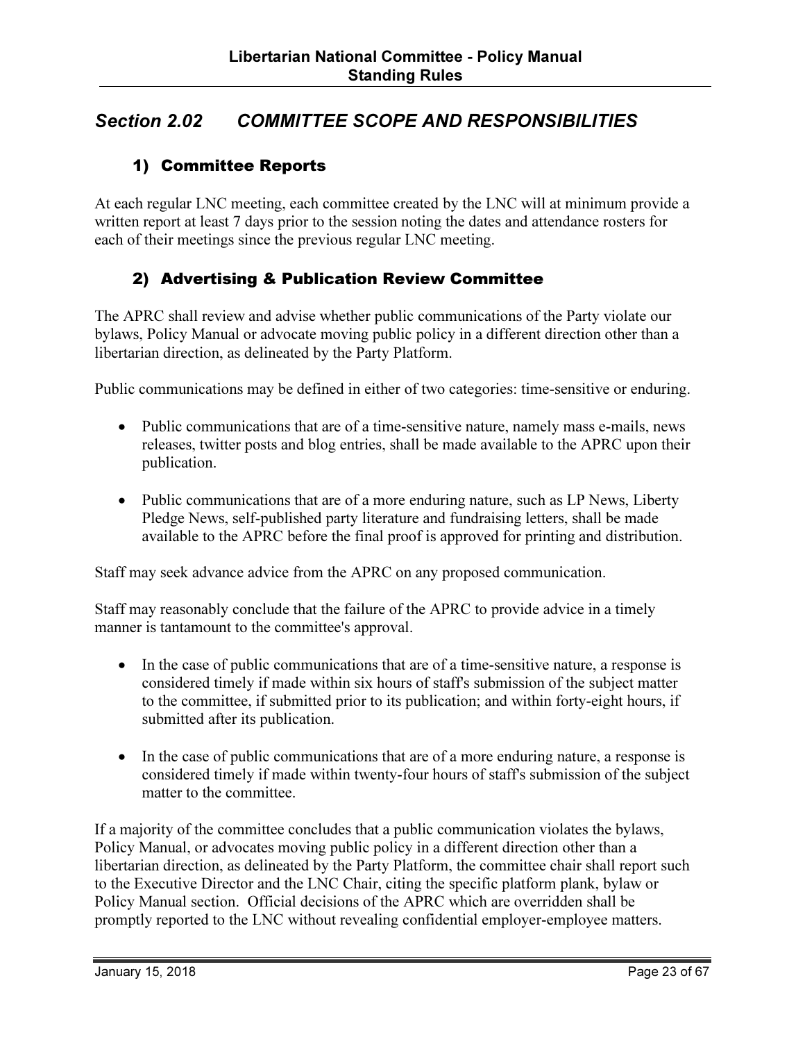## *Section 2.02 COMMITTEE SCOPE AND RESPONSIBILITIES*

### 1) Committee Reports

At each regular LNC meeting, each committee created by the LNC will at minimum provide a written report at least 7 days prior to the session noting the dates and attendance rosters for each of their meetings since the previous regular LNC meeting.

### 2) Advertising & Publication Review Committee

The APRC shall review and advise whether public communications of the Party violate our bylaws, Policy Manual or advocate moving public policy in a different direction other than a libertarian direction, as delineated by the Party Platform.

Public communications may be defined in either of two categories: time-sensitive or enduring.

- Public communications that are of a time-sensitive nature, namely mass e-mails, news releases, twitter posts and blog entries, shall be made available to the APRC upon their publication.
- Public communications that are of a more enduring nature, such as LP News, Liberty Pledge News, self-published party literature and fundraising letters, shall be made available to the APRC before the final proof is approved for printing and distribution.

Staff may seek advance advice from the APRC on any proposed communication.

Staff may reasonably conclude that the failure of the APRC to provide advice in a timely manner is tantamount to the committee's approval.

- In the case of public communications that are of a time-sensitive nature, a response is considered timely if made within six hours of staff's submission of the subject matter to the committee, if submitted prior to its publication; and within forty-eight hours, if submitted after its publication.
- In the case of public communications that are of a more enduring nature, a response is considered timely if made within twenty-four hours of staff's submission of the subject matter to the committee.

If a majority of the committee concludes that a public communication violates the bylaws, Policy Manual, or advocates moving public policy in a different direction other than a libertarian direction, as delineated by the Party Platform, the committee chair shall report such to the Executive Director and the LNC Chair, citing the specific platform plank, bylaw or Policy Manual section. Official decisions of the APRC which are overridden shall be promptly reported to the LNC without revealing confidential employer-employee matters.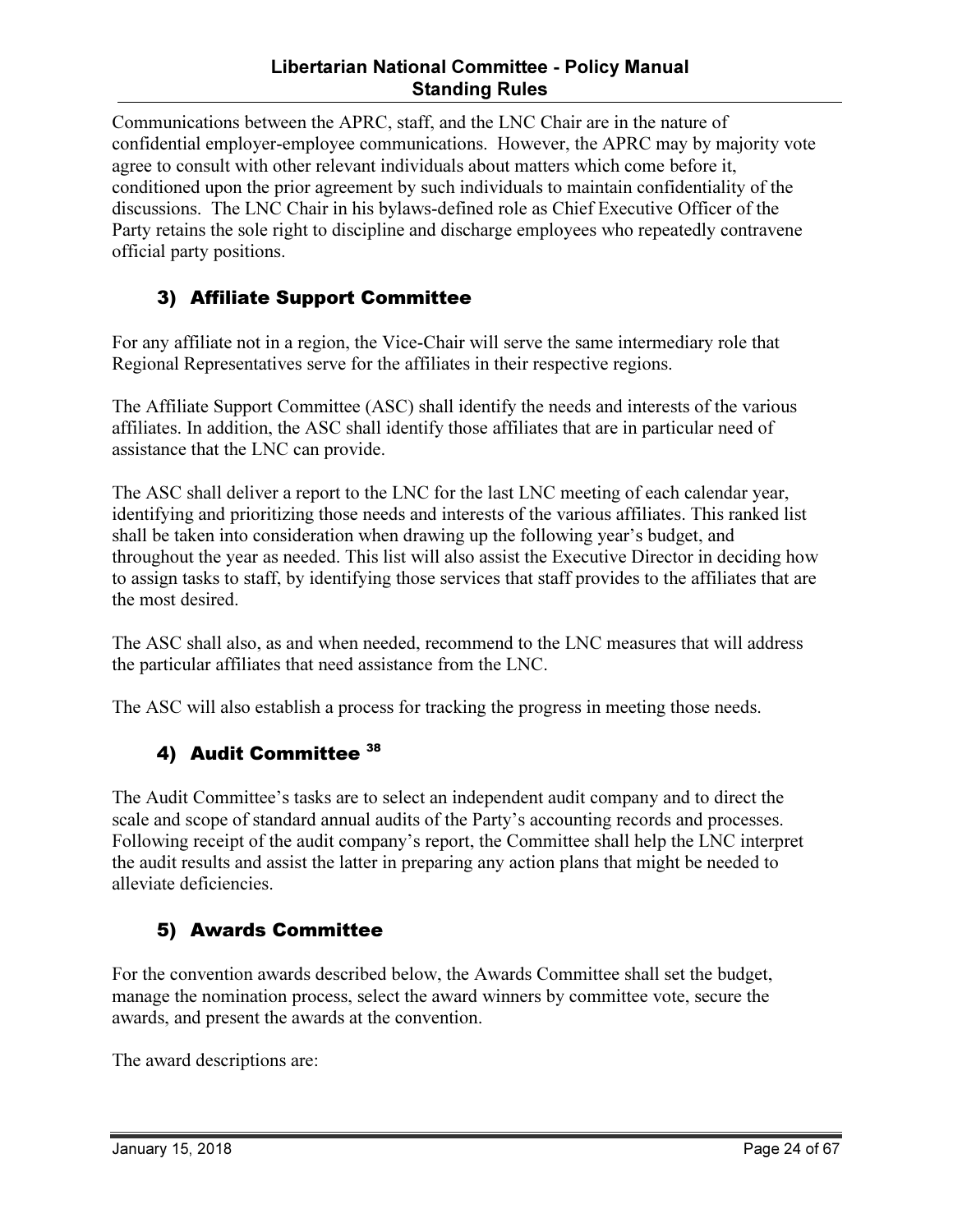Communications between the APRC, staff, and the LNC Chair are in the nature of confidential employer-employee communications. However, the APRC may by majority vote agree to consult with other relevant individuals about matters which come before it, conditioned upon the prior agreement by such individuals to maintain confidentiality of the discussions. The LNC Chair in his bylaws-defined role as Chief Executive Officer of the Party retains the sole right to discipline and discharge employees who repeatedly contravene official party positions.

### 3) Affiliate Support Committee

For any affiliate not in a region, the Vice-Chair will serve the same intermediary role that Regional Representatives serve for the affiliates in their respective regions.

The Affiliate Support Committee (ASC) shall identify the needs and interests of the various affiliates. In addition, the ASC shall identify those affiliates that are in particular need of assistance that the LNC can provide.

The ASC shall deliver a report to the LNC for the last LNC meeting of each calendar year, identifying and prioritizing those needs and interests of the various affiliates. This ranked list shall be taken into consideration when drawing up the following year's budget, and throughout the year as needed. This list will also assist the Executive Director in deciding how to assign tasks to staff, by identifying those services that staff provides to the affiliates that are the most desired.

The ASC shall also, as and when needed, recommend to the LNC measures that will address the particular affiliates that need assistance from the LNC.

The ASC will also establish a process for tracking the progress in meeting those needs.

### 4) Audit Committee [38]

The Audit Committee's tasks are to select an independent audit company and to direct the scale and scope of standard annual audits of the Party's accounting records and processes. Following receipt of the audit company's report, the Committee shall help the LNC interpret the audit results and assist the latter in preparing any action plans that might be needed to alleviate deficiencies.

### 5) Awards Committee

For the convention awards described below, the Awards Committee shall set the budget, manage the nomination process, select the award winners by committee vote, secure the awards, and present the awards at the convention.

The award descriptions are: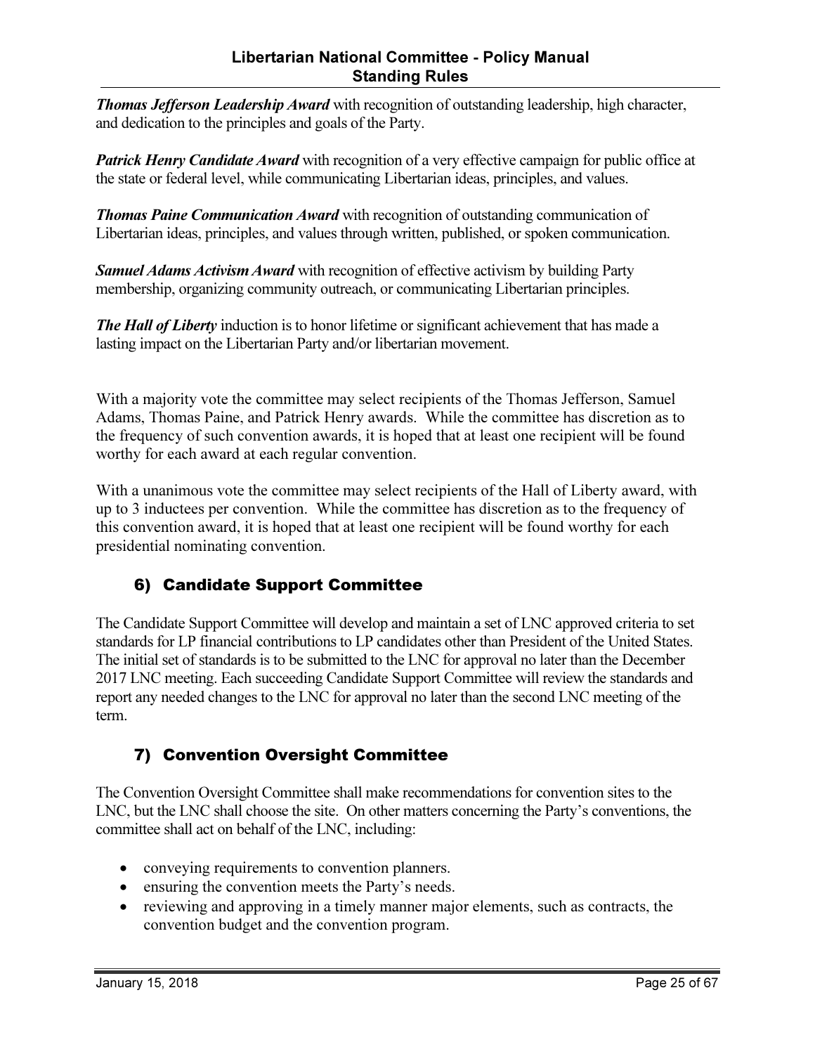***Thomas Jefferson Leadership Award*** with recognition of outstanding leadership, high character, and dedication to the principles and goals of the Party.

***Patrick Henry Candidate Award*** with recognition of a very effective campaign for public office at the state or federal level, while communicating Libertarian ideas, principles, and values.

***Thomas Paine Communication Award*** with recognition of outstanding communication of Libertarian ideas, principles, and values through written, published, or spoken communication.

***Samuel Adams Activism Award*** with recognition of effective activism by building Party membership, organizing community outreach, or communicating Libertarian principles.

***The Hall of Liberty*** induction is to honor lifetime or significant achievement that has made a lasting impact on the Libertarian Party and/or libertarian movement.

With a majority vote the committee may select recipients of the Thomas Jefferson, Samuel Adams, Thomas Paine, and Patrick Henry awards. While the committee has discretion as to the frequency of such convention awards, it is hoped that at least one recipient will be found worthy for each award at each regular convention.

With a unanimous vote the committee may select recipients of the Hall of Liberty award, with up to 3 inductees per convention. While the committee has discretion as to the frequency of this convention award, it is hoped that at least one recipient will be found worthy for each presidential nominating convention.

### 6) Candidate Support Committee

The Candidate Support Committee will develop and maintain a set of LNC approved criteria to set standards for LP financial contributions to LP candidates other than President of the United States. The initial set of standards is to be submitted to the LNC for approval no later than the December 2017 LNC meeting. Each succeeding Candidate Support Committee will review the standards and report any needed changes to the LNC for approval no later than the second LNC meeting of the term.

### 7) Convention Oversight Committee

The Convention Oversight Committee shall make recommendations for convention sites to the LNC, but the LNC shall choose the site. On other matters concerning the Party's conventions, the committee shall act on behalf of the LNC, including:

- conveying requirements to convention planners.
- ensuring the convention meets the Party's needs.
- reviewing and approving in a timely manner major elements, such as contracts, the convention budget and the convention program.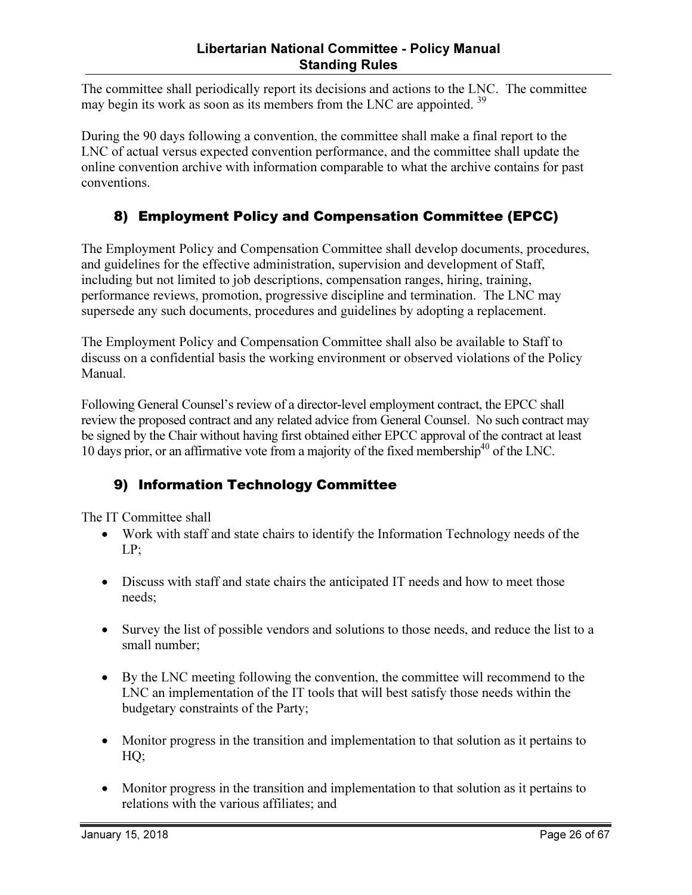The committee shall periodically report its decisions and actions to the LNC. The committee may begin its work as soon as its members from the LNC are appointed. [39]

During the 90 days following a convention, the committee shall make a final report to the LNC of actual versus expected convention performance, and the committee shall update the online convention archive with information comparable to what the archive contains for past conventions.

## 8) Employment Policy and Compensation Committee (EPCC)

The Employment Policy and Compensation Committee shall develop documents, procedures, and guidelines for the effective administration, supervision and development of Staff, including but not limited to job descriptions, compensation ranges, hiring, training, performance reviews, promotion, progressive discipline and termination. The LNC may supersede any such documents, procedures and guidelines by adopting a replacement.

The Employment Policy and Compensation Committee shall also be available to Staff to discuss on a confidential basis the working environment or observed violations of the Policy Manual.

Following General Counsel's review of a director-level employment contract, the EPCC shall review the proposed contract and any related advice from General Counsel. No such contract may be signed by the Chair without having first obtained either EPCC approval of the contract at least 10 days prior, or an affirmative vote from a majority of the fixed membership[40] of the LNC.

## 9) Information Technology Committee

The IT Committee shall

- Work with staff and state chairs to identify the Information Technology needs of the LP;
- Discuss with staff and state chairs the anticipated IT needs and how to meet those needs;
- Survey the list of possible vendors and solutions to those needs, and reduce the list to a small number;
- By the LNC meeting following the convention, the committee will recommend to the LNC an implementation of the IT tools that will best satisfy those needs within the budgetary constraints of the Party;
- Monitor progress in the transition and implementation to that solution as it pertains to HQ;
- Monitor progress in the transition and implementation to that solution as it pertains to relations with the various affiliates; and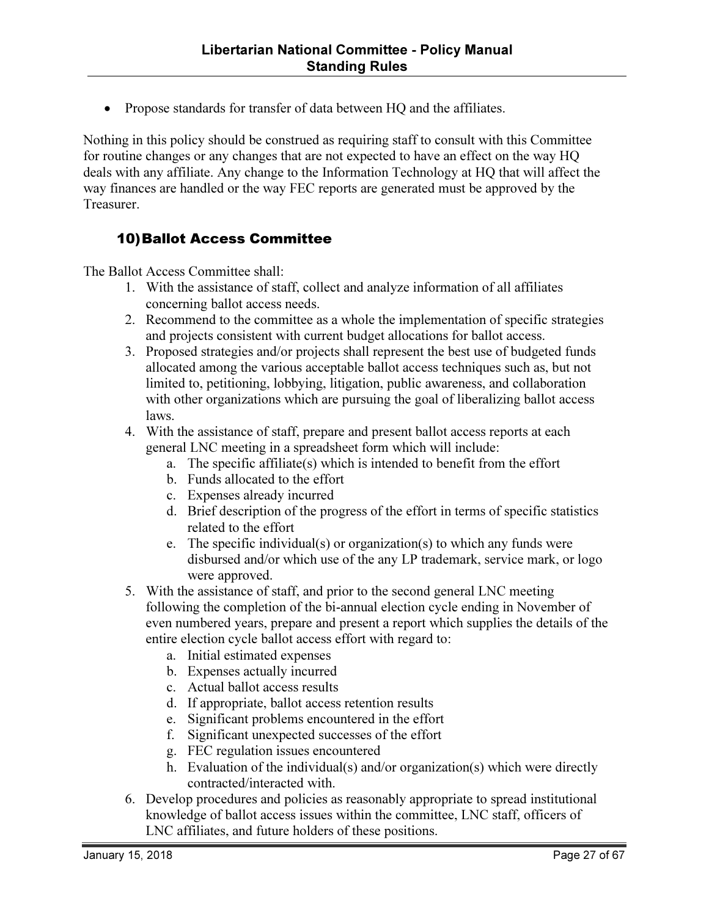- Propose standards for transfer of data between HQ and the affiliates.

Nothing in this policy should be construed as requiring staff to consult with this Committee for routine changes or any changes that are not expected to have an effect on the way HQ deals with any affiliate. Any change to the Information Technology at HQ that will affect the way finances are handled or the way FEC reports are generated must be approved by the Treasurer.

## 10) Ballot Access Committee

The Ballot Access Committee shall:

1. With the assistance of staff, collect and analyze information of all affiliates concerning ballot access needs.
2. Recommend to the committee as a whole the implementation of specific strategies and projects consistent with current budget allocations for ballot access.
3. Proposed strategies and/or projects shall represent the best use of budgeted funds allocated among the various acceptable ballot access techniques such as, but not limited to, petitioning, lobbying, litigation, public awareness, and collaboration with other organizations which are pursuing the goal of liberalizing ballot access laws.
4. With the assistance of staff, prepare and present ballot access reports at each general LNC meeting in a spreadsheet form which will include:
    a. The specific affiliate(s) which is intended to benefit from the effort
    b. Funds allocated to the effort
    c. Expenses already incurred
    d. Brief description of the progress of the effort in terms of specific statistics related to the effort
    e. The specific individual(s) or organization(s) to which any funds were disbursed and/or which use of the any LP trademark, service mark, or logo were approved.
5. With the assistance of staff, and prior to the second general LNC meeting following the completion of the bi-annual election cycle ending in November of even numbered years, prepare and present a report which supplies the details of the entire election cycle ballot access effort with regard to:
    a. Initial estimated expenses
    b. Expenses actually incurred
    c. Actual ballot access results
    d. If appropriate, ballot access retention results
    e. Significant problems encountered in the effort
    f. Significant unexpected successes of the effort
    g. FEC regulation issues encountered
    h. Evaluation of the individual(s) and/or organization(s) which were directly contracted/interacted with.
6. Develop procedures and policies as reasonably appropriate to spread institutional knowledge of ballot access issues within the committee, LNC staff, officers of LNC affiliates, and future holders of these positions.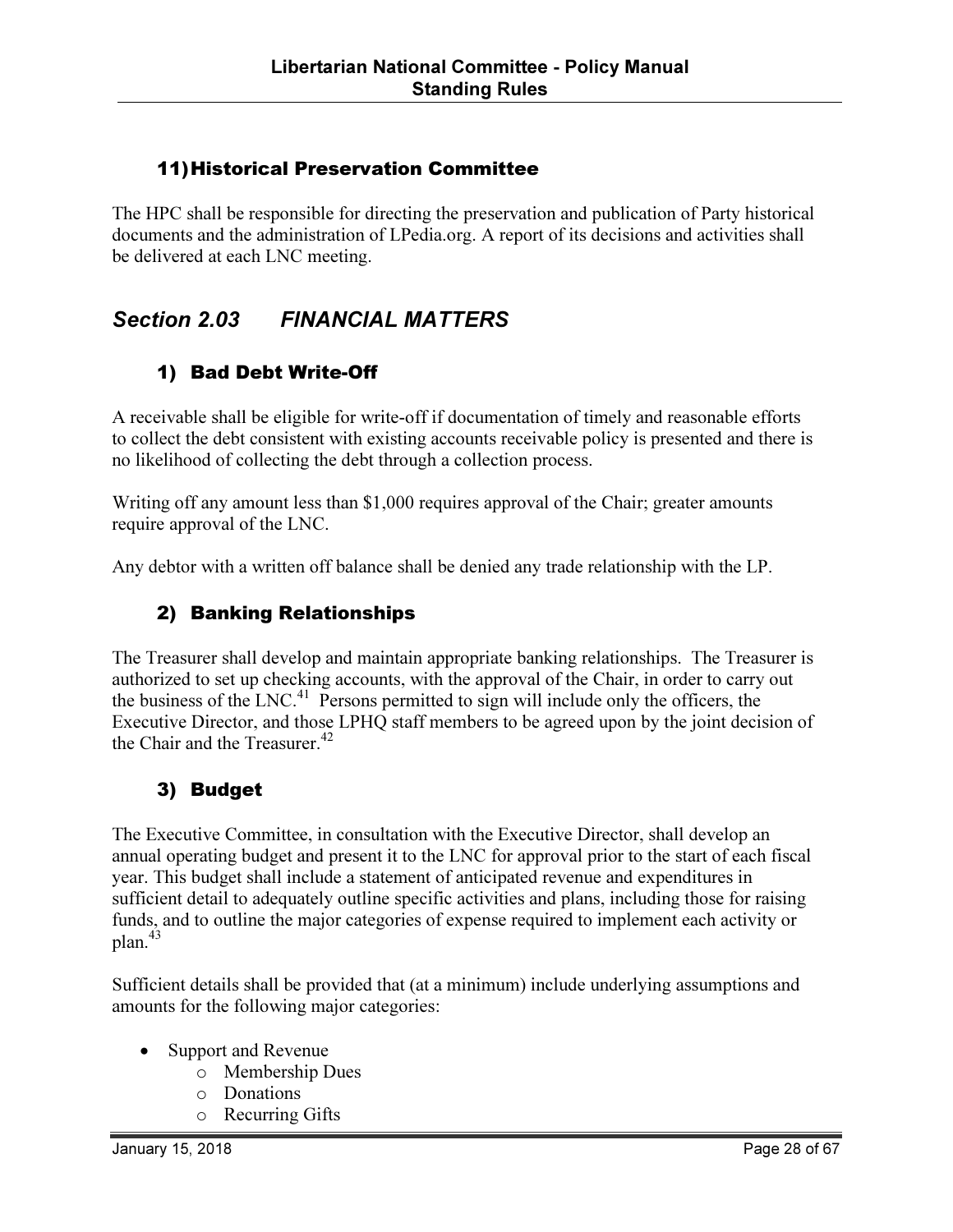### 11) Historical Preservation Committee

The HPC shall be responsible for directing the preservation and publication of Party historical documents and the administration of LPedia.org. A report of its decisions and activities shall be delivered at each LNC meeting.

## *Section 2.03 FINANCIAL MATTERS*

### 1) Bad Debt Write-Off

A receivable shall be eligible for write-off if documentation of timely and reasonable efforts to collect the debt consistent with existing accounts receivable policy is presented and there is no likelihood of collecting the debt through a collection process.

Writing off any amount less than $1,000 requires approval of the Chair; greater amounts require approval of the LNC.

Any debtor with a written off balance shall be denied any trade relationship with the LP.

### 2) Banking Relationships

The Treasurer shall develop and maintain appropriate banking relationships. The Treasurer is authorized to set up checking accounts, with the approval of the Chair, in order to carry out the business of the LNC.[41] Persons permitted to sign will include only the officers, the Executive Director, and those LPHQ staff members to be agreed upon by the joint decision of the Chair and the Treasurer.[42]

### 3) Budget

The Executive Committee, in consultation with the Executive Director, shall develop an annual operating budget and present it to the LNC for approval prior to the start of each fiscal year. This budget shall include a statement of anticipated revenue and expenditures in sufficient detail to adequately outline specific activities and plans, including those for raising funds, and to outline the major categories of expense required to implement each activity or plan.[43]

Sufficient details shall be provided that (at a minimum) include underlying assumptions and amounts for the following major categories:

- Support and Revenue
  - Membership Dues
  - Donations
  - Recurring Gifts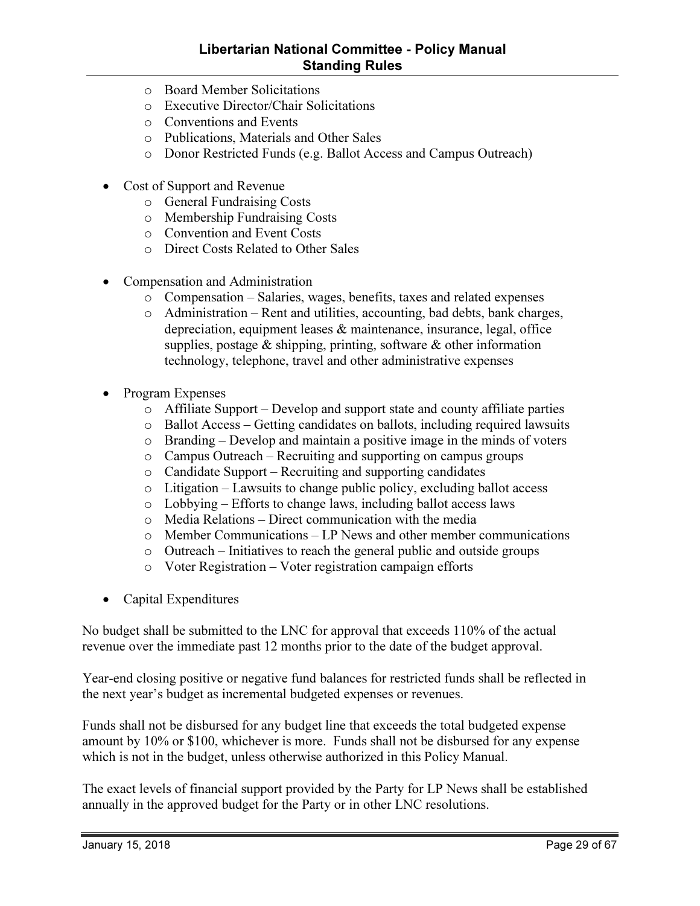- Board Member Solicitations
  - Executive Director/Chair Solicitations
  - Conventions and Events
  - Publications, Materials and Other Sales
  - Donor Restricted Funds (e.g. Ballot Access and Campus Outreach)

- Cost of Support and Revenue
  - General Fundraising Costs
  - Membership Fundraising Costs
  - Convention and Event Costs
  - Direct Costs Related to Other Sales

- Compensation and Administration
  - Compensation – Salaries, wages, benefits, taxes and related expenses
  - Administration – Rent and utilities, accounting, bad debts, bank charges, depreciation, equipment leases & maintenance, insurance, legal, office supplies, postage & shipping, printing, software & other information technology, telephone, travel and other administrative expenses

- Program Expenses
  - Affiliate Support – Develop and support state and county affiliate parties
  - Ballot Access – Getting candidates on ballots, including required lawsuits
  - Branding – Develop and maintain a positive image in the minds of voters
  - Campus Outreach – Recruiting and supporting on campus groups
  - Candidate Support – Recruiting and supporting candidates
  - Litigation – Lawsuits to change public policy, excluding ballot access
  - Lobbying – Efforts to change laws, including ballot access laws
  - Media Relations – Direct communication with the media
  - Member Communications – LP News and other member communications
  - Outreach – Initiatives to reach the general public and outside groups
  - Voter Registration – Voter registration campaign efforts

- Capital Expenditures

No budget shall be submitted to the LNC for approval that exceeds 110% of the actual revenue over the immediate past 12 months prior to the date of the budget approval.

Year-end closing positive or negative fund balances for restricted funds shall be reflected in the next year's budget as incremental budgeted expenses or revenues.

Funds shall not be disbursed for any budget line that exceeds the total budgeted expense amount by 10% or $100, whichever is more. Funds shall not be disbursed for any expense which is not in the budget, unless otherwise authorized in this Policy Manual.

The exact levels of financial support provided by the Party for LP News shall be established annually in the approved budget for the Party or in other LNC resolutions.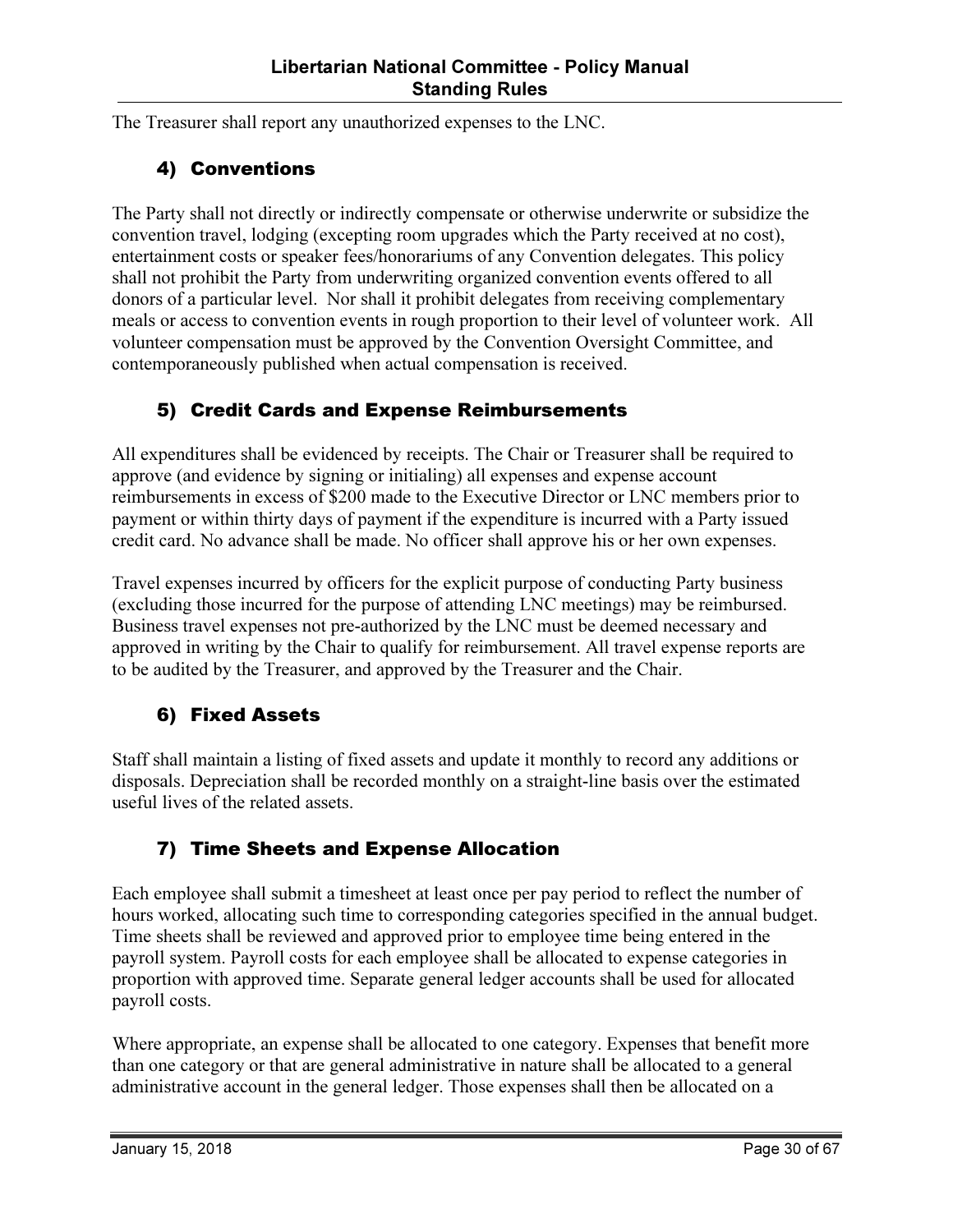The Treasurer shall report any unauthorized expenses to the LNC.

### 4) Conventions

The Party shall not directly or indirectly compensate or otherwise underwrite or subsidize the convention travel, lodging (excepting room upgrades which the Party received at no cost), entertainment costs or speaker fees/honorariums of any Convention delegates. This policy shall not prohibit the Party from underwriting organized convention events offered to all donors of a particular level. Nor shall it prohibit delegates from receiving complementary meals or access to convention events in rough proportion to their level of volunteer work. All volunteer compensation must be approved by the Convention Oversight Committee, and contemporaneously published when actual compensation is received.

### 5) Credit Cards and Expense Reimbursements

All expenditures shall be evidenced by receipts. The Chair or Treasurer shall be required to approve (and evidence by signing or initialing) all expenses and expense account reimbursements in excess of $200 made to the Executive Director or LNC members prior to payment or within thirty days of payment if the expenditure is incurred with a Party issued credit card. No advance shall be made. No officer shall approve his or her own expenses.

Travel expenses incurred by officers for the explicit purpose of conducting Party business (excluding those incurred for the purpose of attending LNC meetings) may be reimbursed. Business travel expenses not pre-authorized by the LNC must be deemed necessary and approved in writing by the Chair to qualify for reimbursement. All travel expense reports are to be audited by the Treasurer, and approved by the Treasurer and the Chair.

### 6) Fixed Assets

Staff shall maintain a listing of fixed assets and update it monthly to record any additions or disposals. Depreciation shall be recorded monthly on a straight-line basis over the estimated useful lives of the related assets.

### 7) Time Sheets and Expense Allocation

Each employee shall submit a timesheet at least once per pay period to reflect the number of hours worked, allocating such time to corresponding categories specified in the annual budget. Time sheets shall be reviewed and approved prior to employee time being entered in the payroll system. Payroll costs for each employee shall be allocated to expense categories in proportion with approved time. Separate general ledger accounts shall be used for allocated payroll costs.

Where appropriate, an expense shall be allocated to one category. Expenses that benefit more than one category or that are general administrative in nature shall be allocated to a general administrative account in the general ledger. Those expenses shall then be allocated on a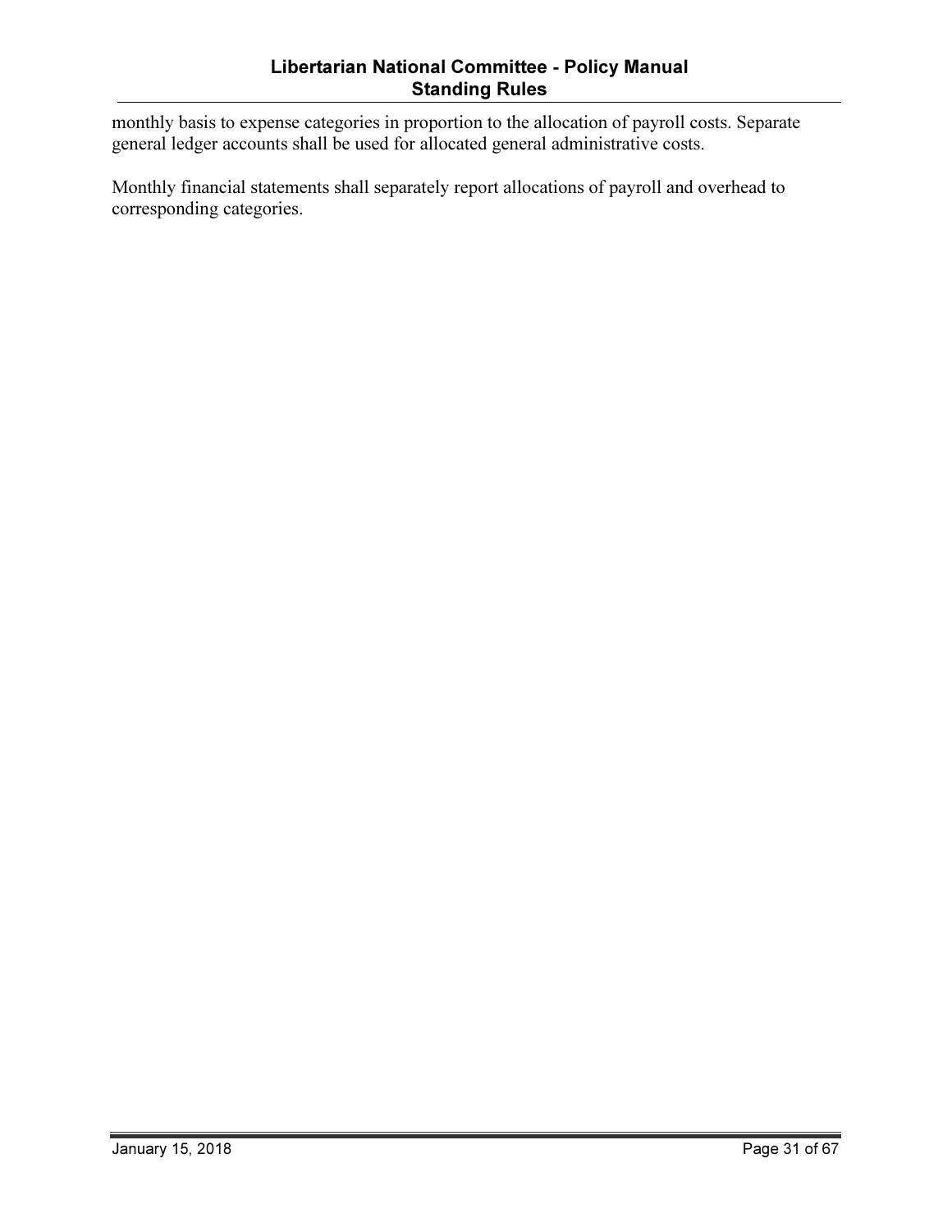monthly basis to expense categories in proportion to the allocation of payroll costs. Separate general ledger accounts shall be used for allocated general administrative costs.

Monthly financial statements shall separately report allocations of payroll and overhead to corresponding categories.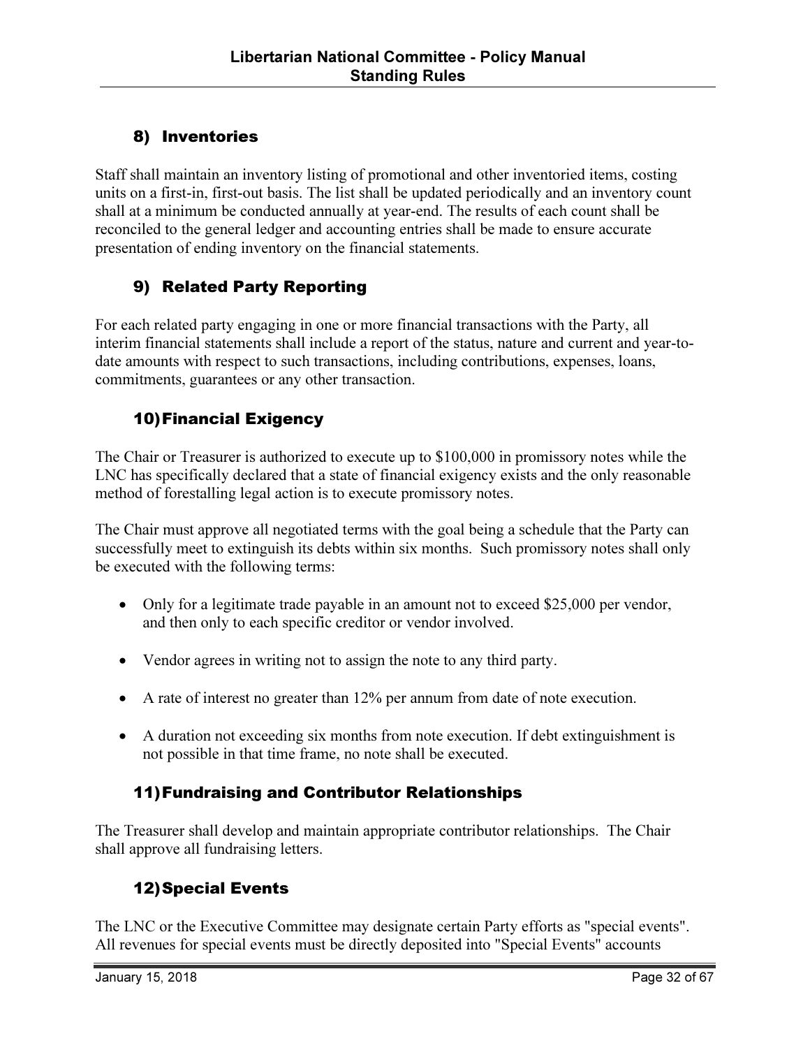## 8) Inventories

Staff shall maintain an inventory listing of promotional and other inventoried items, costing units on a first-in, first-out basis. The list shall be updated periodically and an inventory count shall at a minimum be conducted annually at year-end. The results of each count shall be reconciled to the general ledger and accounting entries shall be made to ensure accurate presentation of ending inventory on the financial statements.

## 9) Related Party Reporting

For each related party engaging in one or more financial transactions with the Party, all interim financial statements shall include a report of the status, nature and current and year-to-date amounts with respect to such transactions, including contributions, expenses, loans, commitments, guarantees or any other transaction.

## 10) Financial Exigency

The Chair or Treasurer is authorized to execute up to $100,000 in promissory notes while the LNC has specifically declared that a state of financial exigency exists and the only reasonable method of forestalling legal action is to execute promissory notes.

The Chair must approve all negotiated terms with the goal being a schedule that the Party can successfully meet to extinguish its debts within six months. Such promissory notes shall only be executed with the following terms:

- Only for a legitimate trade payable in an amount not to exceed $25,000 per vendor, and then only to each specific creditor or vendor involved.
- Vendor agrees in writing not to assign the note to any third party.
- A rate of interest no greater than 12% per annum from date of note execution.
- A duration not exceeding six months from note execution. If debt extinguishment is not possible in that time frame, no note shall be executed.

## 11) Fundraising and Contributor Relationships

The Treasurer shall develop and maintain appropriate contributor relationships. The Chair shall approve all fundraising letters.

## 12) Special Events

The LNC or the Executive Committee may designate certain Party efforts as "special events". All revenues for special events must be directly deposited into "Special Events" accounts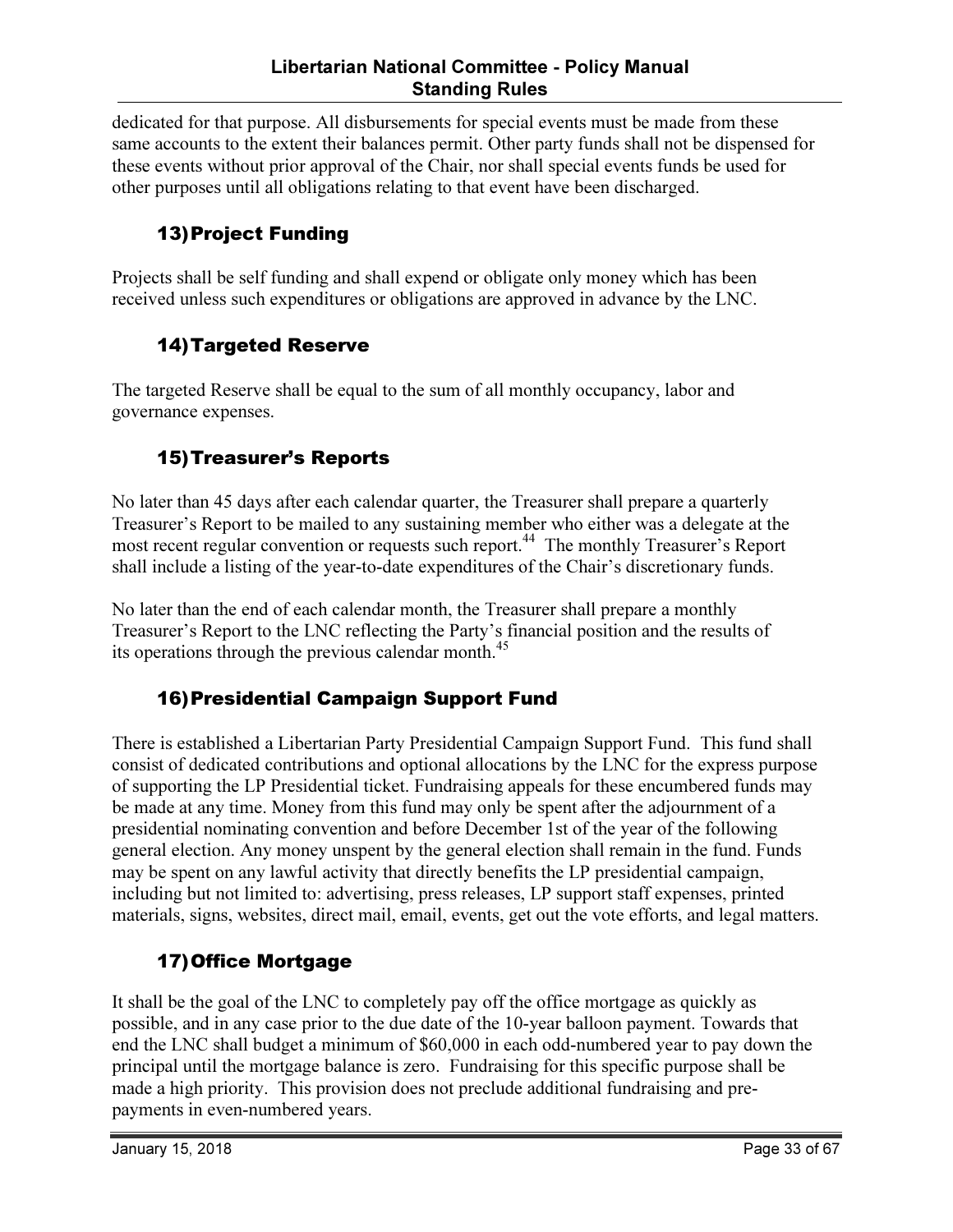dedicated for that purpose. All disbursements for special events must be made from these same accounts to the extent their balances permit. Other party funds shall not be dispensed for these events without prior approval of the Chair, nor shall special events funds be used for other purposes until all obligations relating to that event have been discharged.

### 13) Project Funding

Projects shall be self funding and shall expend or obligate only money which has been received unless such expenditures or obligations are approved in advance by the LNC.

### 14) Targeted Reserve

The targeted Reserve shall be equal to the sum of all monthly occupancy, labor and governance expenses.

### 15) Treasurer's Reports

No later than 45 days after each calendar quarter, the Treasurer shall prepare a quarterly Treasurer's Report to be mailed to any sustaining member who either was a delegate at the most recent regular convention or requests such report.[44] The monthly Treasurer's Report shall include a listing of the year-to-date expenditures of the Chair's discretionary funds.

No later than the end of each calendar month, the Treasurer shall prepare a monthly Treasurer's Report to the LNC reflecting the Party's financial position and the results of its operations through the previous calendar month.[45]

### 16) Presidential Campaign Support Fund

There is established a Libertarian Party Presidential Campaign Support Fund. This fund shall consist of dedicated contributions and optional allocations by the LNC for the express purpose of supporting the LP Presidential ticket. Fundraising appeals for these encumbered funds may be made at any time. Money from this fund may only be spent after the adjournment of a presidential nominating convention and before December 1st of the year of the following general election. Any money unspent by the general election shall remain in the fund. Funds may be spent on any lawful activity that directly benefits the LP presidential campaign, including but not limited to: advertising, press releases, LP support staff expenses, printed materials, signs, websites, direct mail, email, events, get out the vote efforts, and legal matters.

### 17) Office Mortgage

It shall be the goal of the LNC to completely pay off the office mortgage as quickly as possible, and in any case prior to the due date of the 10-year balloon payment. Towards that end the LNC shall budget a minimum of $60,000 in each odd-numbered year to pay down the principal until the mortgage balance is zero. Fundraising for this specific purpose shall be made a high priority. This provision does not preclude additional fundraising and pre-payments in even-numbered years.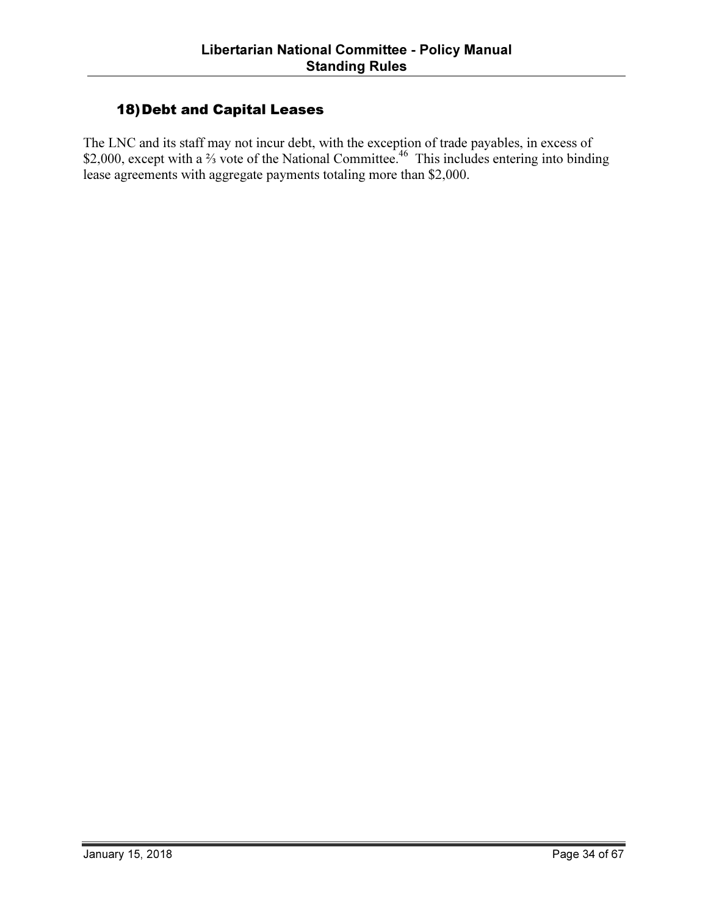## 18) Debt and Capital Leases

The LNC and its staff may not incur debt, with the exception of trade payables, in excess of $2,000, except with a ⅔ vote of the National Committee.[46] This includes entering into binding lease agreements with aggregate payments totaling more than $2,000.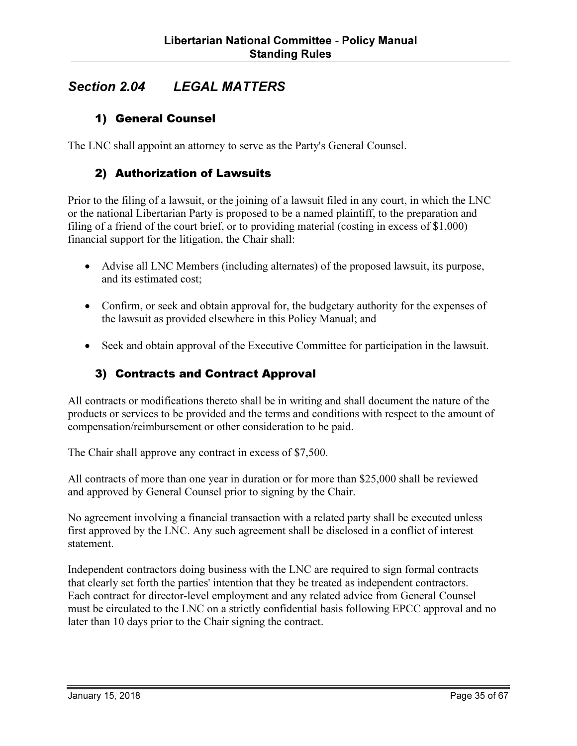## *Section 2.04 LEGAL MATTERS*

### 1) General Counsel

The LNC shall appoint an attorney to serve as the Party's General Counsel.

### 2) Authorization of Lawsuits

Prior to the filing of a lawsuit, or the joining of a lawsuit filed in any court, in which the LNC or the national Libertarian Party is proposed to be a named plaintiff, to the preparation and filing of a friend of the court brief, or to providing material (costing in excess of $1,000) financial support for the litigation, the Chair shall:

- Advise all LNC Members (including alternates) of the proposed lawsuit, its purpose, and its estimated cost;
- Confirm, or seek and obtain approval for, the budgetary authority for the expenses of the lawsuit as provided elsewhere in this Policy Manual; and
- Seek and obtain approval of the Executive Committee for participation in the lawsuit.

### 3) Contracts and Contract Approval

All contracts or modifications thereto shall be in writing and shall document the nature of the products or services to be provided and the terms and conditions with respect to the amount of compensation/reimbursement or other consideration to be paid.

The Chair shall approve any contract in excess of $7,500.

All contracts of more than one year in duration or for more than $25,000 shall be reviewed and approved by General Counsel prior to signing by the Chair.

No agreement involving a financial transaction with a related party shall be executed unless first approved by the LNC. Any such agreement shall be disclosed in a conflict of interest statement.

Independent contractors doing business with the LNC are required to sign formal contracts that clearly set forth the parties' intention that they be treated as independent contractors. Each contract for director-level employment and any related advice from General Counsel must be circulated to the LNC on a strictly confidential basis following EPCC approval and no later than 10 days prior to the Chair signing the contract.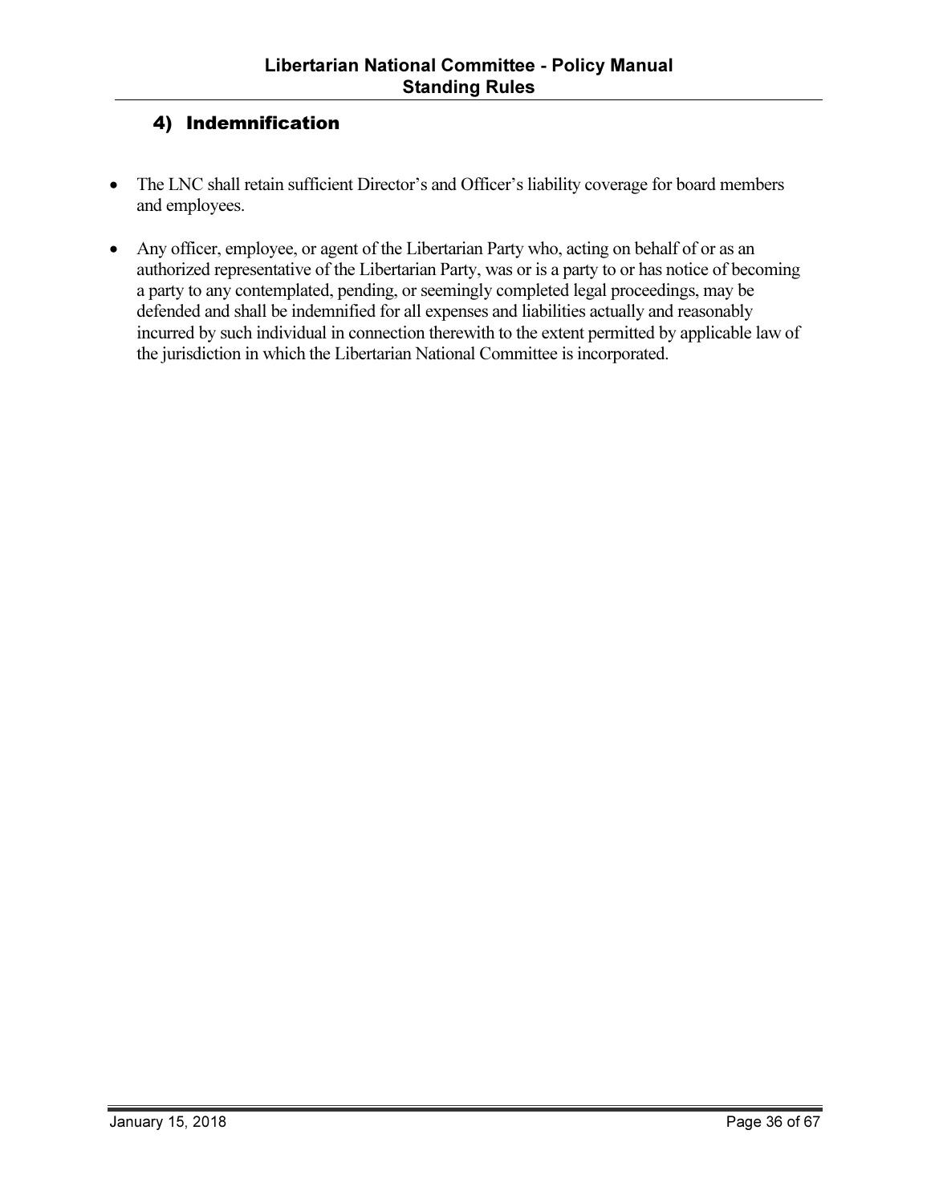## 4) Indemnification

- The LNC shall retain sufficient Director's and Officer's liability coverage for board members and employees.
- Any officer, employee, or agent of the Libertarian Party who, acting on behalf of or as an authorized representative of the Libertarian Party, was or is a party to or has notice of becoming a party to any contemplated, pending, or seemingly completed legal proceedings, may be defended and shall be indemnified for all expenses and liabilities actually and reasonably incurred by such individual in connection therewith to the extent permitted by applicable law of the jurisdiction in which the Libertarian National Committee is incorporated.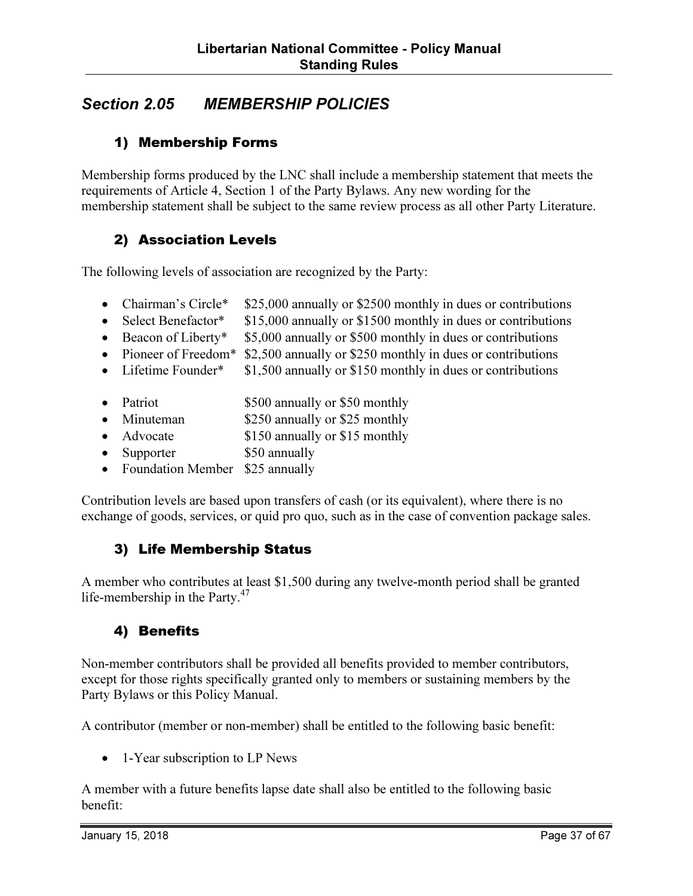## Section 2.05 MEMBERSHIP POLICIES

### 1) Membership Forms

Membership forms produced by the LNC shall include a membership statement that meets the requirements of Article 4, Section 1 of the Party Bylaws. Any new wording for the membership statement shall be subject to the same review process as all other Party Literature.

### 2) Association Levels

The following levels of association are recognized by the Party:

- Chairman's Circle* $25,000 annually or $2500 monthly in dues or contributions
- Select Benefactor* $15,000 annually or $1500 monthly in dues or contributions
- Beacon of Liberty* $5,000 annually or $500 monthly in dues or contributions
- Pioneer of Freedom* $2,500 annually or $250 monthly in dues or contributions
- Lifetime Founder* $1,500 annually or $150 monthly in dues or contributions

- Patriot $500 annually or $50 monthly
- Minuteman $250 annually or $25 monthly
- Advocate $150 annually or $15 monthly
- Supporter $50 annually
- Foundation Member $25 annually

Contribution levels are based upon transfers of cash (or its equivalent), where there is no exchange of goods, services, or quid pro quo, such as in the case of convention package sales.

### 3) Life Membership Status

A member who contributes at least $1,500 during any twelve-month period shall be granted life-membership in the Party.[47]

### 4) Benefits

Non-member contributors shall be provided all benefits provided to member contributors, except for those rights specifically granted only to members or sustaining members by the Party Bylaws or this Policy Manual.

A contributor (member or non-member) shall be entitled to the following basic benefit:

- 1-Year subscription to LP News

A member with a future benefits lapse date shall also be entitled to the following basic benefit: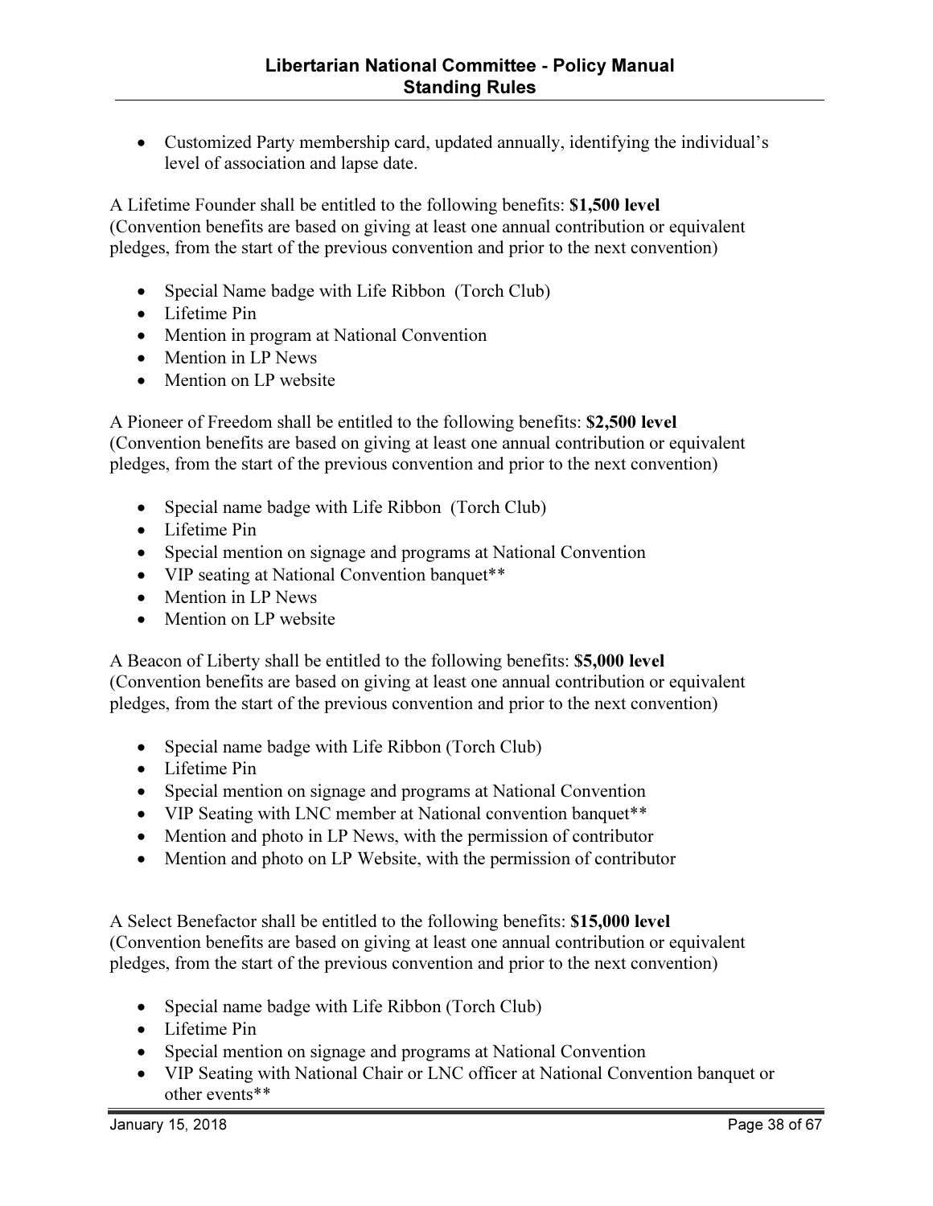- Customized Party membership card, updated annually, identifying the individual's level of association and lapse date.

A Lifetime Founder shall be entitled to the following benefits: **$1,500 level** (Convention benefits are based on giving at least one annual contribution or equivalent pledges, from the start of the previous convention and prior to the next convention)

- Special Name badge with Life Ribbon (Torch Club)
- Lifetime Pin
- Mention in program at National Convention
- Mention in LP News
- Mention on LP website

A Pioneer of Freedom shall be entitled to the following benefits: **$2,500 level** (Convention benefits are based on giving at least one annual contribution or equivalent pledges, from the start of the previous convention and prior to the next convention)

- Special name badge with Life Ribbon (Torch Club)
- Lifetime Pin
- Special mention on signage and programs at National Convention
- VIP seating at National Convention banquet**
- Mention in LP News
- Mention on LP website

A Beacon of Liberty shall be entitled to the following benefits: **$5,000 level** (Convention benefits are based on giving at least one annual contribution or equivalent pledges, from the start of the previous convention and prior to the next convention)

- Special name badge with Life Ribbon (Torch Club)
- Lifetime Pin
- Special mention on signage and programs at National Convention
- VIP Seating with LNC member at National convention banquet**
- Mention and photo in LP News, with the permission of contributor
- Mention and photo on LP Website, with the permission of contributor

A Select Benefactor shall be entitled to the following benefits: **$15,000 level** (Convention benefits are based on giving at least one annual contribution or equivalent pledges, from the start of the previous convention and prior to the next convention)

- Special name badge with Life Ribbon (Torch Club)
- Lifetime Pin
- Special mention on signage and programs at National Convention
- VIP Seating with National Chair or LNC officer at National Convention banquet or other events**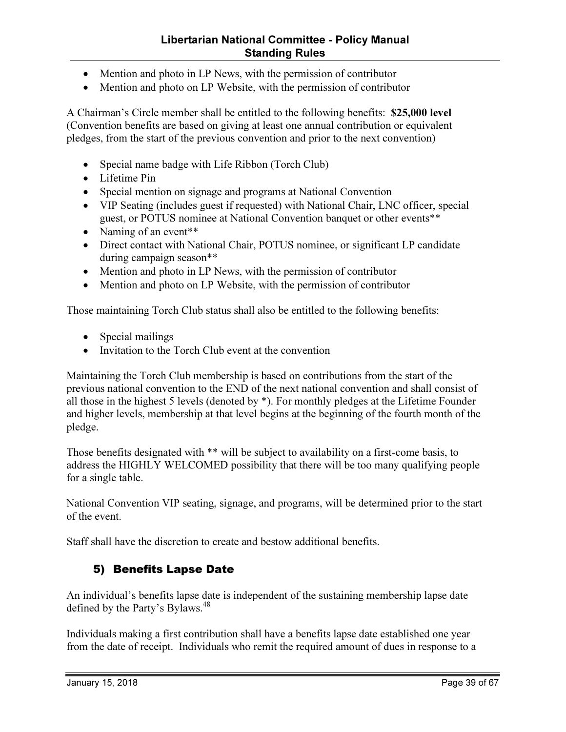- Mention and photo in LP News, with the permission of contributor
- Mention and photo on LP Website, with the permission of contributor

A Chairman's Circle member shall be entitled to the following benefits: **$25,000 level** (Convention benefits are based on giving at least one annual contribution or equivalent pledges, from the start of the previous convention and prior to the next convention)

- Special name badge with Life Ribbon (Torch Club)
- Lifetime Pin
- Special mention on signage and programs at National Convention
- VIP Seating (includes guest if requested) with National Chair, LNC officer, special guest, or POTUS nominee at National Convention banquet or other events**
- Naming of an event**
- Direct contact with National Chair, POTUS nominee, or significant LP candidate during campaign season**
- Mention and photo in LP News, with the permission of contributor
- Mention and photo on LP Website, with the permission of contributor

Those maintaining Torch Club status shall also be entitled to the following benefits:

- Special mailings
- Invitation to the Torch Club event at the convention

Maintaining the Torch Club membership is based on contributions from the start of the previous national convention to the END of the next national convention and shall consist of all those in the highest 5 levels (denoted by *). For monthly pledges at the Lifetime Founder and higher levels, membership at that level begins at the beginning of the fourth month of the pledge.

Those benefits designated with ** will be subject to availability on a first-come basis, to address the HIGHLY WELCOMED possibility that there will be too many qualifying people for a single table.

National Convention VIP seating, signage, and programs, will be determined prior to the start of the event.

Staff shall have the discretion to create and bestow additional benefits.

### 5) Benefits Lapse Date

An individual's benefits lapse date is independent of the sustaining membership lapse date defined by the Party's Bylaws.[48]

Individuals making a first contribution shall have a benefits lapse date established one year from the date of receipt. Individuals who remit the required amount of dues in response to a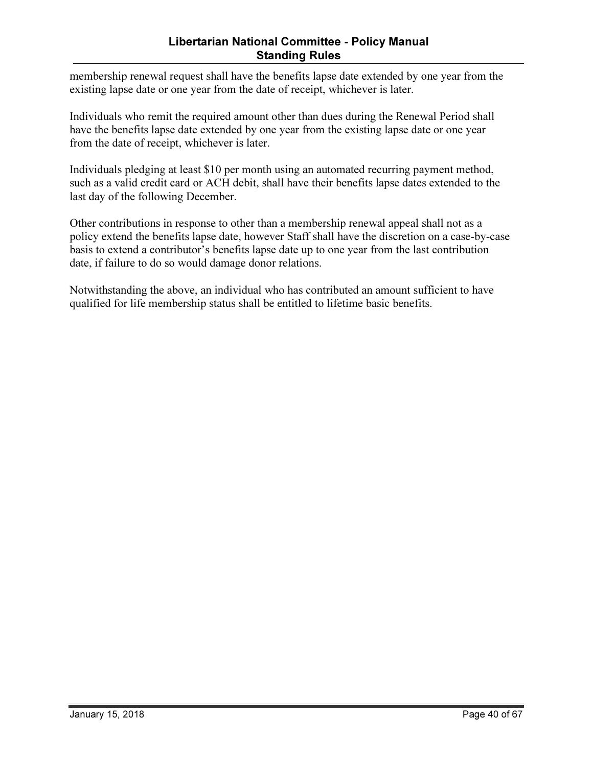membership renewal request shall have the benefits lapse date extended by one year from the existing lapse date or one year from the date of receipt, whichever is later.

Individuals who remit the required amount other than dues during the Renewal Period shall have the benefits lapse date extended by one year from the existing lapse date or one year from the date of receipt, whichever is later.

Individuals pledging at least $10 per month using an automated recurring payment method, such as a valid credit card or ACH debit, shall have their benefits lapse dates extended to the last day of the following December.

Other contributions in response to other than a membership renewal appeal shall not as a policy extend the benefits lapse date, however Staff shall have the discretion on a case-by-case basis to extend a contributor's benefits lapse date up to one year from the last contribution date, if failure to do so would damage donor relations.

Notwithstanding the above, an individual who has contributed an amount sufficient to have qualified for life membership status shall be entitled to lifetime basic benefits.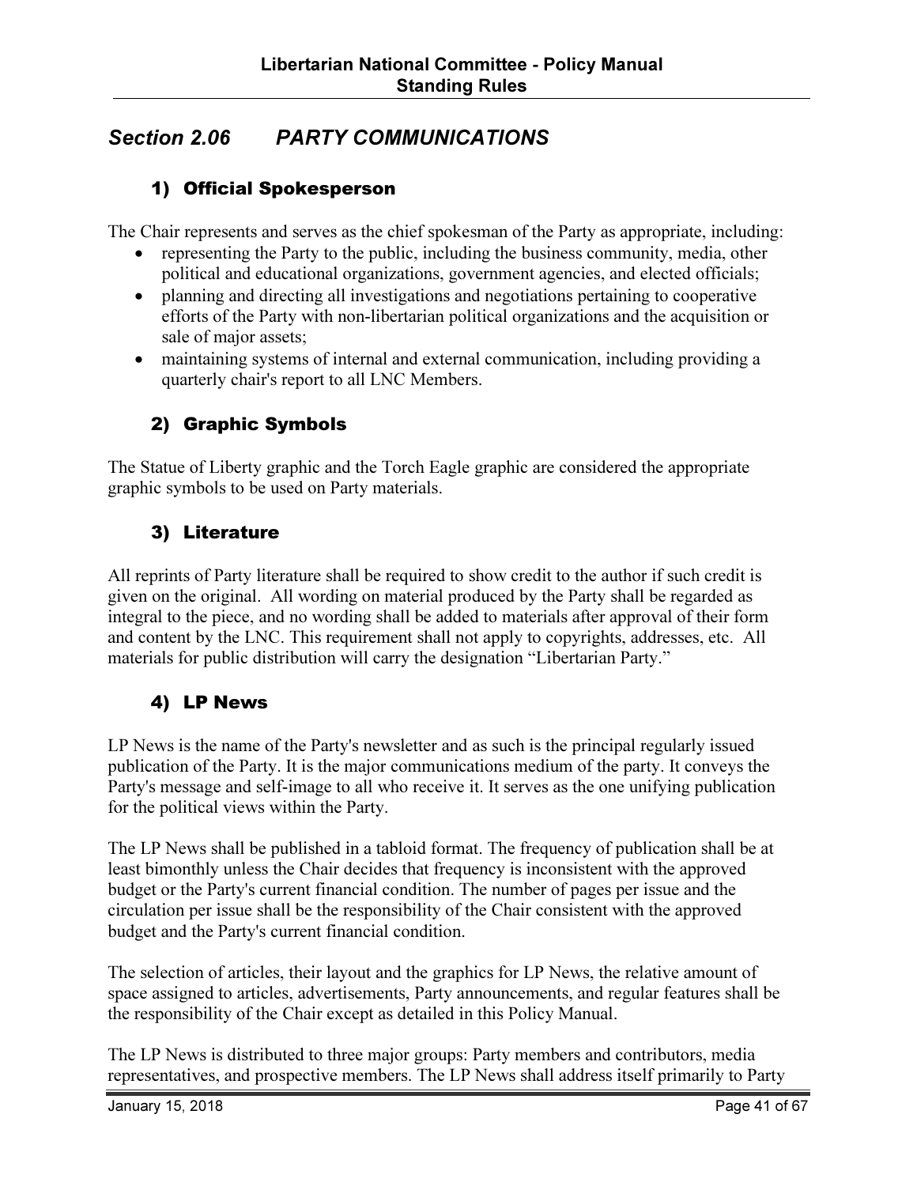## *Section 2.06 PARTY COMMUNICATIONS*

### 1) Official Spokesperson

The Chair represents and serves as the chief spokesman of the Party as appropriate, including:

- representing the Party to the public, including the business community, media, other political and educational organizations, government agencies, and elected officials;
- planning and directing all investigations and negotiations pertaining to cooperative efforts of the Party with non-libertarian political organizations and the acquisition or sale of major assets;
- maintaining systems of internal and external communication, including providing a quarterly chair's report to all LNC Members.

### 2) Graphic Symbols

The Statue of Liberty graphic and the Torch Eagle graphic are considered the appropriate graphic symbols to be used on Party materials.

### 3) Literature

All reprints of Party literature shall be required to show credit to the author if such credit is given on the original. All wording on material produced by the Party shall be regarded as integral to the piece, and no wording shall be added to materials after approval of their form and content by the LNC. This requirement shall not apply to copyrights, addresses, etc. All materials for public distribution will carry the designation "Libertarian Party."

### 4) LP News

LP News is the name of the Party's newsletter and as such is the principal regularly issued publication of the Party. It is the major communications medium of the party. It conveys the Party's message and self-image to all who receive it. It serves as the one unifying publication for the political views within the Party.

The LP News shall be published in a tabloid format. The frequency of publication shall be at least bimonthly unless the Chair decides that frequency is inconsistent with the approved budget or the Party's current financial condition. The number of pages per issue and the circulation per issue shall be the responsibility of the Chair consistent with the approved budget and the Party's current financial condition.

The selection of articles, their layout and the graphics for LP News, the relative amount of space assigned to articles, advertisements, Party announcements, and regular features shall be the responsibility of the Chair except as detailed in this Policy Manual.

The LP News is distributed to three major groups: Party members and contributors, media representatives, and prospective members. The LP News shall address itself primarily to Party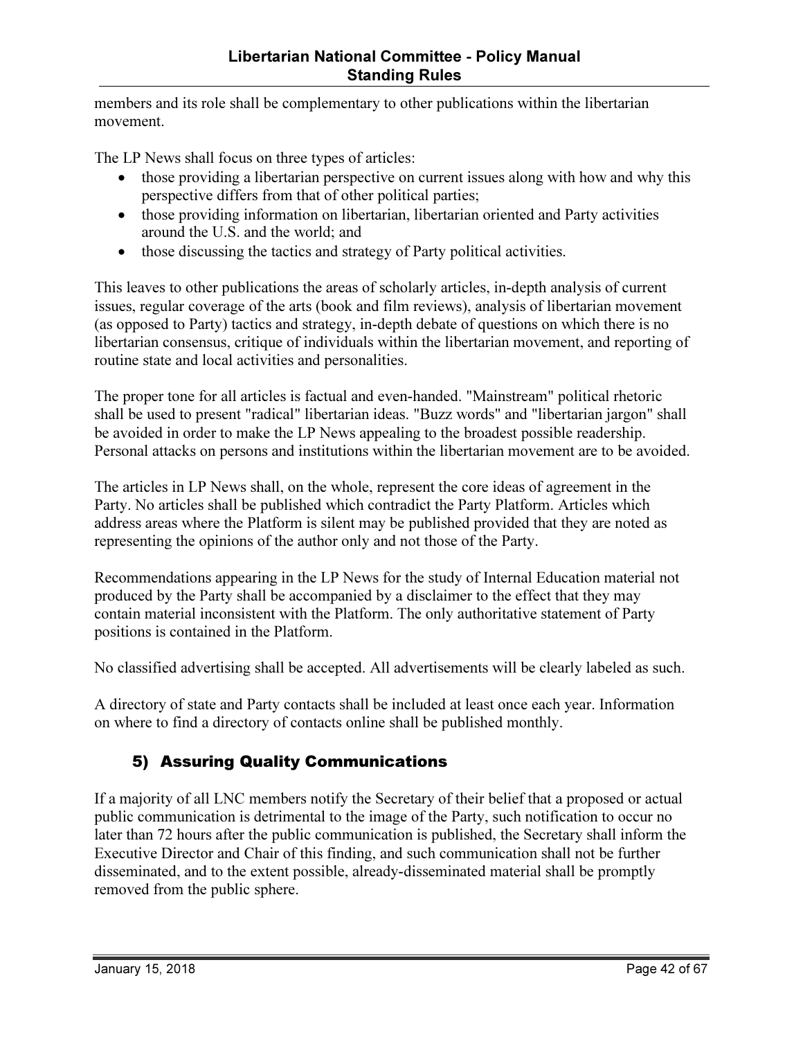members and its role shall be complementary to other publications within the libertarian movement.

The LP News shall focus on three types of articles:

- those providing a libertarian perspective on current issues along with how and why this perspective differs from that of other political parties;
- those providing information on libertarian, libertarian oriented and Party activities around the U.S. and the world; and
- those discussing the tactics and strategy of Party political activities.

This leaves to other publications the areas of scholarly articles, in-depth analysis of current issues, regular coverage of the arts (book and film reviews), analysis of libertarian movement (as opposed to Party) tactics and strategy, in-depth debate of questions on which there is no libertarian consensus, critique of individuals within the libertarian movement, and reporting of routine state and local activities and personalities.

The proper tone for all articles is factual and even-handed. "Mainstream" political rhetoric shall be used to present "radical" libertarian ideas. "Buzz words" and "libertarian jargon" shall be avoided in order to make the LP News appealing to the broadest possible readership. Personal attacks on persons and institutions within the libertarian movement are to be avoided.

The articles in LP News shall, on the whole, represent the core ideas of agreement in the Party. No articles shall be published which contradict the Party Platform. Articles which address areas where the Platform is silent may be published provided that they are noted as representing the opinions of the author only and not those of the Party.

Recommendations appearing in the LP News for the study of Internal Education material not produced by the Party shall be accompanied by a disclaimer to the effect that they may contain material inconsistent with the Platform. The only authoritative statement of Party positions is contained in the Platform.

No classified advertising shall be accepted. All advertisements will be clearly labeled as such.

A directory of state and Party contacts shall be included at least once each year. Information on where to find a directory of contacts online shall be published monthly.

## 5) Assuring Quality Communications

If a majority of all LNC members notify the Secretary of their belief that a proposed or actual public communication is detrimental to the image of the Party, such notification to occur no later than 72 hours after the public communication is published, the Secretary shall inform the Executive Director and Chair of this finding, and such communication shall not be further disseminated, and to the extent possible, already-disseminated material shall be promptly removed from the public sphere.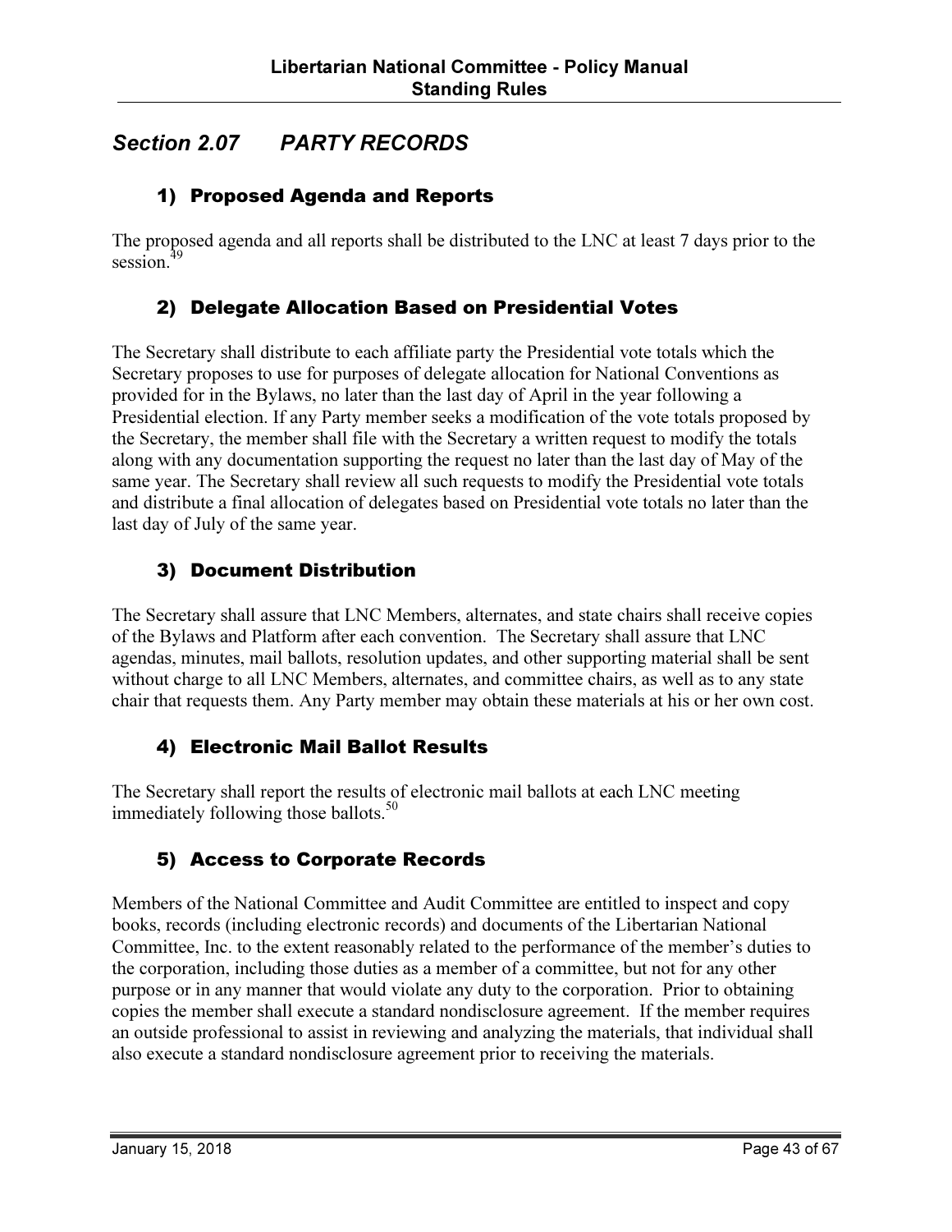## *Section 2.07 PARTY RECORDS*

### 1) Proposed Agenda and Reports

The proposed agenda and all reports shall be distributed to the LNC at least 7 days prior to the session.[49]

### 2) Delegate Allocation Based on Presidential Votes

The Secretary shall distribute to each affiliate party the Presidential vote totals which the Secretary proposes to use for purposes of delegate allocation for National Conventions as provided for in the Bylaws, no later than the last day of April in the year following a Presidential election. If any Party member seeks a modification of the vote totals proposed by the Secretary, the member shall file with the Secretary a written request to modify the totals along with any documentation supporting the request no later than the last day of May of the same year. The Secretary shall review all such requests to modify the Presidential vote totals and distribute a final allocation of delegates based on Presidential vote totals no later than the last day of July of the same year.

### 3) Document Distribution

The Secretary shall assure that LNC Members, alternates, and state chairs shall receive copies of the Bylaws and Platform after each convention. The Secretary shall assure that LNC agendas, minutes, mail ballots, resolution updates, and other supporting material shall be sent without charge to all LNC Members, alternates, and committee chairs, as well as to any state chair that requests them. Any Party member may obtain these materials at his or her own cost.

### 4) Electronic Mail Ballot Results

The Secretary shall report the results of electronic mail ballots at each LNC meeting immediately following those ballots.[50]

### 5) Access to Corporate Records

Members of the National Committee and Audit Committee are entitled to inspect and copy books, records (including electronic records) and documents of the Libertarian National Committee, Inc. to the extent reasonably related to the performance of the member's duties to the corporation, including those duties as a member of a committee, but not for any other purpose or in any manner that would violate any duty to the corporation. Prior to obtaining copies the member shall execute a standard nondisclosure agreement. If the member requires an outside professional to assist in reviewing and analyzing the materials, that individual shall also execute a standard nondisclosure agreement prior to receiving the materials.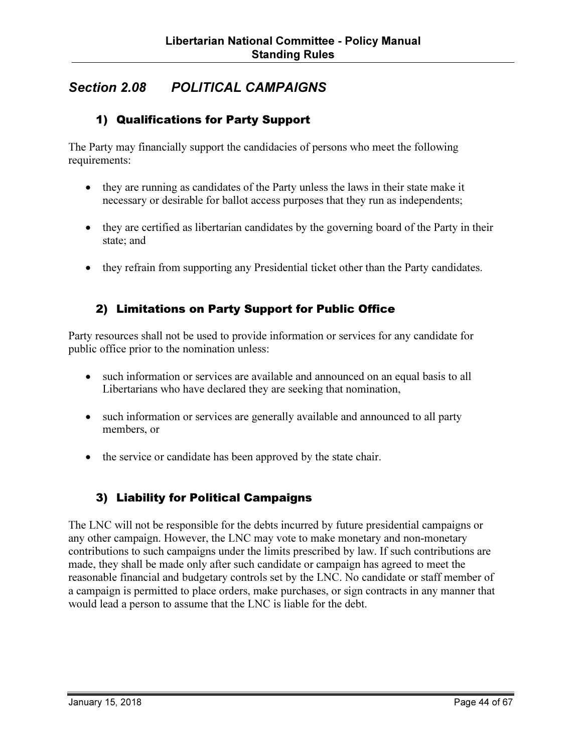## *Section 2.08 POLITICAL CAMPAIGNS*

### 1) Qualifications for Party Support

The Party may financially support the candidacies of persons who meet the following requirements:

- they are running as candidates of the Party unless the laws in their state make it necessary or desirable for ballot access purposes that they run as independents;
- they are certified as libertarian candidates by the governing board of the Party in their state; and
- they refrain from supporting any Presidential ticket other than the Party candidates.

### 2) Limitations on Party Support for Public Office

Party resources shall not be used to provide information or services for any candidate for public office prior to the nomination unless:

- such information or services are available and announced on an equal basis to all Libertarians who have declared they are seeking that nomination,
- such information or services are generally available and announced to all party members, or
- the service or candidate has been approved by the state chair.

### 3) Liability for Political Campaigns

The LNC will not be responsible for the debts incurred by future presidential campaigns or any other campaign. However, the LNC may vote to make monetary and non-monetary contributions to such campaigns under the limits prescribed by law. If such contributions are made, they shall be made only after such candidate or campaign has agreed to meet the reasonable financial and budgetary controls set by the LNC. No candidate or staff member of a campaign is permitted to place orders, make purchases, or sign contracts in any manner that would lead a person to assume that the LNC is liable for the debt.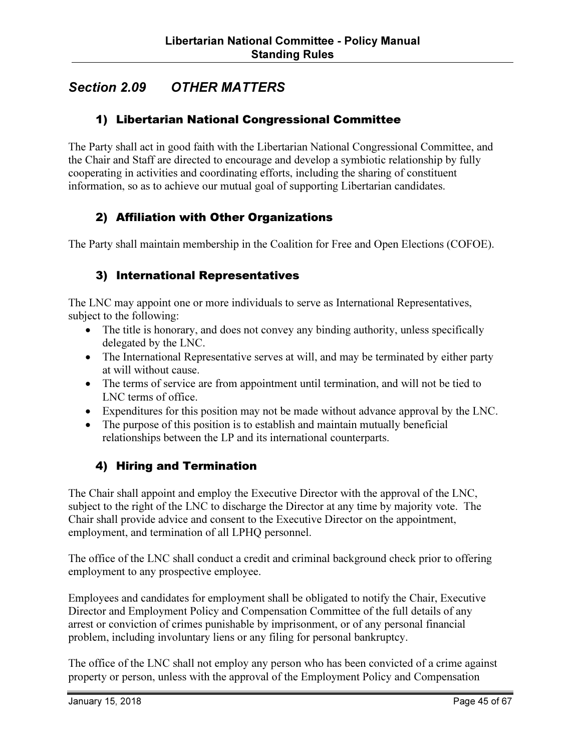## *Section 2.09 OTHER MATTERS*

### 1) Libertarian National Congressional Committee

The Party shall act in good faith with the Libertarian National Congressional Committee, and the Chair and Staff are directed to encourage and develop a symbiotic relationship by fully cooperating in activities and coordinating efforts, including the sharing of constituent information, so as to achieve our mutual goal of supporting Libertarian candidates.

### 2) Affiliation with Other Organizations

The Party shall maintain membership in the Coalition for Free and Open Elections (COFOE).

### 3) International Representatives

The LNC may appoint one or more individuals to serve as International Representatives, subject to the following:

- The title is honorary, and does not convey any binding authority, unless specifically delegated by the LNC.
- The International Representative serves at will, and may be terminated by either party at will without cause.
- The terms of service are from appointment until termination, and will not be tied to LNC terms of office.
- Expenditures for this position may not be made without advance approval by the LNC.
- The purpose of this position is to establish and maintain mutually beneficial relationships between the LP and its international counterparts.

### 4) Hiring and Termination

The Chair shall appoint and employ the Executive Director with the approval of the LNC, subject to the right of the LNC to discharge the Director at any time by majority vote. The Chair shall provide advice and consent to the Executive Director on the appointment, employment, and termination of all LPHQ personnel.

The office of the LNC shall conduct a credit and criminal background check prior to offering employment to any prospective employee.

Employees and candidates for employment shall be obligated to notify the Chair, Executive Director and Employment Policy and Compensation Committee of the full details of any arrest or conviction of crimes punishable by imprisonment, or of any personal financial problem, including involuntary liens or any filing for personal bankruptcy.

The office of the LNC shall not employ any person who has been convicted of a crime against property or person, unless with the approval of the Employment Policy and Compensation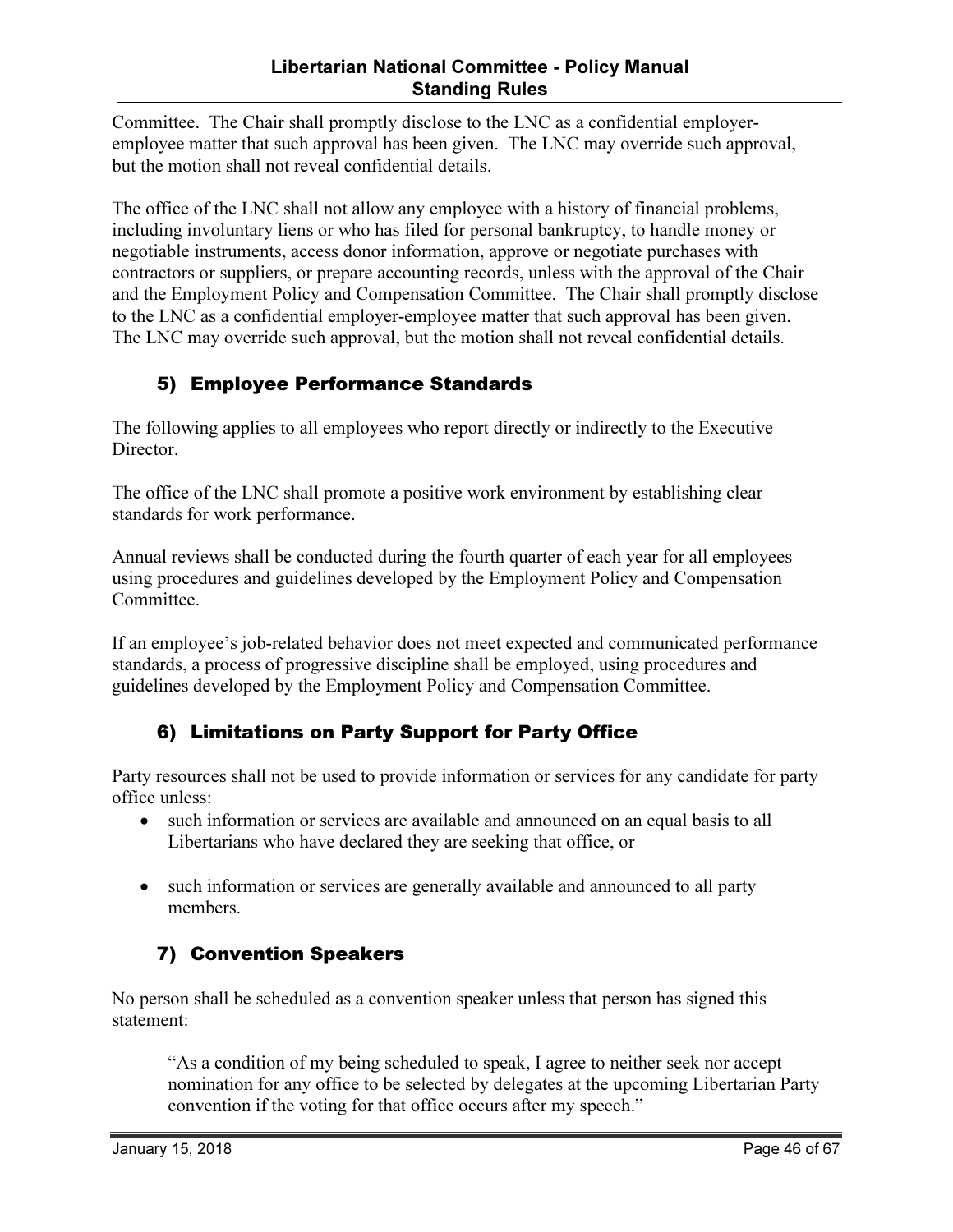Committee. The Chair shall promptly disclose to the LNC as a confidential employer-employee matter that such approval has been given. The LNC may override such approval, but the motion shall not reveal confidential details.

The office of the LNC shall not allow any employee with a history of financial problems, including involuntary liens or who has filed for personal bankruptcy, to handle money or negotiable instruments, access donor information, approve or negotiate purchases with contractors or suppliers, or prepare accounting records, unless with the approval of the Chair and the Employment Policy and Compensation Committee. The Chair shall promptly disclose to the LNC as a confidential employer-employee matter that such approval has been given. The LNC may override such approval, but the motion shall not reveal confidential details.

### 5) Employee Performance Standards

The following applies to all employees who report directly or indirectly to the Executive Director.

The office of the LNC shall promote a positive work environment by establishing clear standards for work performance.

Annual reviews shall be conducted during the fourth quarter of each year for all employees using procedures and guidelines developed by the Employment Policy and Compensation Committee.

If an employee's job-related behavior does not meet expected and communicated performance standards, a process of progressive discipline shall be employed, using procedures and guidelines developed by the Employment Policy and Compensation Committee.

### 6) Limitations on Party Support for Party Office

Party resources shall not be used to provide information or services for any candidate for party office unless:

- such information or services are available and announced on an equal basis to all Libertarians who have declared they are seeking that office, or
- such information or services are generally available and announced to all party members.

### 7) Convention Speakers

No person shall be scheduled as a convention speaker unless that person has signed this statement:

> "As a condition of my being scheduled to speak, I agree to neither seek nor accept nomination for any office to be selected by delegates at the upcoming Libertarian Party convention if the voting for that office occurs after my speech."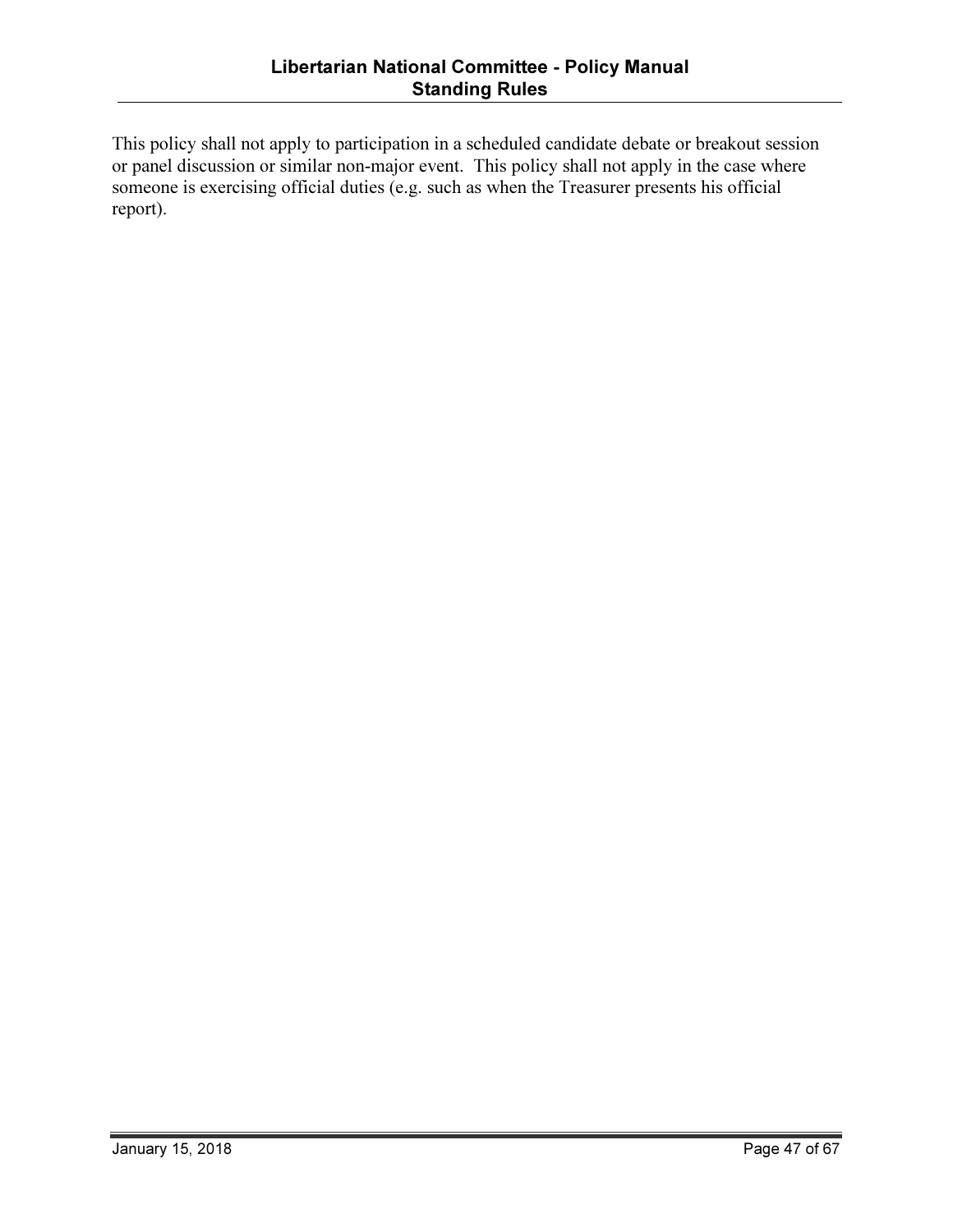This policy shall not apply to participation in a scheduled candidate debate or breakout session or panel discussion or similar non-major event. This policy shall not apply in the case where someone is exercising official duties (e.g. such as when the Treasurer presents his official report).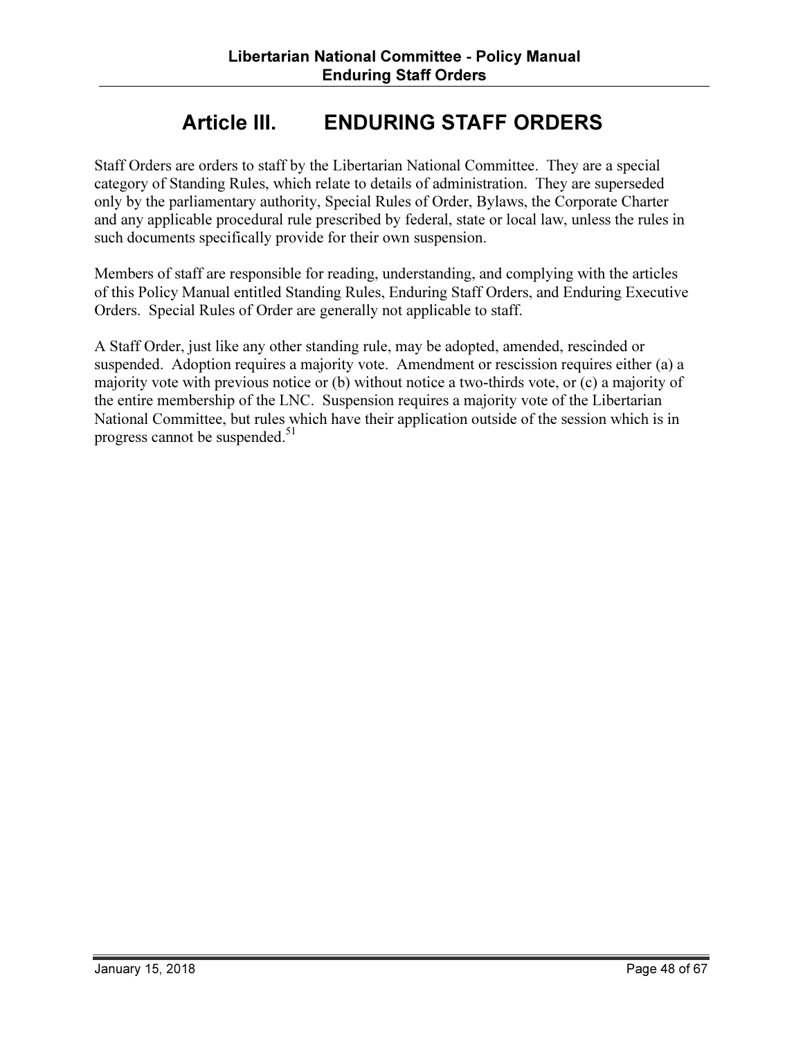# Article III. ENDURING STAFF ORDERS

Staff Orders are orders to staff by the Libertarian National Committee. They are a special category of Standing Rules, which relate to details of administration. They are superseded only by the parliamentary authority, Special Rules of Order, Bylaws, the Corporate Charter and any applicable procedural rule prescribed by federal, state or local law, unless the rules in such documents specifically provide for their own suspension.

Members of staff are responsible for reading, understanding, and complying with the articles of this Policy Manual entitled Standing Rules, Enduring Staff Orders, and Enduring Executive Orders. Special Rules of Order are generally not applicable to staff.

A Staff Order, just like any other standing rule, may be adopted, amended, rescinded or suspended. Adoption requires a majority vote. Amendment or rescission requires either (a) a majority vote with previous notice or (b) without notice a two-thirds vote, or (c) a majority of the entire membership of the LNC. Suspension requires a majority vote of the Libertarian National Committee, but rules which have their application outside of the session which is in progress cannot be suspended.[51]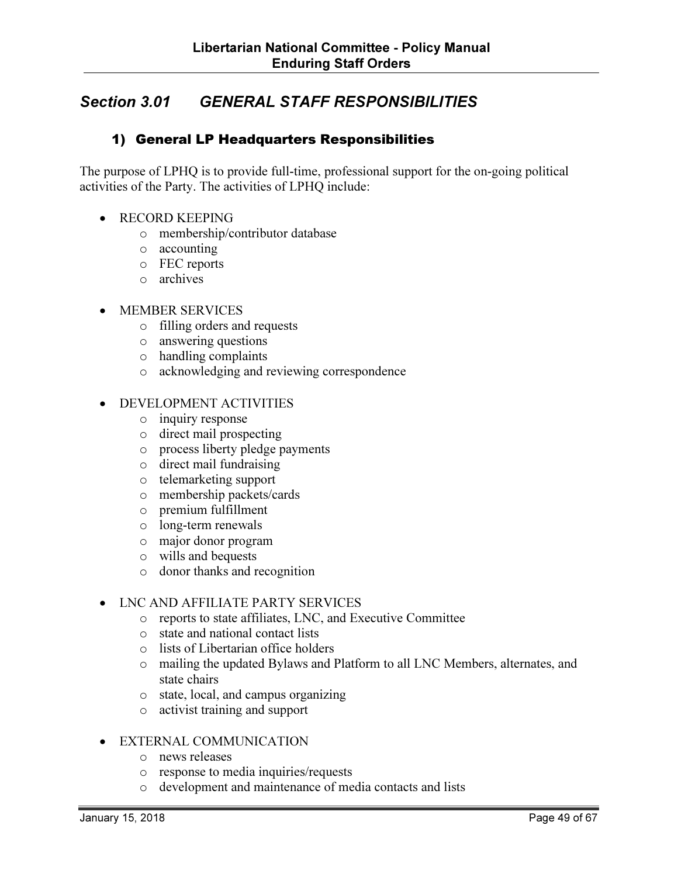## *Section 3.01 GENERAL STAFF RESPONSIBILITIES*

### 1) General LP Headquarters Responsibilities

The purpose of LPHQ is to provide full-time, professional support for the on-going political activities of the Party. The activities of LPHQ include:

- RECORD KEEPING
  - membership/contributor database
  - accounting
  - FEC reports
  - archives
- MEMBER SERVICES
  - filling orders and requests
  - answering questions
  - handling complaints
  - acknowledging and reviewing correspondence
- DEVELOPMENT ACTIVITIES
  - inquiry response
  - direct mail prospecting
  - process liberty pledge payments
  - direct mail fundraising
  - telemarketing support
  - membership packets/cards
  - premium fulfillment
  - long-term renewals
  - major donor program
  - wills and bequests
  - donor thanks and recognition
- LNC AND AFFILIATE PARTY SERVICES
  - reports to state affiliates, LNC, and Executive Committee
  - state and national contact lists
  - lists of Libertarian office holders
  - mailing the updated Bylaws and Platform to all LNC Members, alternates, and state chairs
  - state, local, and campus organizing
  - activist training and support
- EXTERNAL COMMUNICATION
  - news releases
  - response to media inquiries/requests
  - development and maintenance of media contacts and lists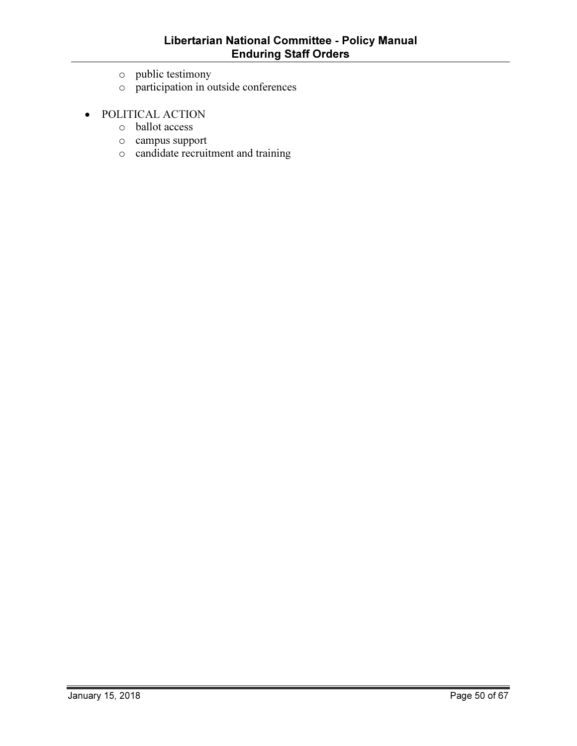- public testimony
  - participation in outside conferences

- POLITICAL ACTION
  - ballot access
  - campus support
  - candidate recruitment and training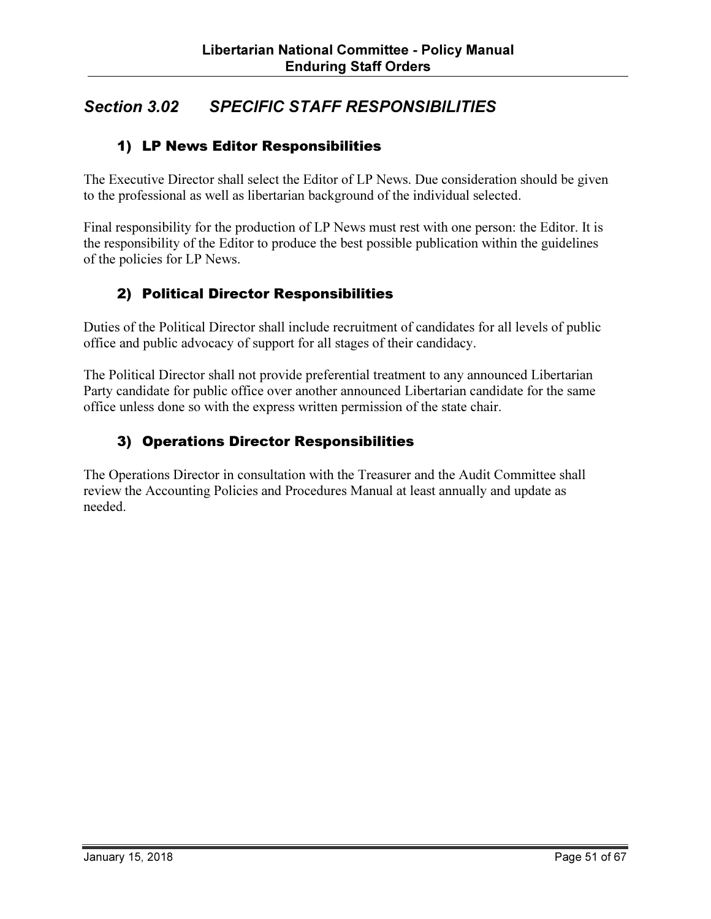## *Section 3.02 SPECIFIC STAFF RESPONSIBILITIES*

### 1) LP News Editor Responsibilities

The Executive Director shall select the Editor of LP News. Due consideration should be given to the professional as well as libertarian background of the individual selected.

Final responsibility for the production of LP News must rest with one person: the Editor. It is the responsibility of the Editor to produce the best possible publication within the guidelines of the policies for LP News.

### 2) Political Director Responsibilities

Duties of the Political Director shall include recruitment of candidates for all levels of public office and public advocacy of support for all stages of their candidacy.

The Political Director shall not provide preferential treatment to any announced Libertarian Party candidate for public office over another announced Libertarian candidate for the same office unless done so with the express written permission of the state chair.

### 3) Operations Director Responsibilities

The Operations Director in consultation with the Treasurer and the Audit Committee shall review the Accounting Policies and Procedures Manual at least annually and update as needed.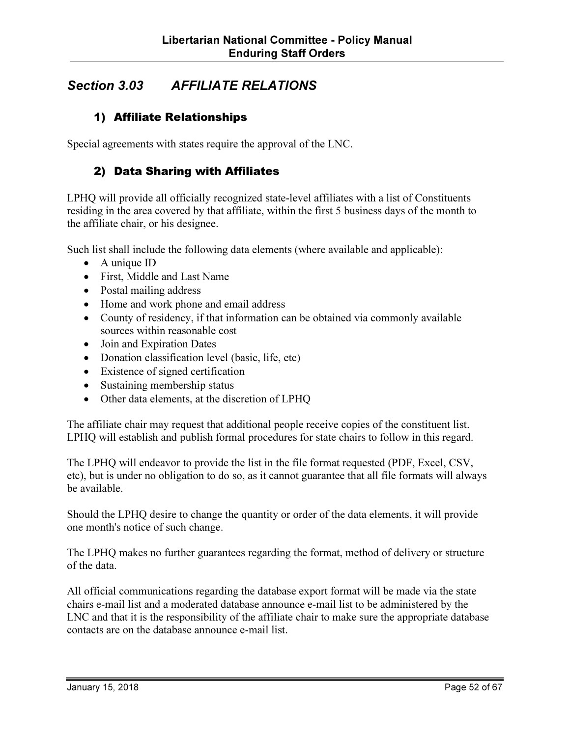## *Section 3.03 AFFILIATE RELATIONS*

### 1) Affiliate Relationships

Special agreements with states require the approval of the LNC.

### 2) Data Sharing with Affiliates

LPHQ will provide all officially recognized state-level affiliates with a list of Constituents residing in the area covered by that affiliate, within the first 5 business days of the month to the affiliate chair, or his designee.

Such list shall include the following data elements (where available and applicable):

- A unique ID
- First, Middle and Last Name
- Postal mailing address
- Home and work phone and email address
- County of residency, if that information can be obtained via commonly available sources within reasonable cost
- Join and Expiration Dates
- Donation classification level (basic, life, etc)
- Existence of signed certification
- Sustaining membership status
- Other data elements, at the discretion of LPHQ

The affiliate chair may request that additional people receive copies of the constituent list. LPHQ will establish and publish formal procedures for state chairs to follow in this regard.

The LPHQ will endeavor to provide the list in the file format requested (PDF, Excel, CSV, etc), but is under no obligation to do so, as it cannot guarantee that all file formats will always be available.

Should the LPHQ desire to change the quantity or order of the data elements, it will provide one month's notice of such change.

The LPHQ makes no further guarantees regarding the format, method of delivery or structure of the data.

All official communications regarding the database export format will be made via the state chairs e-mail list and a moderated database announce e-mail list to be administered by the LNC and that it is the responsibility of the affiliate chair to make sure the appropriate database contacts are on the database announce e-mail list.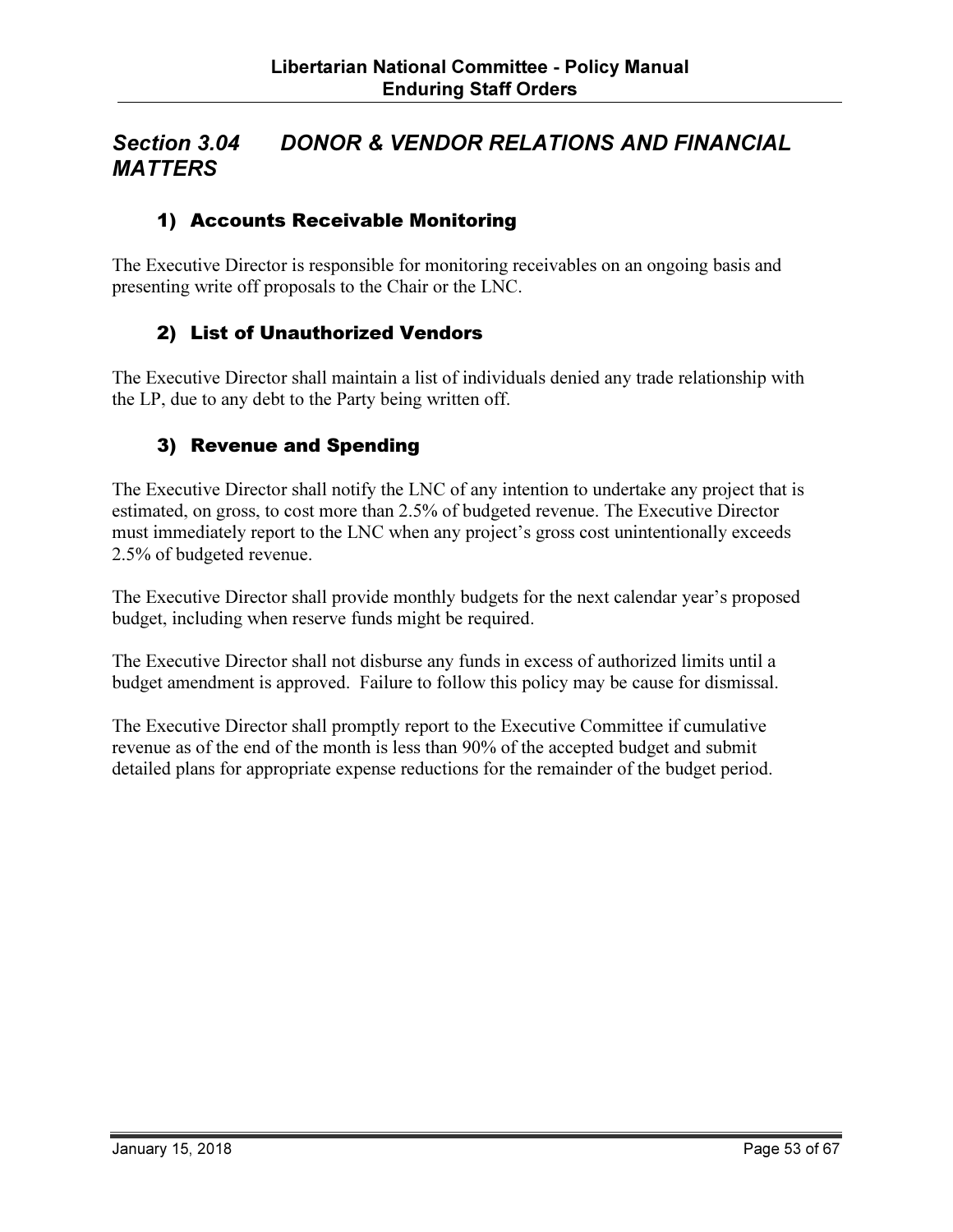## *Section 3.04 DONOR & VENDOR RELATIONS AND FINANCIAL MATTERS*

### 1) Accounts Receivable Monitoring

The Executive Director is responsible for monitoring receivables on an ongoing basis and presenting write off proposals to the Chair or the LNC.

### 2) List of Unauthorized Vendors

The Executive Director shall maintain a list of individuals denied any trade relationship with the LP, due to any debt to the Party being written off.

### 3) Revenue and Spending

The Executive Director shall notify the LNC of any intention to undertake any project that is estimated, on gross, to cost more than 2.5% of budgeted revenue. The Executive Director must immediately report to the LNC when any project's gross cost unintentionally exceeds 2.5% of budgeted revenue.

The Executive Director shall provide monthly budgets for the next calendar year's proposed budget, including when reserve funds might be required.

The Executive Director shall not disburse any funds in excess of authorized limits until a budget amendment is approved. Failure to follow this policy may be cause for dismissal.

The Executive Director shall promptly report to the Executive Committee if cumulative revenue as of the end of the month is less than 90% of the accepted budget and submit detailed plans for appropriate expense reductions for the remainder of the budget period.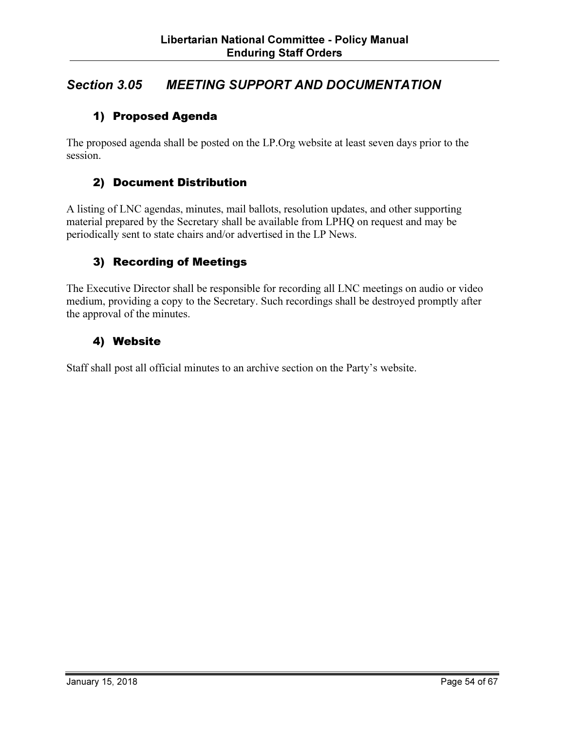## *Section 3.05 MEETING SUPPORT AND DOCUMENTATION*

### 1) Proposed Agenda

The proposed agenda shall be posted on the LP.Org website at least seven days prior to the session.

### 2) Document Distribution

A listing of LNC agendas, minutes, mail ballots, resolution updates, and other supporting material prepared by the Secretary shall be available from LPHQ on request and may be periodically sent to state chairs and/or advertised in the LP News.

### 3) Recording of Meetings

The Executive Director shall be responsible for recording all LNC meetings on audio or video medium, providing a copy to the Secretary. Such recordings shall be destroyed promptly after the approval of the minutes.

### 4) Website

Staff shall post all official minutes to an archive section on the Party's website.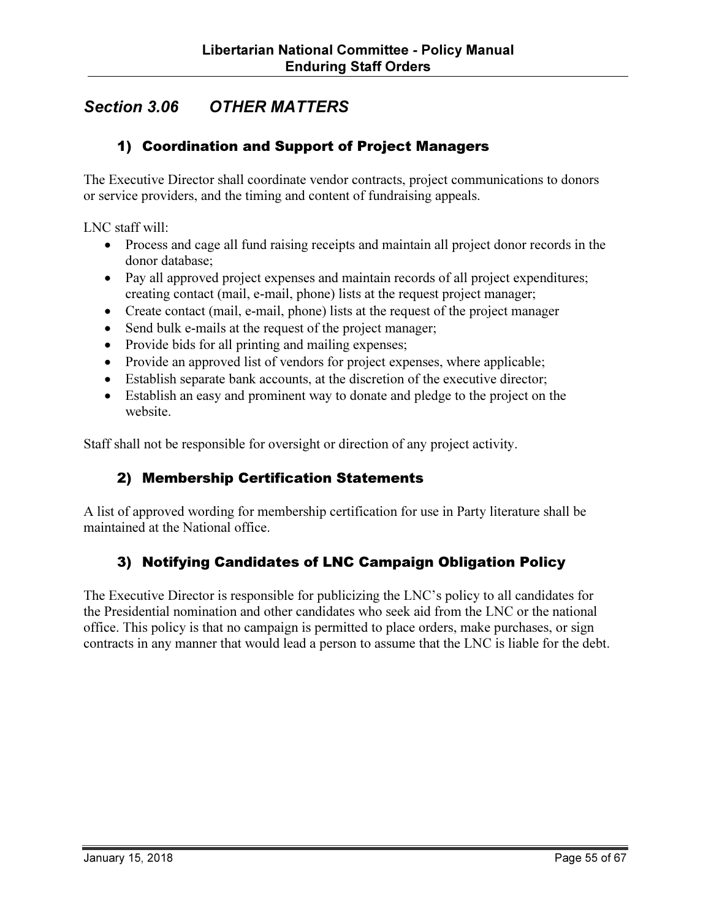## Section 3.06 OTHER MATTERS

### 1) Coordination and Support of Project Managers

The Executive Director shall coordinate vendor contracts, project communications to donors or service providers, and the timing and content of fundraising appeals.

LNC staff will:

- Process and cage all fund raising receipts and maintain all project donor records in the donor database;
- Pay all approved project expenses and maintain records of all project expenditures; creating contact (mail, e-mail, phone) lists at the request project manager;
- Create contact (mail, e-mail, phone) lists at the request of the project manager
- Send bulk e-mails at the request of the project manager;
- Provide bids for all printing and mailing expenses;
- Provide an approved list of vendors for project expenses, where applicable;
- Establish separate bank accounts, at the discretion of the executive director;
- Establish an easy and prominent way to donate and pledge to the project on the website.

Staff shall not be responsible for oversight or direction of any project activity.

### 2) Membership Certification Statements

A list of approved wording for membership certification for use in Party literature shall be maintained at the National office.

### 3) Notifying Candidates of LNC Campaign Obligation Policy

The Executive Director is responsible for publicizing the LNC's policy to all candidates for the Presidential nomination and other candidates who seek aid from the LNC or the national office. This policy is that no campaign is permitted to place orders, make purchases, or sign contracts in any manner that would lead a person to assume that the LNC is liable for the debt.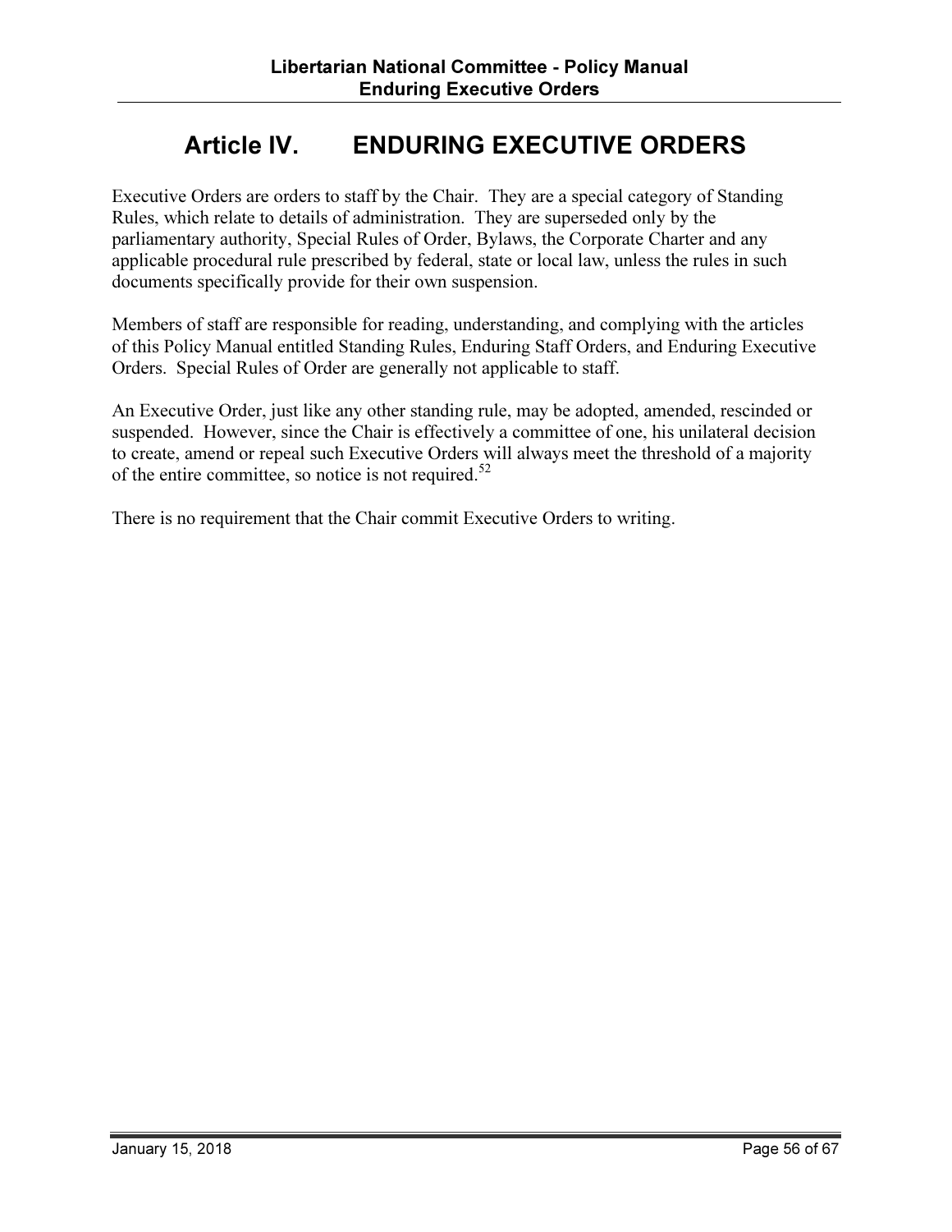# Article IV. ENDURING EXECUTIVE ORDERS

Executive Orders are orders to staff by the Chair. They are a special category of Standing Rules, which relate to details of administration. They are superseded only by the parliamentary authority, Special Rules of Order, Bylaws, the Corporate Charter and any applicable procedural rule prescribed by federal, state or local law, unless the rules in such documents specifically provide for their own suspension.

Members of staff are responsible for reading, understanding, and complying with the articles of this Policy Manual entitled Standing Rules, Enduring Staff Orders, and Enduring Executive Orders. Special Rules of Order are generally not applicable to staff.

An Executive Order, just like any other standing rule, may be adopted, amended, rescinded or suspended. However, since the Chair is effectively a committee of one, his unilateral decision to create, amend or repeal such Executive Orders will always meet the threshold of a majority of the entire committee, so notice is not required.[52]

There is no requirement that the Chair commit Executive Orders to writing.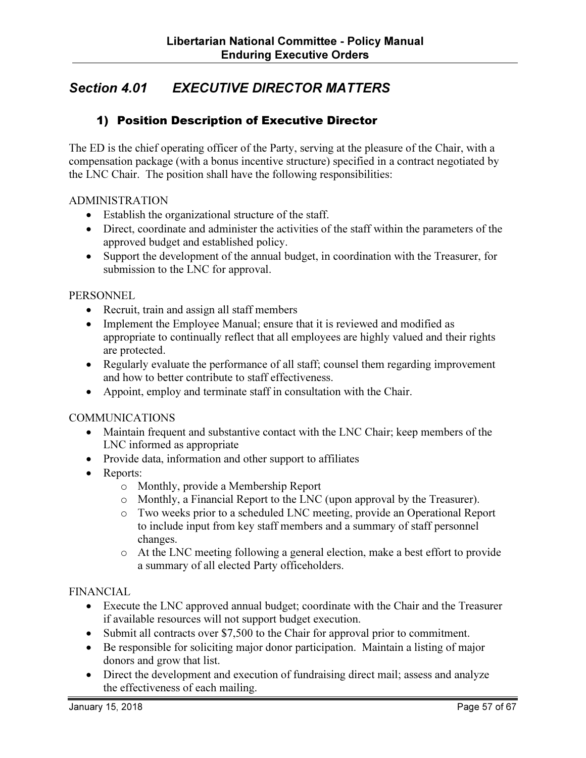## *Section 4.01 EXECUTIVE DIRECTOR MATTERS*

### 1) Position Description of Executive Director

The ED is the chief operating officer of the Party, serving at the pleasure of the Chair, with a compensation package (with a bonus incentive structure) specified in a contract negotiated by the LNC Chair. The position shall have the following responsibilities:

ADMINISTRATION

- Establish the organizational structure of the staff.
- Direct, coordinate and administer the activities of the staff within the parameters of the approved budget and established policy.
- Support the development of the annual budget, in coordination with the Treasurer, for submission to the LNC for approval.

PERSONNEL

- Recruit, train and assign all staff members
- Implement the Employee Manual; ensure that it is reviewed and modified as appropriate to continually reflect that all employees are highly valued and their rights are protected.
- Regularly evaluate the performance of all staff; counsel them regarding improvement and how to better contribute to staff effectiveness.
- Appoint, employ and terminate staff in consultation with the Chair.

COMMUNICATIONS

- Maintain frequent and substantive contact with the LNC Chair; keep members of the LNC informed as appropriate
- Provide data, information and other support to affiliates
- Reports:
  - Monthly, provide a Membership Report
  - Monthly, a Financial Report to the LNC (upon approval by the Treasurer).
  - Two weeks prior to a scheduled LNC meeting, provide an Operational Report to include input from key staff members and a summary of staff personnel changes.
  - At the LNC meeting following a general election, make a best effort to provide a summary of all elected Party officeholders.

FINANCIAL

- Execute the LNC approved annual budget; coordinate with the Chair and the Treasurer if available resources will not support budget execution.
- Submit all contracts over $7,500 to the Chair for approval prior to commitment.
- Be responsible for soliciting major donor participation. Maintain a listing of major donors and grow that list.
- Direct the development and execution of fundraising direct mail; assess and analyze the effectiveness of each mailing.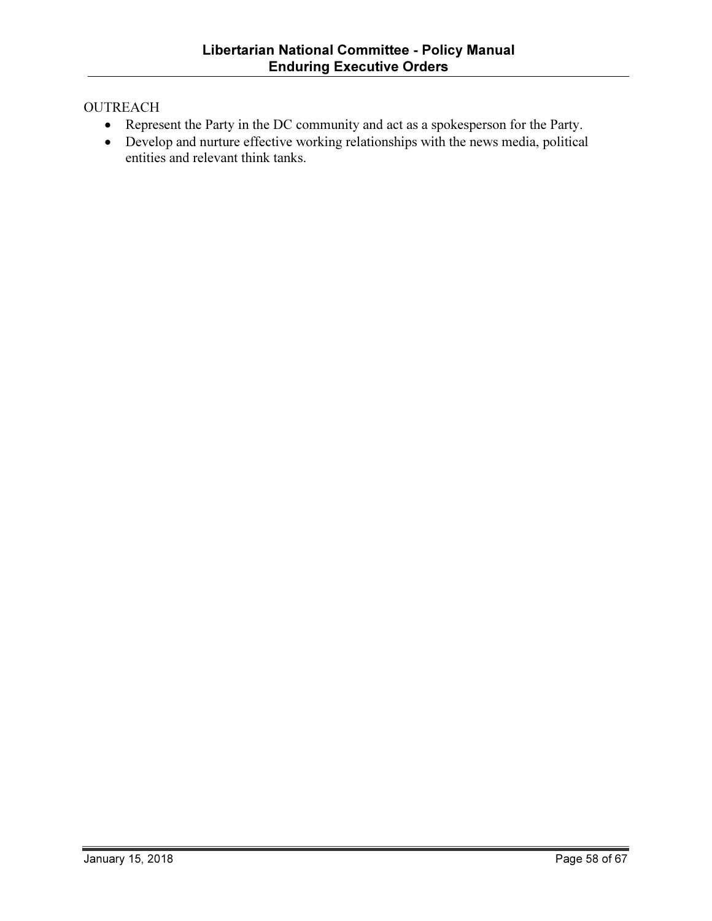OUTREACH

- Represent the Party in the DC community and act as a spokesperson for the Party.
- Develop and nurture effective working relationships with the news media, political entities and relevant think tanks.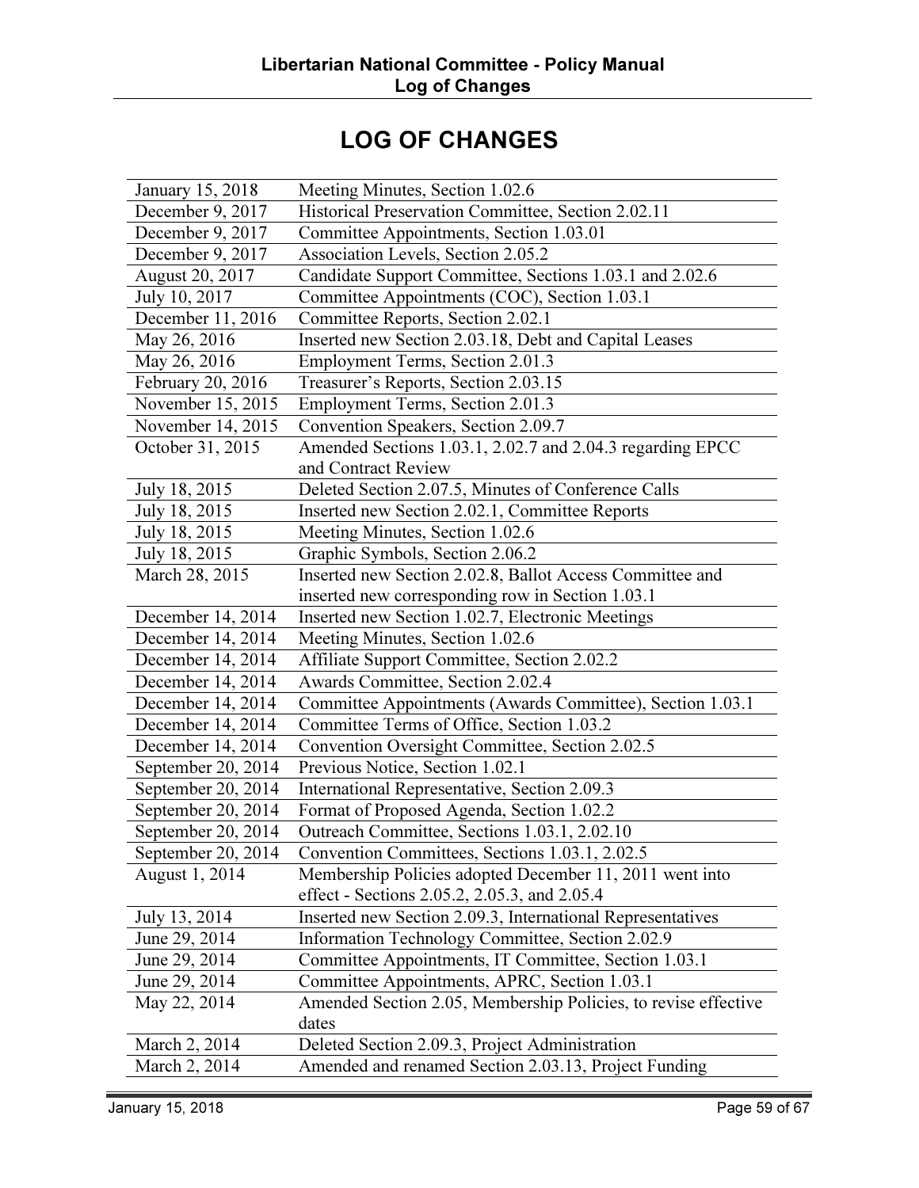# LOG OF CHANGES

| | |
|---|---|
| January 15, 2018 | Meeting Minutes, Section 1.02.6 |
| December 9, 2017 | Historical Preservation Committee, Section 2.02.11 |
| December 9, 2017 | Committee Appointments, Section 1.03.01 |
| December 9, 2017 | Association Levels, Section 2.05.2 |
| August 20, 2017 | Candidate Support Committee, Sections 1.03.1 and 2.02.6 |
| July 10, 2017 | Committee Appointments (COC), Section 1.03.1 |
| December 11, 2016 | Committee Reports, Section 2.02.1 |
| May 26, 2016 | Inserted new Section 2.03.18, Debt and Capital Leases |
| May 26, 2016 | Employment Terms, Section 2.01.3 |
| February 20, 2016 | Treasurer's Reports, Section 2.03.15 |
| November 15, 2015 | Employment Terms, Section 2.01.3 |
| November 14, 2015 | Convention Speakers, Section 2.09.7 |
| October 31, 2015 | Amended Sections 1.03.1, 2.02.7 and 2.04.3 regarding EPCC and Contract Review |
| July 18, 2015 | Deleted Section 2.07.5, Minutes of Conference Calls |
| July 18, 2015 | Inserted new Section 2.02.1, Committee Reports |
| July 18, 2015 | Meeting Minutes, Section 1.02.6 |
| July 18, 2015 | Graphic Symbols, Section 2.06.2 |
| March 28, 2015 | Inserted new Section 2.02.8, Ballot Access Committee and inserted new corresponding row in Section 1.03.1 |
| December 14, 2014 | Inserted new Section 1.02.7, Electronic Meetings |
| December 14, 2014 | Meeting Minutes, Section 1.02.6 |
| December 14, 2014 | Affiliate Support Committee, Section 2.02.2 |
| December 14, 2014 | Awards Committee, Section 2.02.4 |
| December 14, 2014 | Committee Appointments (Awards Committee), Section 1.03.1 |
| December 14, 2014 | Committee Terms of Office, Section 1.03.2 |
| December 14, 2014 | Convention Oversight Committee, Section 2.02.5 |
| September 20, 2014 | Previous Notice, Section 1.02.1 |
| September 20, 2014 | International Representative, Section 2.09.3 |
| September 20, 2014 | Format of Proposed Agenda, Section 1.02.2 |
| September 20, 2014 | Outreach Committee, Sections 1.03.1, 2.02.10 |
| September 20, 2014 | Convention Committees, Sections 1.03.1, 2.02.5 |
| August 1, 2014 | Membership Policies adopted December 11, 2011 went into effect - Sections 2.05.2, 2.05.3, and 2.05.4 |
| July 13, 2014 | Inserted new Section 2.09.3, International Representatives |
| June 29, 2014 | Information Technology Committee, Section 2.02.9 |
| June 29, 2014 | Committee Appointments, IT Committee, Section 1.03.1 |
| June 29, 2014 | Committee Appointments, APRC, Section 1.03.1 |
| May 22, 2014 | Amended Section 2.05, Membership Policies, to revise effective dates |
| March 2, 2014 | Deleted Section 2.09.3, Project Administration |
| March 2, 2014 | Amended and renamed Section 2.03.13, Project Funding |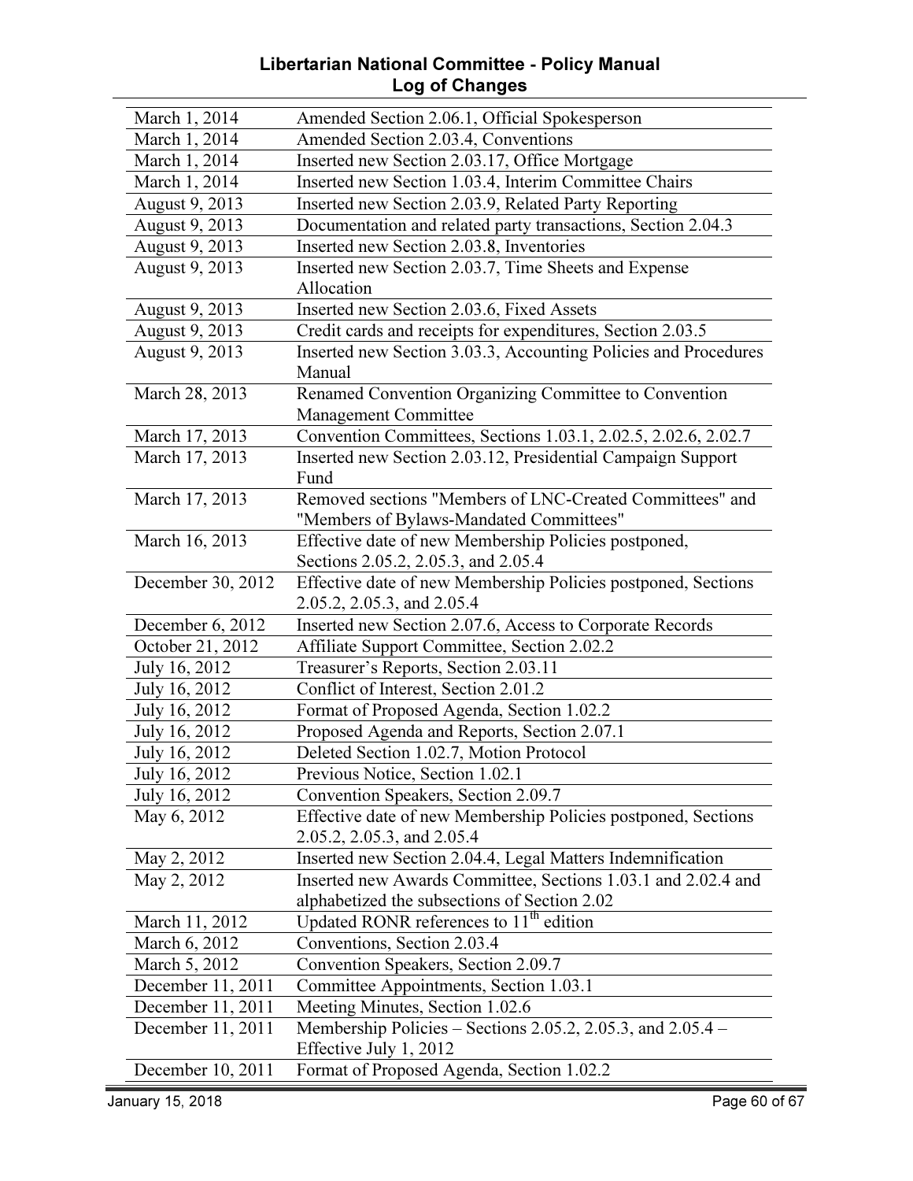## Libertarian National Committee - Policy Manual
## Log of Changes

| Date | Change |
|---|---|
| March 1, 2014 | Amended Section 2.06.1, Official Spokesperson |
| March 1, 2014 | Amended Section 2.03.4, Conventions |
| March 1, 2014 | Inserted new Section 2.03.17, Office Mortgage |
| March 1, 2014 | Inserted new Section 1.03.4, Interim Committee Chairs |
| August 9, 2013 | Inserted new Section 2.03.9, Related Party Reporting |
| August 9, 2013 | Documentation and related party transactions, Section 2.04.3 |
| August 9, 2013 | Inserted new Section 2.03.8, Inventories |
| August 9, 2013 | Inserted new Section 2.03.7, Time Sheets and Expense Allocation |
| August 9, 2013 | Inserted new Section 2.03.6, Fixed Assets |
| August 9, 2013 | Credit cards and receipts for expenditures, Section 2.03.5 |
| August 9, 2013 | Inserted new Section 3.03.3, Accounting Policies and Procedures Manual |
| March 28, 2013 | Renamed Convention Organizing Committee to Convention Management Committee |
| March 17, 2013 | Convention Committees, Sections 1.03.1, 2.02.5, 2.02.6, 2.02.7 |
| March 17, 2013 | Inserted new Section 2.03.12, Presidential Campaign Support Fund |
| March 17, 2013 | Removed sections "Members of LNC-Created Committees" and "Members of Bylaws-Mandated Committees" |
| March 16, 2013 | Effective date of new Membership Policies postponed, Sections 2.05.2, 2.05.3, and 2.05.4 |
| December 30, 2012 | Effective date of new Membership Policies postponed, Sections 2.05.2, 2.05.3, and 2.05.4 |
| December 6, 2012 | Inserted new Section 2.07.6, Access to Corporate Records |
| October 21, 2012 | Affiliate Support Committee, Section 2.02.2 |
| July 16, 2012 | Treasurer's Reports, Section 2.03.11 |
| July 16, 2012 | Conflict of Interest, Section 2.01.2 |
| July 16, 2012 | Format of Proposed Agenda, Section 1.02.2 |
| July 16, 2012 | Proposed Agenda and Reports, Section 2.07.1 |
| July 16, 2012 | Deleted Section 1.02.7, Motion Protocol |
| July 16, 2012 | Previous Notice, Section 1.02.1 |
| July 16, 2012 | Convention Speakers, Section 2.09.7 |
| May 6, 2012 | Effective date of new Membership Policies postponed, Sections 2.05.2, 2.05.3, and 2.05.4 |
| May 2, 2012 | Inserted new Section 2.04.4, Legal Matters Indemnification |
| May 2, 2012 | Inserted new Awards Committee, Sections 1.03.1 and 2.02.4 and alphabetized the subsections of Section 2.02 |
| March 11, 2012 | Updated RONR references to 11th edition |
| March 6, 2012 | Conventions, Section 2.03.4 |
| March 5, 2012 | Convention Speakers, Section 2.09.7 |
| December 11, 2011 | Committee Appointments, Section 1.03.1 |
| December 11, 2011 | Meeting Minutes, Section 1.02.6 |
| December 11, 2011 | Membership Policies – Sections 2.05.2, 2.05.3, and 2.05.4 – Effective July 1, 2012 |
| December 10, 2011 | Format of Proposed Agenda, Section 1.02.2 |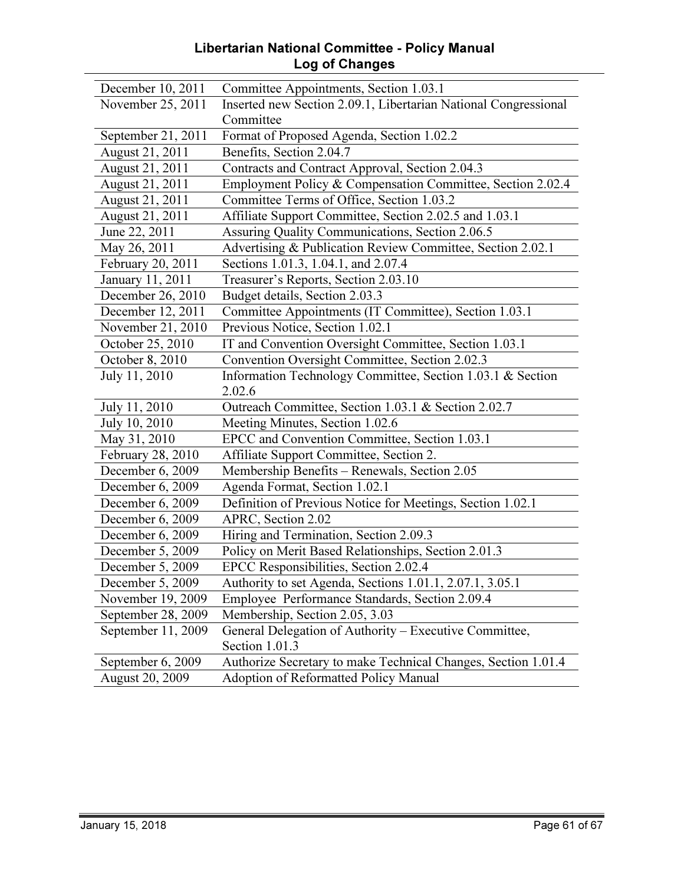# Libertarian National Committee - Policy Manual
## Log of Changes

| | |
|---|---|
| December 10, 2011 | Committee Appointments, Section 1.03.1 |
| November 25, 2011 | Inserted new Section 2.09.1, Libertarian National Congressional Committee |
| September 21, 2011 | Format of Proposed Agenda, Section 1.02.2 |
| August 21, 2011 | Benefits, Section 2.04.7 |
| August 21, 2011 | Contracts and Contract Approval, Section 2.04.3 |
| August 21, 2011 | Employment Policy & Compensation Committee, Section 2.02.4 |
| August 21, 2011 | Committee Terms of Office, Section 1.03.2 |
| August 21, 2011 | Affiliate Support Committee, Section 2.02.5 and 1.03.1 |
| June 22, 2011 | Assuring Quality Communications, Section 2.06.5 |
| May 26, 2011 | Advertising & Publication Review Committee, Section 2.02.1 |
| February 20, 2011 | Sections 1.01.3, 1.04.1, and 2.07.4 |
| January 11, 2011 | Treasurer's Reports, Section 2.03.10 |
| December 26, 2010 | Budget details, Section 2.03.3 |
| December 12, 2011 | Committee Appointments (IT Committee), Section 1.03.1 |
| November 21, 2010 | Previous Notice, Section 1.02.1 |
| October 25, 2010 | IT and Convention Oversight Committee, Section 1.03.1 |
| October 8, 2010 | Convention Oversight Committee, Section 2.02.3 |
| July 11, 2010 | Information Technology Committee, Section 1.03.1 & Section 2.02.6 |
| July 11, 2010 | Outreach Committee, Section 1.03.1 & Section 2.02.7 |
| July 10, 2010 | Meeting Minutes, Section 1.02.6 |
| May 31, 2010 | EPCC and Convention Committee, Section 1.03.1 |
| February 28, 2010 | Affiliate Support Committee, Section 2. |
| December 6, 2009 | Membership Benefits – Renewals, Section 2.05 |
| December 6, 2009 | Agenda Format, Section 1.02.1 |
| December 6, 2009 | Definition of Previous Notice for Meetings, Section 1.02.1 |
| December 6, 2009 | APRC, Section 2.02 |
| December 6, 2009 | Hiring and Termination, Section 2.09.3 |
| December 5, 2009 | Policy on Merit Based Relationships, Section 2.01.3 |
| December 5, 2009 | EPCC Responsibilities, Section 2.02.4 |
| December 5, 2009 | Authority to set Agenda, Sections 1.01.1, 2.07.1, 3.05.1 |
| November 19, 2009 | Employee Performance Standards, Section 2.09.4 |
| September 28, 2009 | Membership, Section 2.05, 3.03 |
| September 11, 2009 | General Delegation of Authority – Executive Committee, Section 1.01.3 |
| September 6, 2009 | Authorize Secretary to make Technical Changes, Section 1.01.4 |
| August 20, 2009 | Adoption of Reformatted Policy Manual |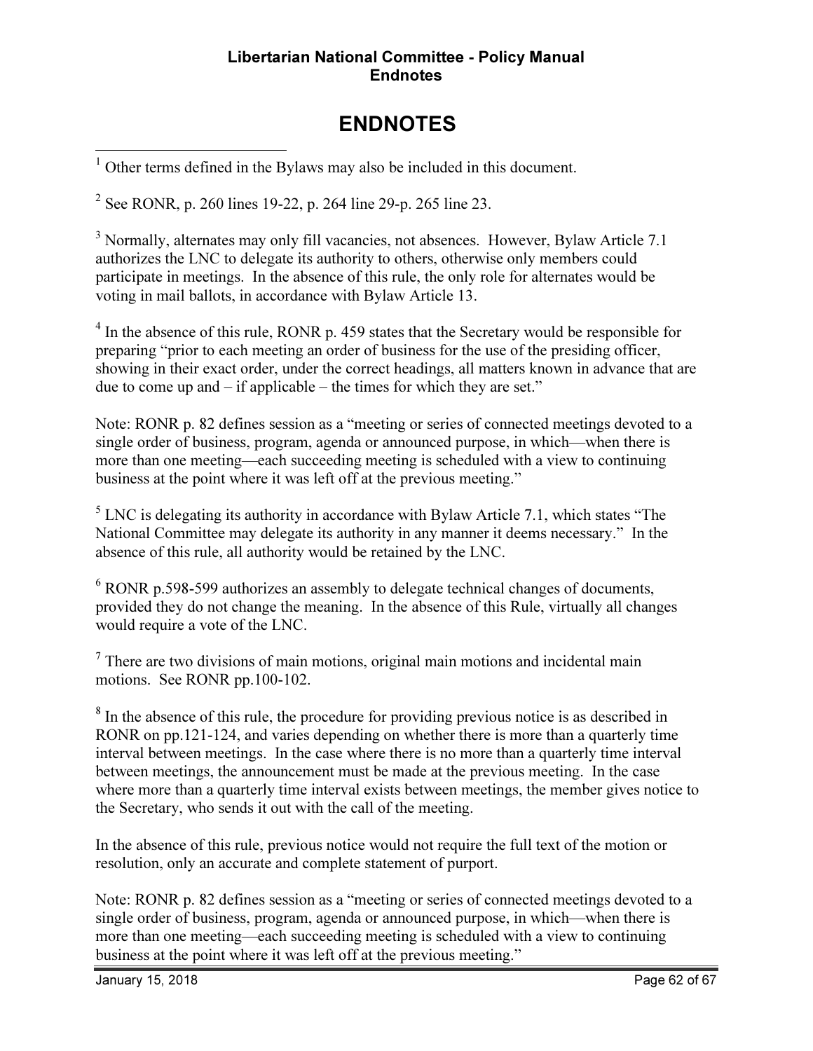# ENDNOTES

[1] Other terms defined in the Bylaws may also be included in this document.

[2] See RONR, p. 260 lines 19-22, p. 264 line 29-p. 265 line 23.

[3] Normally, alternates may only fill vacancies, not absences. However, Bylaw Article 7.1 authorizes the LNC to delegate its authority to others, otherwise only members could participate in meetings. In the absence of this rule, the only role for alternates would be voting in mail ballots, in accordance with Bylaw Article 13.

[4] In the absence of this rule, RONR p. 459 states that the Secretary would be responsible for preparing "prior to each meeting an order of business for the use of the presiding officer, showing in their exact order, under the correct headings, all matters known in advance that are due to come up and – if applicable – the times for which they are set."

Note: RONR p. 82 defines session as a "meeting or series of connected meetings devoted to a single order of business, program, agenda or announced purpose, in which—when there is more than one meeting—each succeeding meeting is scheduled with a view to continuing business at the point where it was left off at the previous meeting."

[5] LNC is delegating its authority in accordance with Bylaw Article 7.1, which states "The National Committee may delegate its authority in any manner it deems necessary." In the absence of this rule, all authority would be retained by the LNC.

[6] RONR p.598-599 authorizes an assembly to delegate technical changes of documents, provided they do not change the meaning. In the absence of this Rule, virtually all changes would require a vote of the LNC.

[7] There are two divisions of main motions, original main motions and incidental main motions. See RONR pp.100-102.

[8] In the absence of this rule, the procedure for providing previous notice is as described in RONR on pp.121-124, and varies depending on whether there is more than a quarterly time interval between meetings. In the case where there is no more than a quarterly time interval between meetings, the announcement must be made at the previous meeting. In the case where more than a quarterly time interval exists between meetings, the member gives notice to the Secretary, who sends it out with the call of the meeting.

In the absence of this rule, previous notice would not require the full text of the motion or resolution, only an accurate and complete statement of purport.

Note: RONR p. 82 defines session as a "meeting or series of connected meetings devoted to a single order of business, program, agenda or announced purpose, in which—when there is more than one meeting—each succeeding meeting is scheduled with a view to continuing business at the point where it was left off at the previous meeting."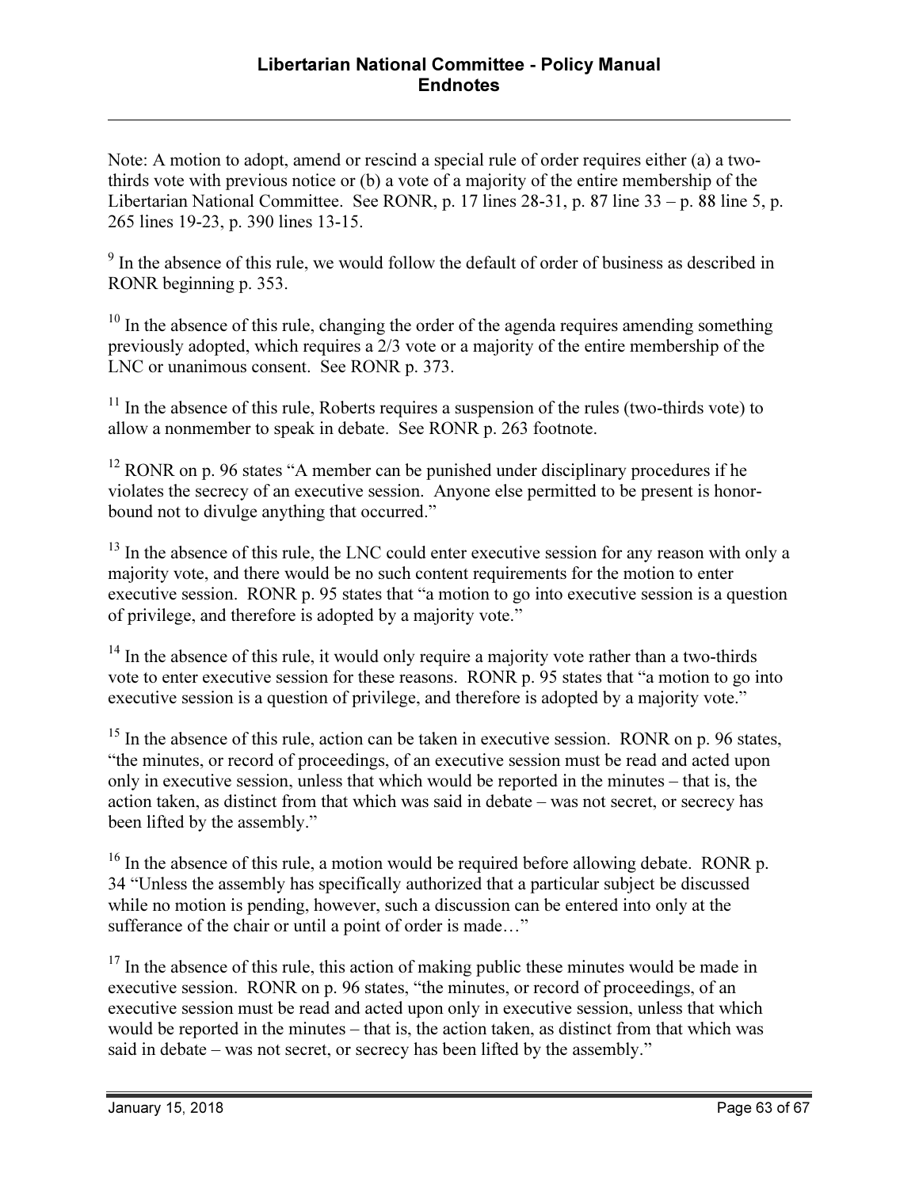Note: A motion to adopt, amend or rescind a special rule of order requires either (a) a two-thirds vote with previous notice or (b) a vote of a majority of the entire membership of the Libertarian National Committee. See RONR, p. 17 lines 28-31, p. 87 line 33 – p. 88 line 5, p. 265 lines 19-23, p. 390 lines 13-15.

[9] In the absence of this rule, we would follow the default of order of business as described in RONR beginning p. 353.

[10] In the absence of this rule, changing the order of the agenda requires amending something previously adopted, which requires a 2/3 vote or a majority of the entire membership of the LNC or unanimous consent. See RONR p. 373.

[11] In the absence of this rule, Roberts requires a suspension of the rules (two-thirds vote) to allow a nonmember to speak in debate. See RONR p. 263 footnote.

[12] RONR on p. 96 states "A member can be punished under disciplinary procedures if he violates the secrecy of an executive session. Anyone else permitted to be present is honor-bound not to divulge anything that occurred."

[13] In the absence of this rule, the LNC could enter executive session for any reason with only a majority vote, and there would be no such content requirements for the motion to enter executive session. RONR p. 95 states that "a motion to go into executive session is a question of privilege, and therefore is adopted by a majority vote."

[14] In the absence of this rule, it would only require a majority vote rather than a two-thirds vote to enter executive session for these reasons. RONR p. 95 states that "a motion to go into executive session is a question of privilege, and therefore is adopted by a majority vote."

[15] In the absence of this rule, action can be taken in executive session. RONR on p. 96 states, "the minutes, or record of proceedings, of an executive session must be read and acted upon only in executive session, unless that which would be reported in the minutes – that is, the action taken, as distinct from that which was said in debate – was not secret, or secrecy has been lifted by the assembly."

[16] In the absence of this rule, a motion would be required before allowing debate. RONR p. 34 "Unless the assembly has specifically authorized that a particular subject be discussed while no motion is pending, however, such a discussion can be entered into only at the sufferance of the chair or until a point of order is made…"

[17] In the absence of this rule, this action of making public these minutes would be made in executive session. RONR on p. 96 states, "the minutes, or record of proceedings, of an executive session must be read and acted upon only in executive session, unless that which would be reported in the minutes – that is, the action taken, as distinct from that which was said in debate – was not secret, or secrecy has been lifted by the assembly."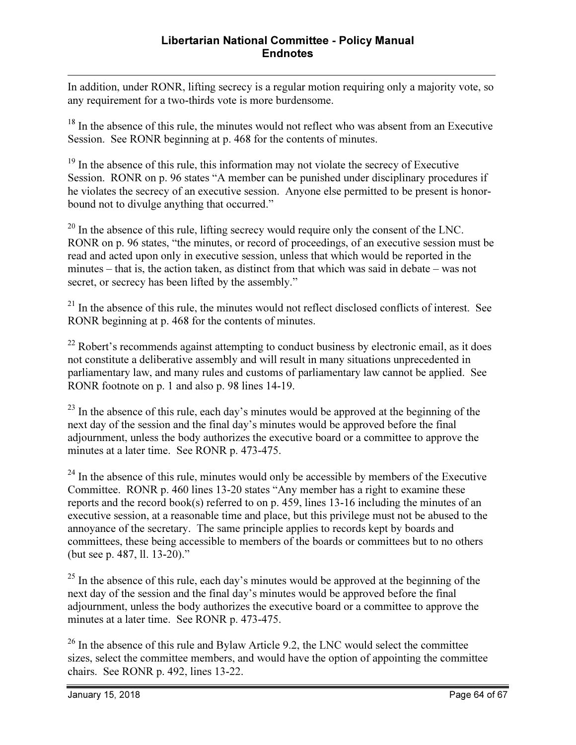In addition, under RONR, lifting secrecy is a regular motion requiring only a majority vote, so any requirement for a two-thirds vote is more burdensome.

[18] In the absence of this rule, the minutes would not reflect who was absent from an Executive Session. See RONR beginning at p. 468 for the contents of minutes.

[19] In the absence of this rule, this information may not violate the secrecy of Executive Session. RONR on p. 96 states "A member can be punished under disciplinary procedures if he violates the secrecy of an executive session. Anyone else permitted to be present is honor-bound not to divulge anything that occurred."

[20] In the absence of this rule, lifting secrecy would require only the consent of the LNC. RONR on p. 96 states, "the minutes, or record of proceedings, of an executive session must be read and acted upon only in executive session, unless that which would be reported in the minutes – that is, the action taken, as distinct from that which was said in debate – was not secret, or secrecy has been lifted by the assembly."

[21] In the absence of this rule, the minutes would not reflect disclosed conflicts of interest. See RONR beginning at p. 468 for the contents of minutes.

[22] Robert's recommends against attempting to conduct business by electronic email, as it does not constitute a deliberative assembly and will result in many situations unprecedented in parliamentary law, and many rules and customs of parliamentary law cannot be applied. See RONR footnote on p. 1 and also p. 98 lines 14-19.

[23] In the absence of this rule, each day's minutes would be approved at the beginning of the next day of the session and the final day's minutes would be approved before the final adjournment, unless the body authorizes the executive board or a committee to approve the minutes at a later time. See RONR p. 473-475.

[24] In the absence of this rule, minutes would only be accessible by members of the Executive Committee. RONR p. 460 lines 13-20 states "Any member has a right to examine these reports and the record book(s) referred to on p. 459, lines 13-16 including the minutes of an executive session, at a reasonable time and place, but this privilege must not be abused to the annoyance of the secretary. The same principle applies to records kept by boards and committees, these being accessible to members of the boards or committees but to no others (but see p. 487, ll. 13-20)."

[25] In the absence of this rule, each day's minutes would be approved at the beginning of the next day of the session and the final day's minutes would be approved before the final adjournment, unless the body authorizes the executive board or a committee to approve the minutes at a later time. See RONR p. 473-475.

[26] In the absence of this rule and Bylaw Article 9.2, the LNC would select the committee sizes, select the committee members, and would have the option of appointing the committee chairs. See RONR p. 492, lines 13-22.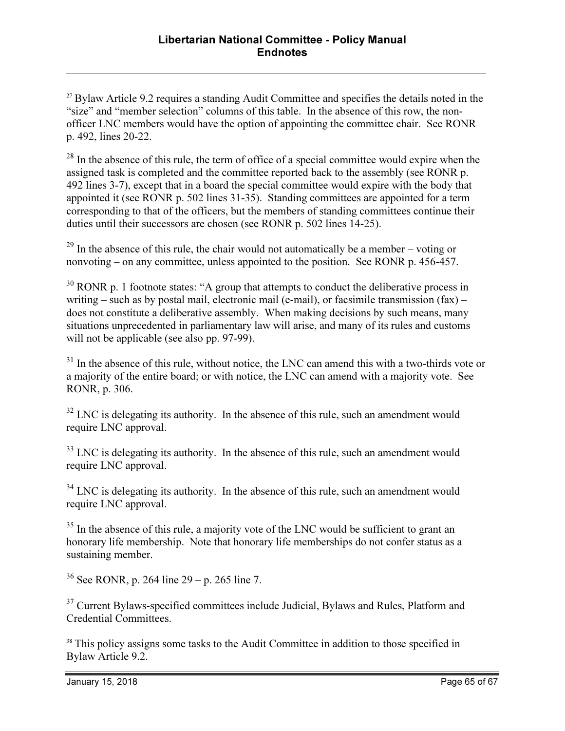[27] Bylaw Article 9.2 requires a standing Audit Committee and specifies the details noted in the "size" and "member selection" columns of this table. In the absence of this row, the non-officer LNC members would have the option of appointing the committee chair. See RONR p. 492, lines 20-22.

[28] In the absence of this rule, the term of office of a special committee would expire when the assigned task is completed and the committee reported back to the assembly (see RONR p. 492 lines 3-7), except that in a board the special committee would expire with the body that appointed it (see RONR p. 502 lines 31-35). Standing committees are appointed for a term corresponding to that of the officers, but the members of standing committees continue their duties until their successors are chosen (see RONR p. 502 lines 14-25).

[29] In the absence of this rule, the chair would not automatically be a member – voting or nonvoting – on any committee, unless appointed to the position. See RONR p. 456-457.

[30] RONR p. 1 footnote states: "A group that attempts to conduct the deliberative process in writing – such as by postal mail, electronic mail (e-mail), or facsimile transmission (fax) – does not constitute a deliberative assembly. When making decisions by such means, many situations unprecedented in parliamentary law will arise, and many of its rules and customs will not be applicable (see also pp. 97-99).

[31] In the absence of this rule, without notice, the LNC can amend this with a two-thirds vote or a majority of the entire board; or with notice, the LNC can amend with a majority vote. See RONR, p. 306.

[32] LNC is delegating its authority. In the absence of this rule, such an amendment would require LNC approval.

[33] LNC is delegating its authority. In the absence of this rule, such an amendment would require LNC approval.

[34] LNC is delegating its authority. In the absence of this rule, such an amendment would require LNC approval.

[35] In the absence of this rule, a majority vote of the LNC would be sufficient to grant an honorary life membership. Note that honorary life memberships do not confer status as a sustaining member.

[36] See RONR, p. 264 line 29 – p. 265 line 7.

[37] Current Bylaws-specified committees include Judicial, Bylaws and Rules, Platform and Credential Committees.

[38] This policy assigns some tasks to the Audit Committee in addition to those specified in Bylaw Article 9.2.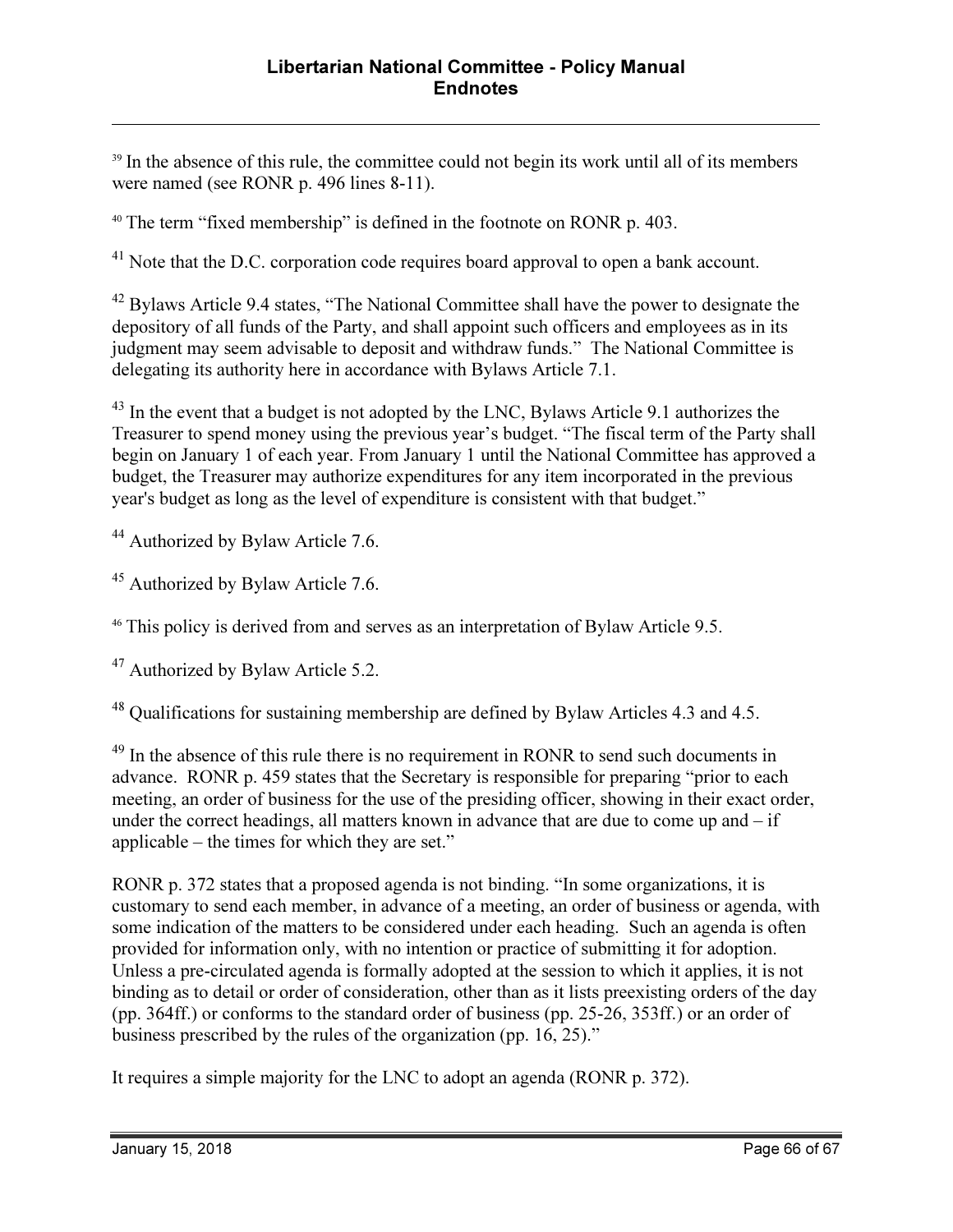[39] In the absence of this rule, the committee could not begin its work until all of its members were named (see RONR p. 496 lines 8-11).

[40] The term "fixed membership" is defined in the footnote on RONR p. 403.

[41] Note that the D.C. corporation code requires board approval to open a bank account.

[42] Bylaws Article 9.4 states, "The National Committee shall have the power to designate the depository of all funds of the Party, and shall appoint such officers and employees as in its judgment may seem advisable to deposit and withdraw funds." The National Committee is delegating its authority here in accordance with Bylaws Article 7.1.

[43] In the event that a budget is not adopted by the LNC, Bylaws Article 9.1 authorizes the Treasurer to spend money using the previous year's budget. "The fiscal term of the Party shall begin on January 1 of each year. From January 1 until the National Committee has approved a budget, the Treasurer may authorize expenditures for any item incorporated in the previous year's budget as long as the level of expenditure is consistent with that budget."

[44] Authorized by Bylaw Article 7.6.

[45] Authorized by Bylaw Article 7.6.

[46] This policy is derived from and serves as an interpretation of Bylaw Article 9.5.

[47] Authorized by Bylaw Article 5.2.

[48] Qualifications for sustaining membership are defined by Bylaw Articles 4.3 and 4.5.

[49] In the absence of this rule there is no requirement in RONR to send such documents in advance. RONR p. 459 states that the Secretary is responsible for preparing "prior to each meeting, an order of business for the use of the presiding officer, showing in their exact order, under the correct headings, all matters known in advance that are due to come up and – if applicable – the times for which they are set."

RONR p. 372 states that a proposed agenda is not binding. "In some organizations, it is customary to send each member, in advance of a meeting, an order of business or agenda, with some indication of the matters to be considered under each heading. Such an agenda is often provided for information only, with no intention or practice of submitting it for adoption. Unless a pre-circulated agenda is formally adopted at the session to which it applies, it is not binding as to detail or order of consideration, other than as it lists preexisting orders of the day (pp. 364ff.) or conforms to the standard order of business (pp. 25-26, 353ff.) or an order of business prescribed by the rules of the organization (pp. 16, 25)."

It requires a simple majority for the LNC to adopt an agenda (RONR p. 372).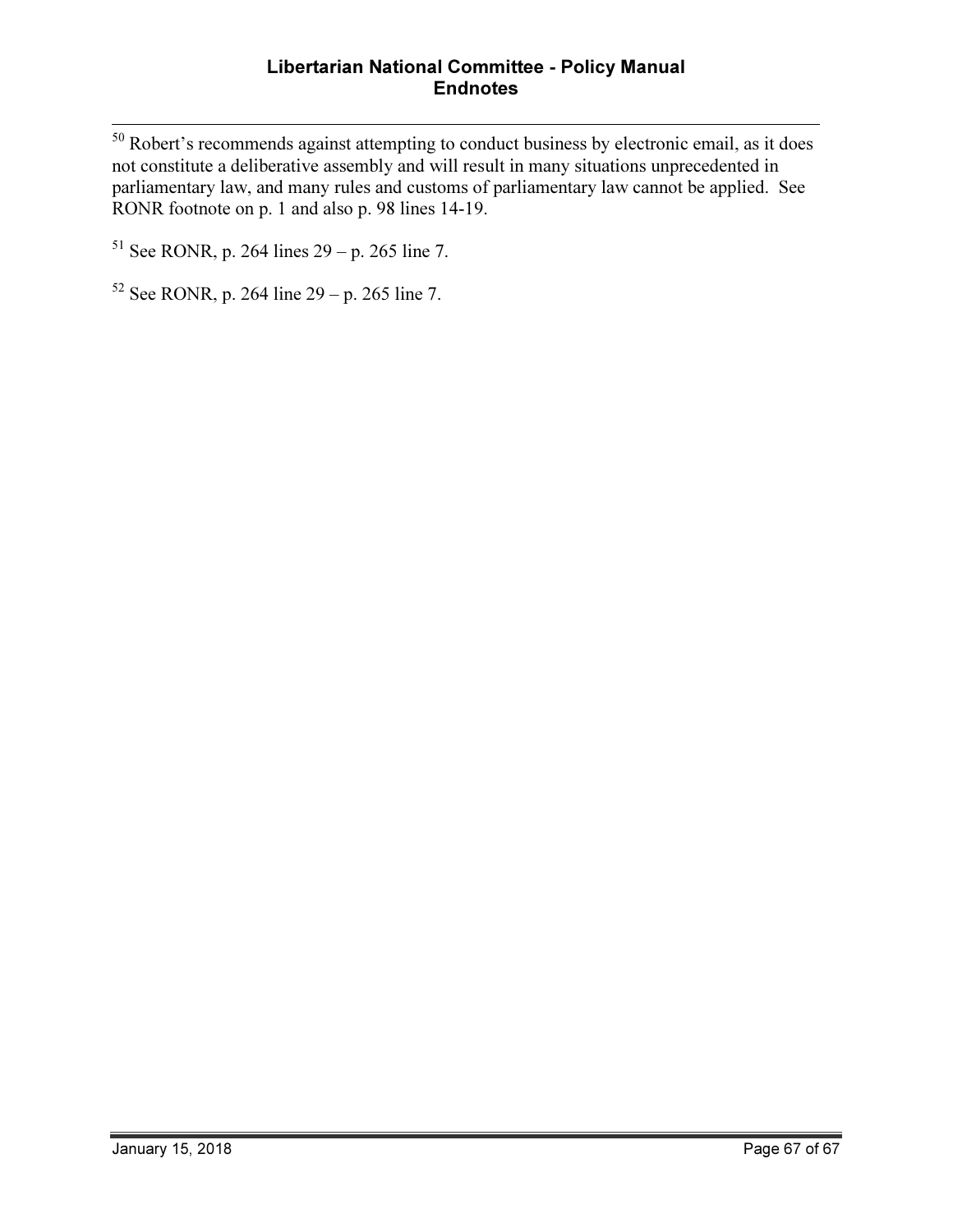[50] Robert's recommends against attempting to conduct business by electronic email, as it does not constitute a deliberative assembly and will result in many situations unprecedented in parliamentary law, and many rules and customs of parliamentary law cannot be applied. See RONR footnote on p. 1 and also p. 98 lines 14-19.

[51] See RONR, p. 264 lines 29 – p. 265 line 7.

[52] See RONR, p. 264 line 29 – p. 265 line 7.